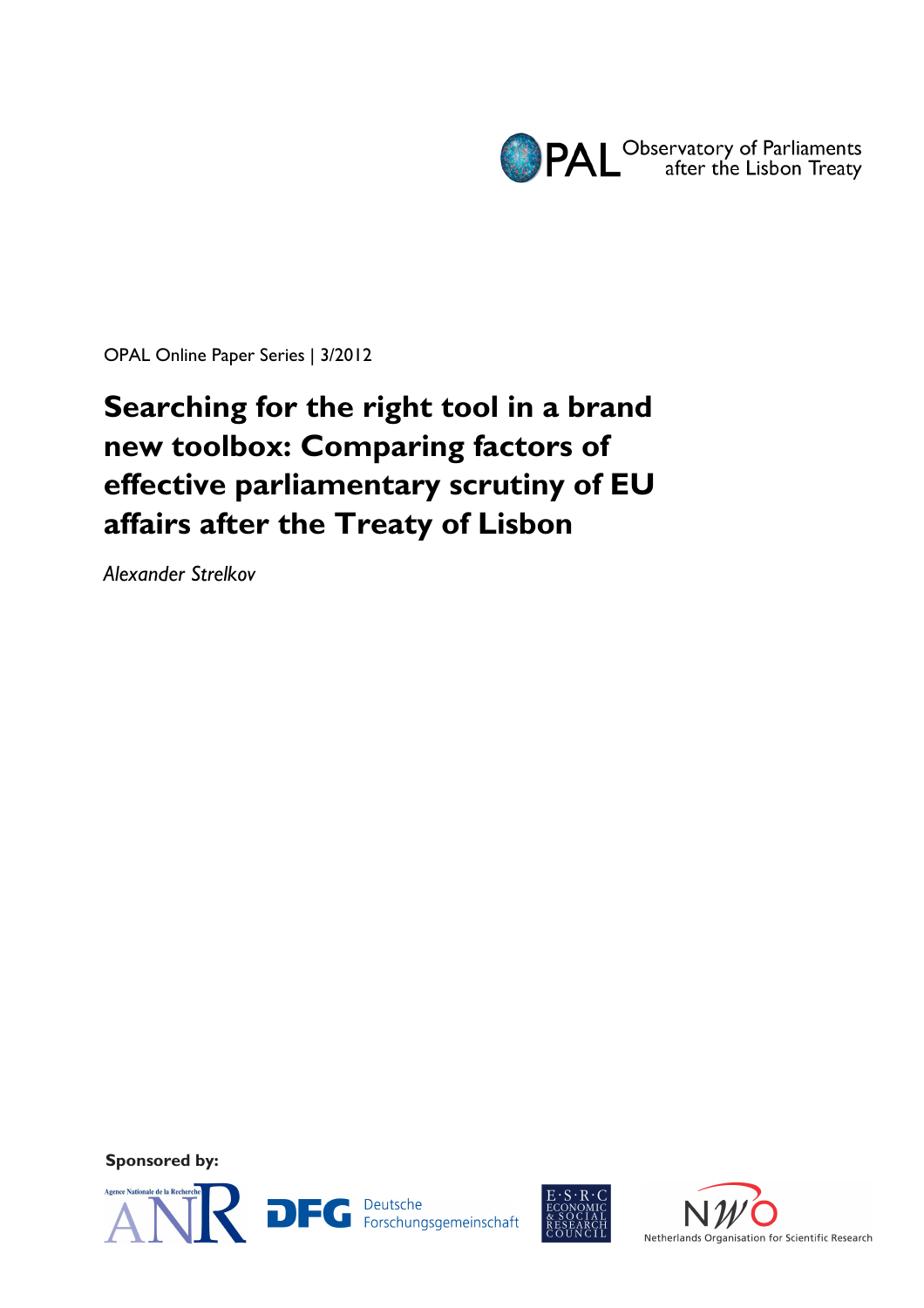OPAL Observatory of Parliaments after the Lisbon Treaty

OPAL Online Paper Series | 3/2012

# Searching for the right tool in a brand new toolbox: Comparing factors of effective parliamentary scrutiny of EU affairs after the Treaty of Lisbon

*Alexander Strelkov*

**Sponsored by:**

Agence Nationale de la Recherche ANR

DFG Deutsche Forschungsgemeinschaft

E·S·R·C Economic & Social Research Council

NWO Netherlands Organisation for Scientific Research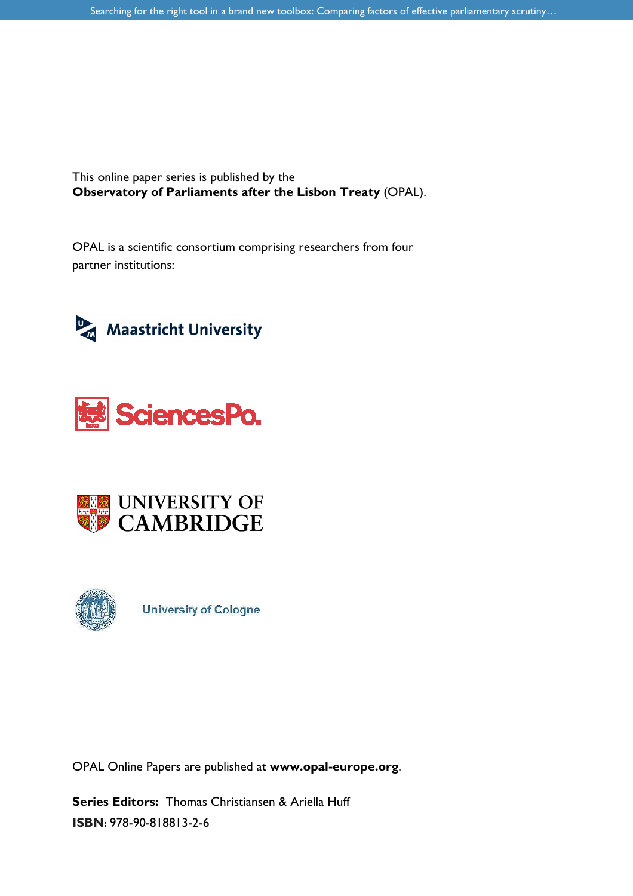This online paper series is published by the
**Observatory of Parliaments after the Lisbon Treaty** (OPAL).

OPAL is a scientific consortium comprising researchers from four partner institutions:

Maastricht University

SciencesPo.

UNIVERSITY OF CAMBRIDGE

University of Cologne

OPAL Online Papers are published at **www.opal-europe.org**.

**Series Editors:** Thomas Christiansen & Ariella Huff
**ISBN**: 978-90-818813-2-6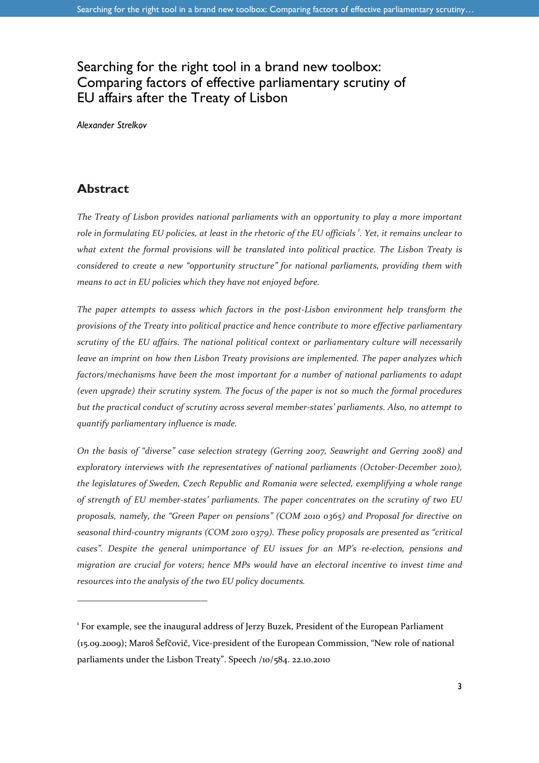# Searching for the right tool in a brand new toolbox: Comparing factors of effective parliamentary scrutiny of EU affairs after the Treaty of Lisbon

*Alexander Strelkov*

## Abstract

*The Treaty of Lisbon provides national parliaments with an opportunity to play a more important role in formulating EU policies, at least in the rhetoric of the EU officials* [1]*. Yet, it remains unclear to what extent the formal provisions will be translated into political practice. The Lisbon Treaty is considered to create a new "opportunity structure" for national parliaments, providing them with means to act in EU policies which they have not enjoyed before.*

*The paper attempts to assess which factors in the post-Lisbon environment help transform the provisions of the Treaty into political practice and hence contribute to more effective parliamentary scrutiny of the EU affairs. The national political context or parliamentary culture will necessarily leave an imprint on how then Lisbon Treaty provisions are implemented. The paper analyzes which factors/mechanisms have been the most important for a number of national parliaments to adapt (even upgrade) their scrutiny system. The focus of the paper is not so much the formal procedures but the practical conduct of scrutiny across several member-states' parliaments. Also, no attempt to quantify parliamentary influence is made.*

*On the basis of "diverse" case selection strategy (Gerring 2007, Seawright and Gerring 2008) and exploratory interviews with the representatives of national parliaments (October-December 2010), the legislatures of Sweden, Czech Republic and Romania were selected, exemplifying a whole range of strength of EU member-states' parliaments. The paper concentrates on the scrutiny of two EU proposals, namely, the "Green Paper on pensions" (COM 2010 0365) and Proposal for directive on seasonal third-country migrants (COM 2010 0379). These policy proposals are presented as "critical cases". Despite the general unimportance of EU issues for an MP's re-election, pensions and migration are crucial for voters; hence MPs would have an electoral incentive to invest time and resources into the analysis of the two EU policy documents.*

---

[1] For example, see the inaugural address of Jerzy Buzek, President of the European Parliament (15.09.2009); Maroš Šefčovič, Vice-president of the European Commission, "New role of national parliaments under the Lisbon Treaty". Speech /10/584. 22.10.2010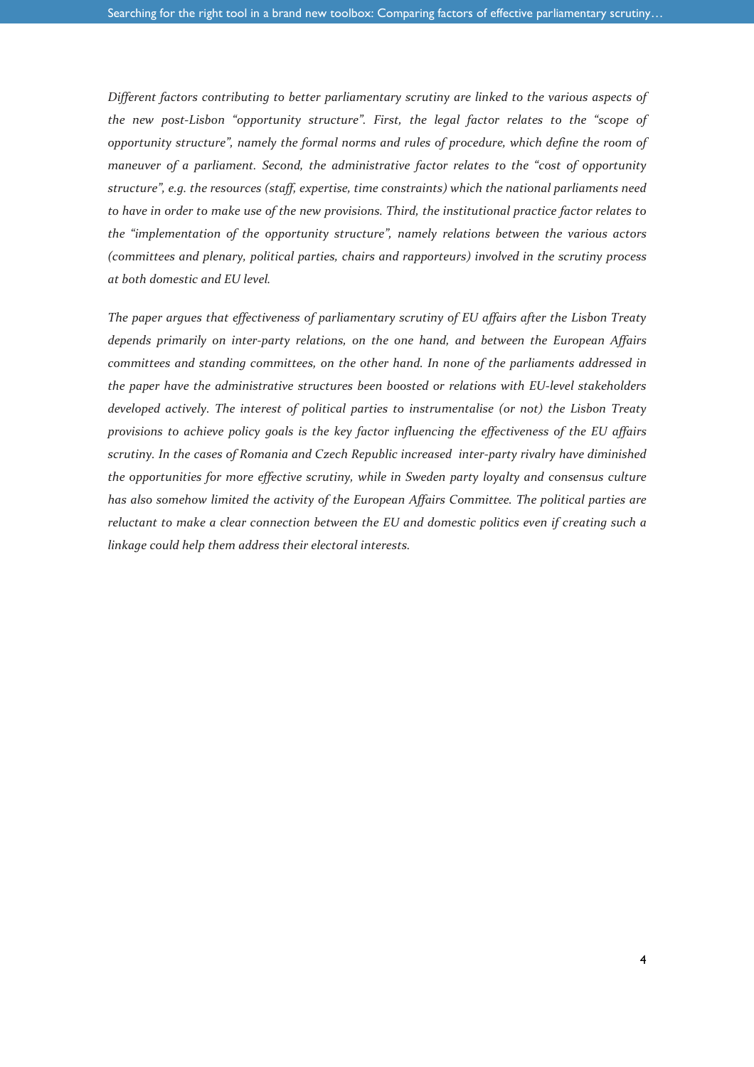*Different factors contributing to better parliamentary scrutiny are linked to the various aspects of the new post-Lisbon "opportunity structure". First, the legal factor relates to the "scope of opportunity structure", namely the formal norms and rules of procedure, which define the room of maneuver of a parliament. Second, the administrative factor relates to the "cost of opportunity structure", e.g. the resources (staff, expertise, time constraints) which the national parliaments need to have in order to make use of the new provisions. Third, the institutional practice factor relates to the "implementation of the opportunity structure", namely relations between the various actors (committees and plenary, political parties, chairs and rapporteurs) involved in the scrutiny process at both domestic and EU level.*

*The paper argues that effectiveness of parliamentary scrutiny of EU affairs after the Lisbon Treaty depends primarily on inter-party relations, on the one hand, and between the European Affairs committees and standing committees, on the other hand. In none of the parliaments addressed in the paper have the administrative structures been boosted or relations with EU-level stakeholders developed actively. The interest of political parties to instrumentalise (or not) the Lisbon Treaty provisions to achieve policy goals is the key factor influencing the effectiveness of the EU affairs scrutiny. In the cases of Romania and Czech Republic increased inter-party rivalry have diminished the opportunities for more effective scrutiny, while in Sweden party loyalty and consensus culture has also somehow limited the activity of the European Affairs Committee. The political parties are reluctant to make a clear connection between the EU and domestic politics even if creating such a linkage could help them address their electoral interests.*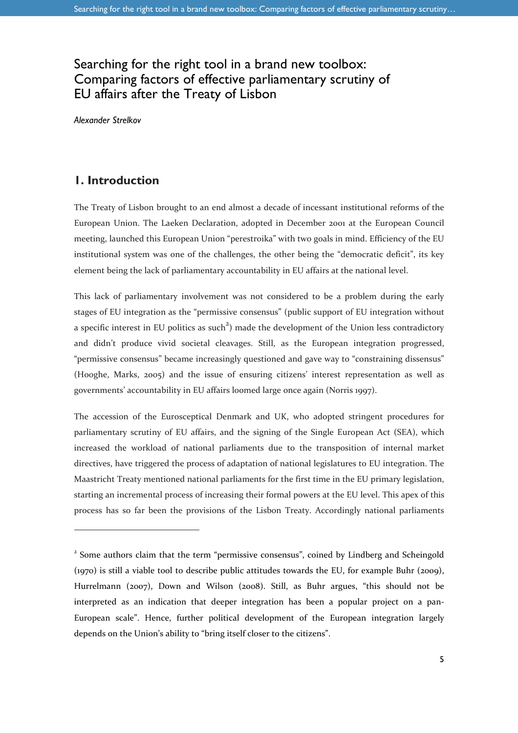# Searching for the right tool in a brand new toolbox: Comparing factors of effective parliamentary scrutiny of EU affairs after the Treaty of Lisbon

*Alexander Strelkov*

## 1. Introduction

The Treaty of Lisbon brought to an end almost a decade of incessant institutional reforms of the European Union. The Laeken Declaration, adopted in December 2001 at the European Council meeting, launched this European Union "perestroika" with two goals in mind. Efficiency of the EU institutional system was one of the challenges, the other being the "democratic deficit", its key element being the lack of parliamentary accountability in EU affairs at the national level.

This lack of parliamentary involvement was not considered to be a problem during the early stages of EU integration as the "permissive consensus" (public support of EU integration without a specific interest in EU politics as such[2]) made the development of the Union less contradictory and didn't produce vivid societal cleavages. Still, as the European integration progressed, "permissive consensus" became increasingly questioned and gave way to "constraining dissensus" (Hooghe, Marks, 2005) and the issue of ensuring citizens' interest representation as well as governments' accountability in EU affairs loomed large once again (Norris 1997).

The accession of the Eurosceptical Denmark and UK, who adopted stringent procedures for parliamentary scrutiny of EU affairs, and the signing of the Single European Act (SEA), which increased the workload of national parliaments due to the transposition of internal market directives, have triggered the process of adaptation of national legislatures to EU integration. The Maastricht Treaty mentioned national parliaments for the first time in the EU primary legislation, starting an incremental process of increasing their formal powers at the EU level. This apex of this process has so far been the provisions of the Lisbon Treaty. Accordingly national parliaments

---

[2] Some authors claim that the term "permissive consensus", coined by Lindberg and Scheingold (1970) is still a viable tool to describe public attitudes towards the EU, for example Buhr (2009), Hurrelmann (2007), Down and Wilson (2008). Still, as Buhr argues, "this should not be interpreted as an indication that deeper integration has been a popular project on a pan-European scale". Hence, further political development of the European integration largely depends on the Union's ability to "bring itself closer to the citizens".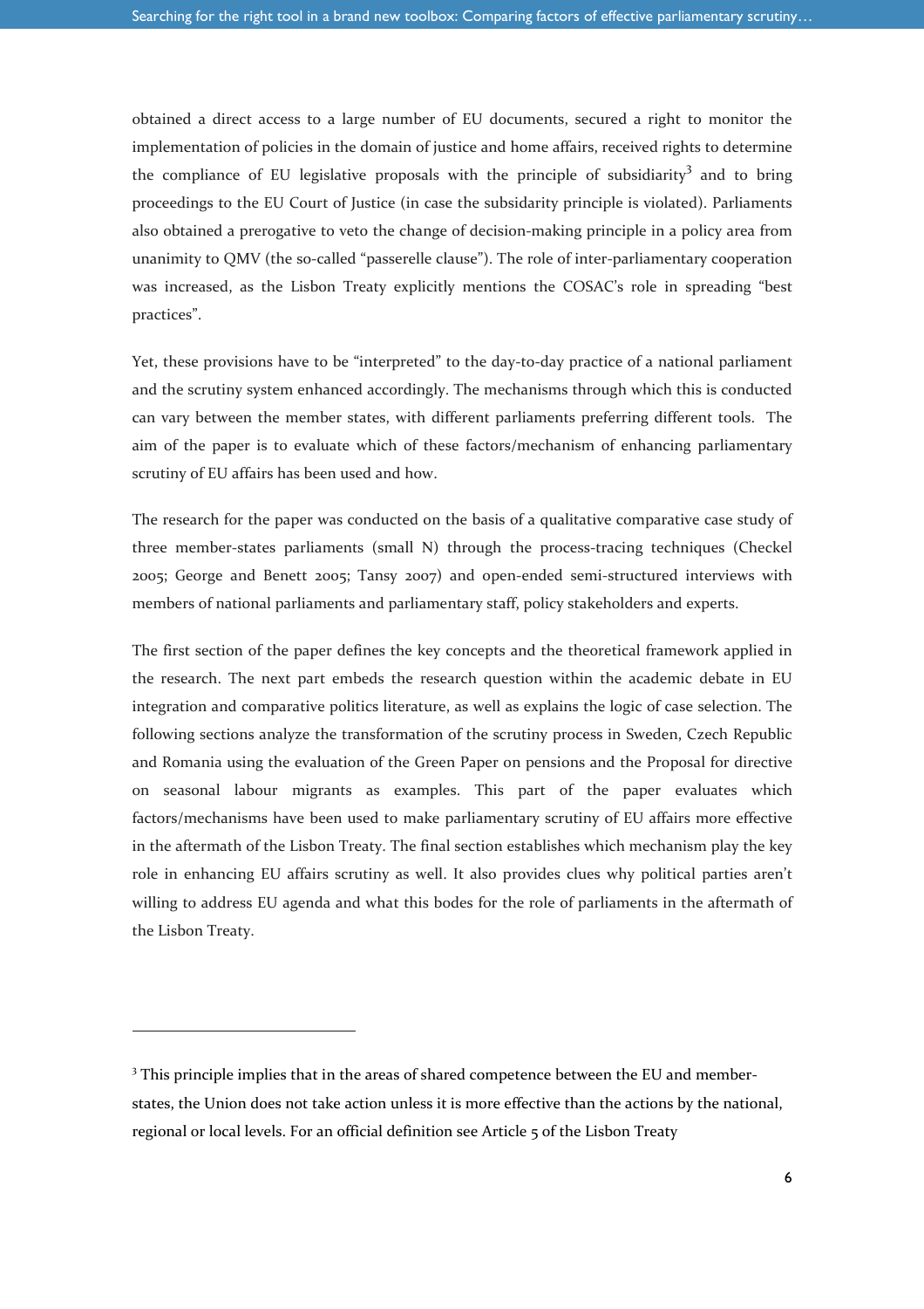obtained a direct access to a large number of EU documents, secured a right to monitor the implementation of policies in the domain of justice and home affairs, received rights to determine the compliance of EU legislative proposals with the principle of subsidiarity[3] and to bring proceedings to the EU Court of Justice (in case the subsidarity principle is violated). Parliaments also obtained a prerogative to veto the change of decision-making principle in a policy area from unanimity to QMV (the so-called "passerelle clause"). The role of inter-parliamentary cooperation was increased, as the Lisbon Treaty explicitly mentions the COSAC's role in spreading "best practices".

Yet, these provisions have to be "interpreted" to the day-to-day practice of a national parliament and the scrutiny system enhanced accordingly. The mechanisms through which this is conducted can vary between the member states, with different parliaments preferring different tools. The aim of the paper is to evaluate which of these factors/mechanism of enhancing parliamentary scrutiny of EU affairs has been used and how.

The research for the paper was conducted on the basis of a qualitative comparative case study of three member-states parliaments (small N) through the process-tracing techniques (Checkel 2005; George and Benett 2005; Tansy 2007) and open-ended semi-structured interviews with members of national parliaments and parliamentary staff, policy stakeholders and experts.

The first section of the paper defines the key concepts and the theoretical framework applied in the research. The next part embeds the research question within the academic debate in EU integration and comparative politics literature, as well as explains the logic of case selection. The following sections analyze the transformation of the scrutiny process in Sweden, Czech Republic and Romania using the evaluation of the Green Paper on pensions and the Proposal for directive on seasonal labour migrants as examples. This part of the paper evaluates which factors/mechanisms have been used to make parliamentary scrutiny of EU affairs more effective in the aftermath of the Lisbon Treaty. The final section establishes which mechanism play the key role in enhancing EU affairs scrutiny as well. It also provides clues why political parties aren't willing to address EU agenda and what this bodes for the role of parliaments in the aftermath of the Lisbon Treaty.

---

[3] This principle implies that in the areas of shared competence between the EU and member-states, the Union does not take action unless it is more effective than the actions by the national, regional or local levels. For an official definition see Article 5 of the Lisbon Treaty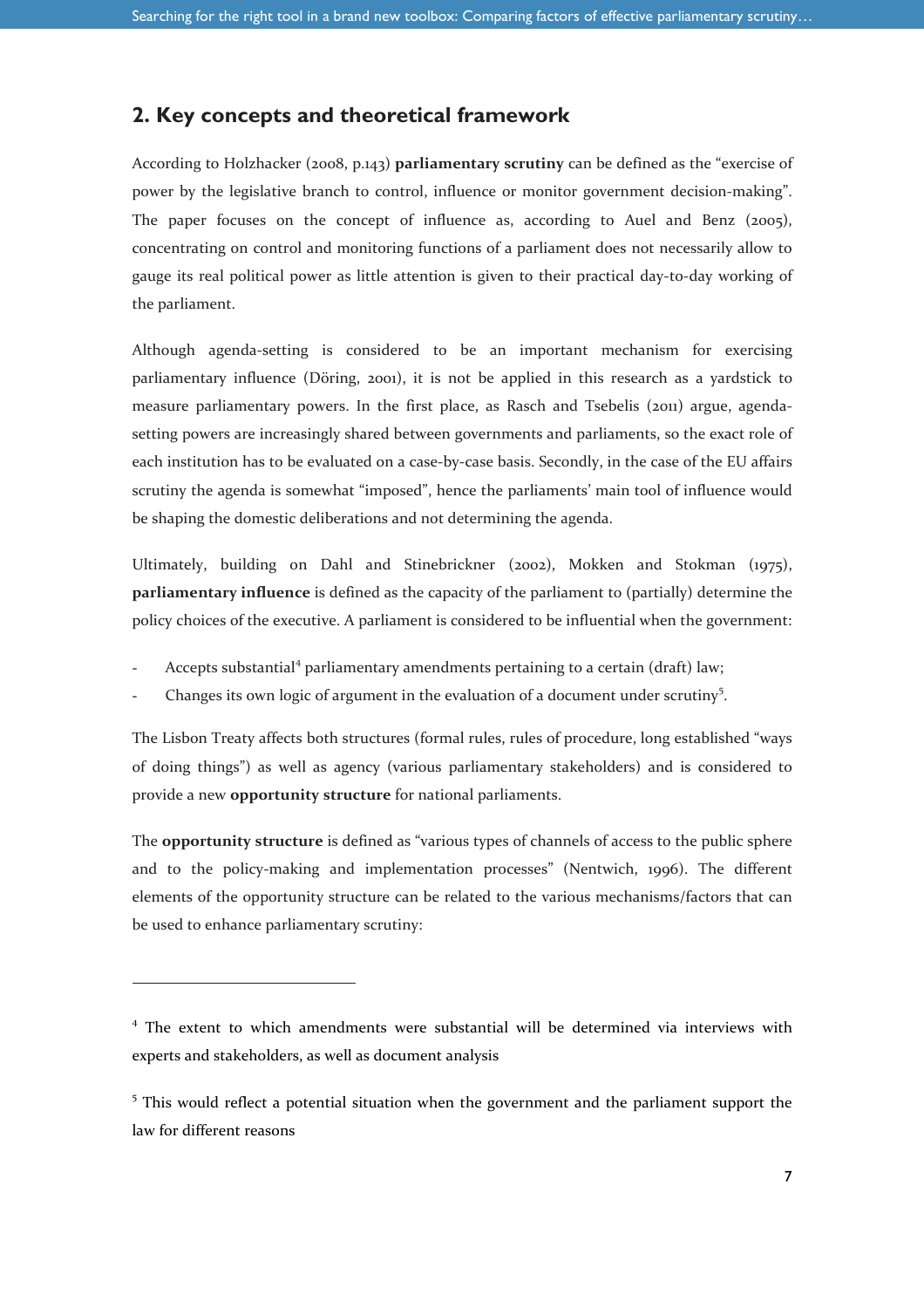## 2. Key concepts and theoretical framework

According to Holzhacker (2008, p.143) **parliamentary scrutiny** can be defined as the "exercise of power by the legislative branch to control, influence or monitor government decision-making". The paper focuses on the concept of influence as, according to Auel and Benz (2005), concentrating on control and monitoring functions of a parliament does not necessarily allow to gauge its real political power as little attention is given to their practical day-to-day working of the parliament.

Although agenda-setting is considered to be an important mechanism for exercising parliamentary influence (Döring, 2001), it is not be applied in this research as a yardstick to measure parliamentary powers. In the first place, as Rasch and Tsebelis (2011) argue, agenda-setting powers are increasingly shared between governments and parliaments, so the exact role of each institution has to be evaluated on a case-by-case basis. Secondly, in the case of the EU affairs scrutiny the agenda is somewhat "imposed", hence the parliaments' main tool of influence would be shaping the domestic deliberations and not determining the agenda.

Ultimately, building on Dahl and Stinebrickner (2002), Mokken and Stokman (1975), **parliamentary influence** is defined as the capacity of the parliament to (partially) determine the policy choices of the executive. A parliament is considered to be influential when the government:

- Accepts substantial[4] parliamentary amendments pertaining to a certain (draft) law;
- Changes its own logic of argument in the evaluation of a document under scrutiny[5].

The Lisbon Treaty affects both structures (formal rules, rules of procedure, long established "ways of doing things") as well as agency (various parliamentary stakeholders) and is considered to provide a new **opportunity structure** for national parliaments.

The **opportunity structure** is defined as "various types of channels of access to the public sphere and to the policy-making and implementation processes" (Nentwich, 1996). The different elements of the opportunity structure can be related to the various mechanisms/factors that can be used to enhance parliamentary scrutiny:

---

[4] The extent to which amendments were substantial will be determined via interviews with experts and stakeholders, as well as document analysis

[5] This would reflect a potential situation when the government and the parliament support the law for different reasons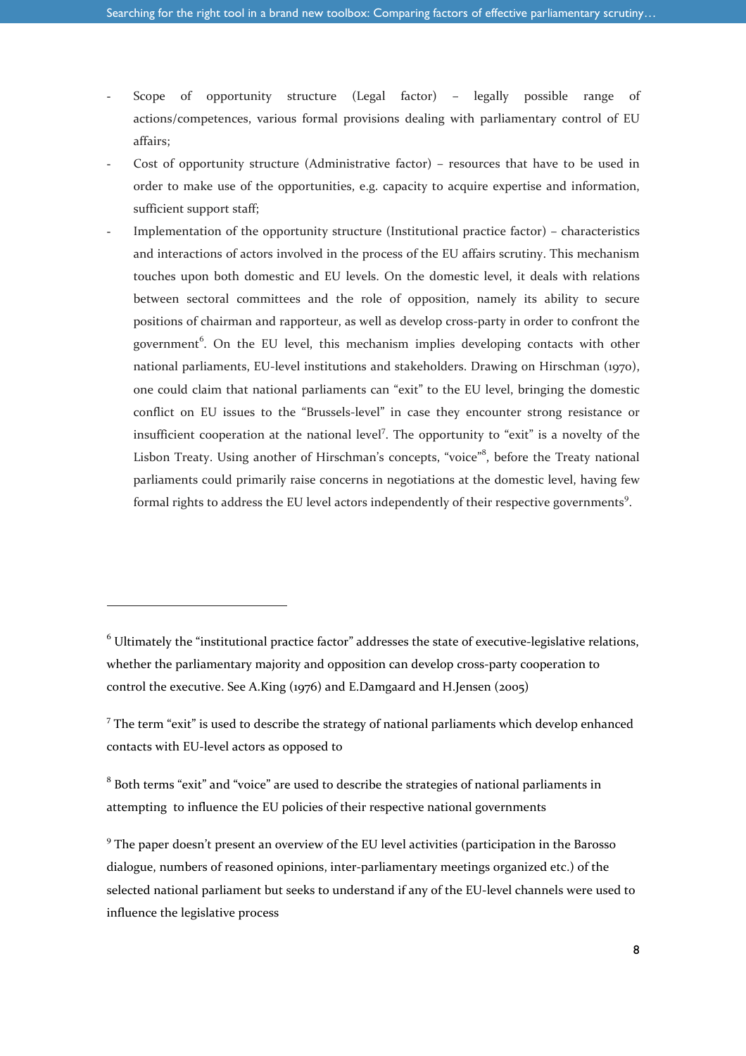- Scope of opportunity structure (Legal factor) – legally possible range of actions/competences, various formal provisions dealing with parliamentary control of EU affairs;
- Cost of opportunity structure (Administrative factor) – resources that have to be used in order to make use of the opportunities, e.g. capacity to acquire expertise and information, sufficient support staff;
- Implementation of the opportunity structure (Institutional practice factor) – characteristics and interactions of actors involved in the process of the EU affairs scrutiny. This mechanism touches upon both domestic and EU levels. On the domestic level, it deals with relations between sectoral committees and the role of opposition, namely its ability to secure positions of chairman and rapporteur, as well as develop cross-party in order to confront the government[6]. On the EU level, this mechanism implies developing contacts with other national parliaments, EU-level institutions and stakeholders. Drawing on Hirschman (1970), one could claim that national parliaments can "exit" to the EU level, bringing the domestic conflict on EU issues to the "Brussels-level" in case they encounter strong resistance or insufficient cooperation at the national level[7]. The opportunity to "exit" is a novelty of the Lisbon Treaty. Using another of Hirschman's concepts, "voice"[8], before the Treaty national parliaments could primarily raise concerns in negotiations at the domestic level, having few formal rights to address the EU level actors independently of their respective governments[9].

---

[6] Ultimately the "institutional practice factor" addresses the state of executive-legislative relations, whether the parliamentary majority and opposition can develop cross-party cooperation to control the executive. See A.King (1976) and E.Damgaard and H.Jensen (2005)

[7] The term "exit" is used to describe the strategy of national parliaments which develop enhanced contacts with EU-level actors as opposed to

[8] Both terms "exit" and "voice" are used to describe the strategies of national parliaments in attempting to influence the EU policies of their respective national governments

[9] The paper doesn't present an overview of the EU level activities (participation in the Barosso dialogue, numbers of reasoned opinions, inter-parliamentary meetings organized etc.) of the selected national parliament but seeks to understand if any of the EU-level channels were used to influence the legislative process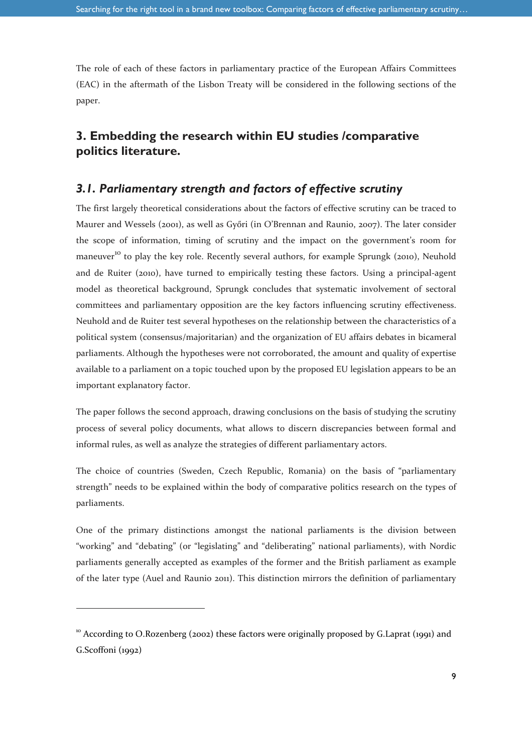The role of each of these factors in parliamentary practice of the European Affairs Committees (EAC) in the aftermath of the Lisbon Treaty will be considered in the following sections of the paper.

## 3. Embedding the research within EU studies /comparative politics literature.

### *3.1. Parliamentary strength and factors of effective scrutiny*

The first largely theoretical considerations about the factors of effective scrutiny can be traced to Maurer and Wessels (2001), as well as Győri (in O'Brennan and Raunio, 2007). The later consider the scope of information, timing of scrutiny and the impact on the government's room for maneuver[10] to play the key role. Recently several authors, for example Sprungk (2010), Neuhold and de Ruiter (2010), have turned to empirically testing these factors. Using a principal-agent model as theoretical background, Sprungk concludes that systematic involvement of sectoral committees and parliamentary opposition are the key factors influencing scrutiny effectiveness. Neuhold and de Ruiter test several hypotheses on the relationship between the characteristics of a political system (consensus/majoritarian) and the organization of EU affairs debates in bicameral parliaments. Although the hypotheses were not corroborated, the amount and quality of expertise available to a parliament on a topic touched upon by the proposed EU legislation appears to be an important explanatory factor.

The paper follows the second approach, drawing conclusions on the basis of studying the scrutiny process of several policy documents, what allows to discern discrepancies between formal and informal rules, as well as analyze the strategies of different parliamentary actors.

The choice of countries (Sweden, Czech Republic, Romania) on the basis of "parliamentary strength" needs to be explained within the body of comparative politics research on the types of parliaments.

One of the primary distinctions amongst the national parliaments is the division between "working" and "debating" (or "legislating" and "deliberating" national parliaments), with Nordic parliaments generally accepted as examples of the former and the British parliament as example of the later type (Auel and Raunio 2011). This distinction mirrors the definition of parliamentary

---

[10] According to O.Rozenberg (2002) these factors were originally proposed by G.Laprat (1991) and G.Scoffoni (1992)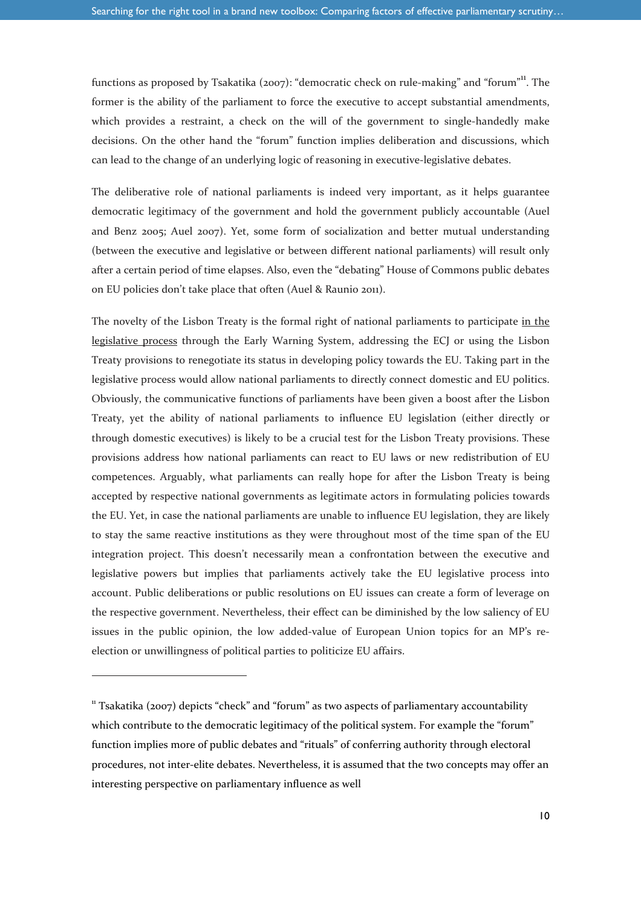functions as proposed by Tsakatika (2007): "democratic check on rule-making" and "forum"[11]. The former is the ability of the parliament to force the executive to accept substantial amendments, which provides a restraint, a check on the will of the government to single-handedly make decisions. On the other hand the "forum" function implies deliberation and discussions, which can lead to the change of an underlying logic of reasoning in executive-legislative debates.

The deliberative role of national parliaments is indeed very important, as it helps guarantee democratic legitimacy of the government and hold the government publicly accountable (Auel and Benz 2005; Auel 2007). Yet, some form of socialization and better mutual understanding (between the executive and legislative or between different national parliaments) will result only after a certain period of time elapses. Also, even the "debating" House of Commons public debates on EU policies don't take place that often (Auel & Raunio 2011).

The novelty of the Lisbon Treaty is the formal right of national parliaments to participate in the legislative process through the Early Warning System, addressing the ECJ or using the Lisbon Treaty provisions to renegotiate its status in developing policy towards the EU. Taking part in the legislative process would allow national parliaments to directly connect domestic and EU politics. Obviously, the communicative functions of parliaments have been given a boost after the Lisbon Treaty, yet the ability of national parliaments to influence EU legislation (either directly or through domestic executives) is likely to be a crucial test for the Lisbon Treaty provisions. These provisions address how national parliaments can react to EU laws or new redistribution of EU competences. Arguably, what parliaments can really hope for after the Lisbon Treaty is being accepted by respective national governments as legitimate actors in formulating policies towards the EU. Yet, in case the national parliaments are unable to influence EU legislation, they are likely to stay the same reactive institutions as they were throughout most of the time span of the EU integration project. This doesn't necessarily mean a confrontation between the executive and legislative powers but implies that parliaments actively take the EU legislative process into account. Public deliberations or public resolutions on EU issues can create a form of leverage on the respective government. Nevertheless, their effect can be diminished by the low saliency of EU issues in the public opinion, the low added-value of European Union topics for an MP's re-election or unwillingness of political parties to politicize EU affairs.

---

[11] Tsakatika (2007) depicts "check" and "forum" as two aspects of parliamentary accountability which contribute to the democratic legitimacy of the political system. For example the "forum" function implies more of public debates and "rituals" of conferring authority through electoral procedures, not inter-elite debates. Nevertheless, it is assumed that the two concepts may offer an interesting perspective on parliamentary influence as well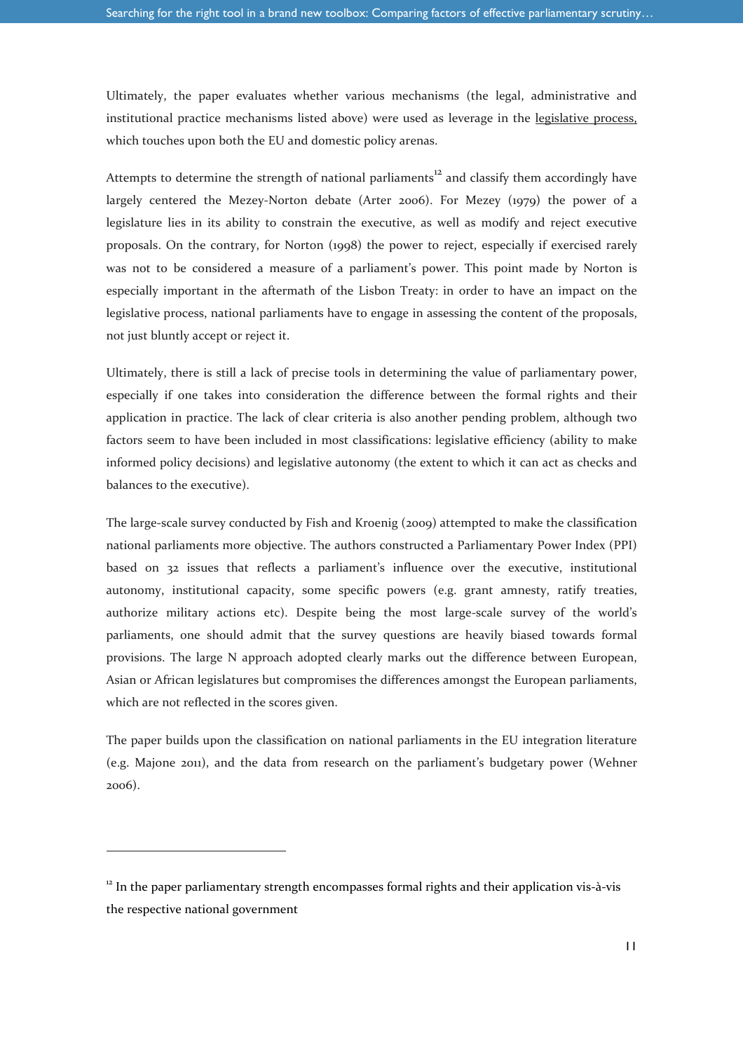Ultimately, the paper evaluates whether various mechanisms (the legal, administrative and institutional practice mechanisms listed above) were used as leverage in the legislative process, which touches upon both the EU and domestic policy arenas.

Attempts to determine the strength of national parliaments[12] and classify them accordingly have largely centered the Mezey-Norton debate (Arter 2006). For Mezey (1979) the power of a legislature lies in its ability to constrain the executive, as well as modify and reject executive proposals. On the contrary, for Norton (1998) the power to reject, especially if exercised rarely was not to be considered a measure of a parliament's power. This point made by Norton is especially important in the aftermath of the Lisbon Treaty: in order to have an impact on the legislative process, national parliaments have to engage in assessing the content of the proposals, not just bluntly accept or reject it.

Ultimately, there is still a lack of precise tools in determining the value of parliamentary power, especially if one takes into consideration the difference between the formal rights and their application in practice. The lack of clear criteria is also another pending problem, although two factors seem to have been included in most classifications: legislative efficiency (ability to make informed policy decisions) and legislative autonomy (the extent to which it can act as checks and balances to the executive).

The large-scale survey conducted by Fish and Kroenig (2009) attempted to make the classification national parliaments more objective. The authors constructed a Parliamentary Power Index (PPI) based on 32 issues that reflects a parliament's influence over the executive, institutional autonomy, institutional capacity, some specific powers (e.g. grant amnesty, ratify treaties, authorize military actions etc). Despite being the most large-scale survey of the world's parliaments, one should admit that the survey questions are heavily biased towards formal provisions. The large N approach adopted clearly marks out the difference between European, Asian or African legislatures but compromises the differences amongst the European parliaments, which are not reflected in the scores given.

The paper builds upon the classification on national parliaments in the EU integration literature (e.g. Majone 2011), and the data from research on the parliament's budgetary power (Wehner 2006).

---

[12] In the paper parliamentary strength encompasses formal rights and their application vis-à-vis the respective national government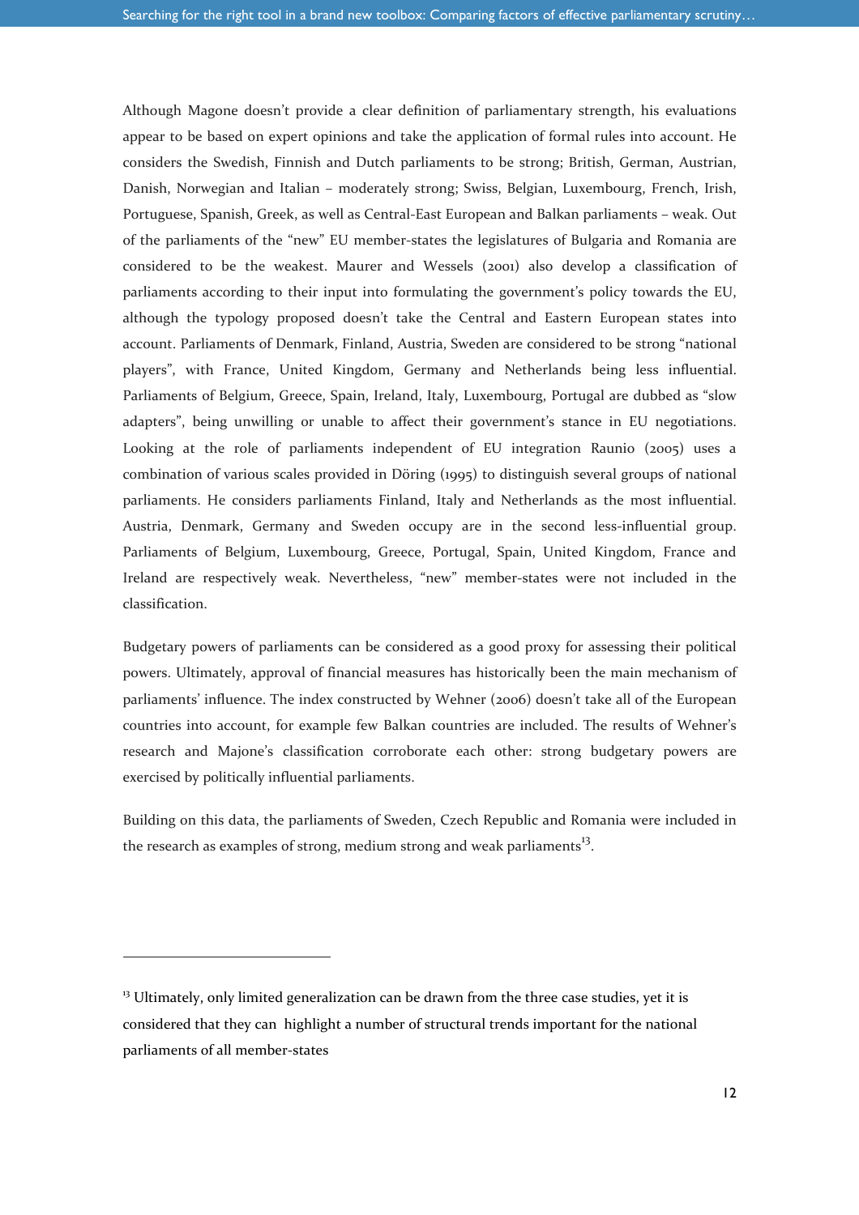Although Magone doesn't provide a clear definition of parliamentary strength, his evaluations appear to be based on expert opinions and take the application of formal rules into account. He considers the Swedish, Finnish and Dutch parliaments to be strong; British, German, Austrian, Danish, Norwegian and Italian – moderately strong; Swiss, Belgian, Luxembourg, French, Irish, Portuguese, Spanish, Greek, as well as Central-East European and Balkan parliaments – weak. Out of the parliaments of the "new" EU member-states the legislatures of Bulgaria and Romania are considered to be the weakest. Maurer and Wessels (2001) also develop a classification of parliaments according to their input into formulating the government's policy towards the EU, although the typology proposed doesn't take the Central and Eastern European states into account. Parliaments of Denmark, Finland, Austria, Sweden are considered to be strong "national players", with France, United Kingdom, Germany and Netherlands being less influential. Parliaments of Belgium, Greece, Spain, Ireland, Italy, Luxembourg, Portugal are dubbed as "slow adapters", being unwilling or unable to affect their government's stance in EU negotiations. Looking at the role of parliaments independent of EU integration Raunio (2005) uses a combination of various scales provided in Döring (1995) to distinguish several groups of national parliaments. He considers parliaments Finland, Italy and Netherlands as the most influential. Austria, Denmark, Germany and Sweden occupy are in the second less-influential group. Parliaments of Belgium, Luxembourg, Greece, Portugal, Spain, United Kingdom, France and Ireland are respectively weak. Nevertheless, "new" member-states were not included in the classification.

Budgetary powers of parliaments can be considered as a good proxy for assessing their political powers. Ultimately, approval of financial measures has historically been the main mechanism of parliaments' influence. The index constructed by Wehner (2006) doesn't take all of the European countries into account, for example few Balkan countries are included. The results of Wehner's research and Majone's classification corroborate each other: strong budgetary powers are exercised by politically influential parliaments.

Building on this data, the parliaments of Sweden, Czech Republic and Romania were included in the research as examples of strong, medium strong and weak parliaments[13].

[13] Ultimately, only limited generalization can be drawn from the three case studies, yet it is considered that they can highlight a number of structural trends important for the national parliaments of all member-states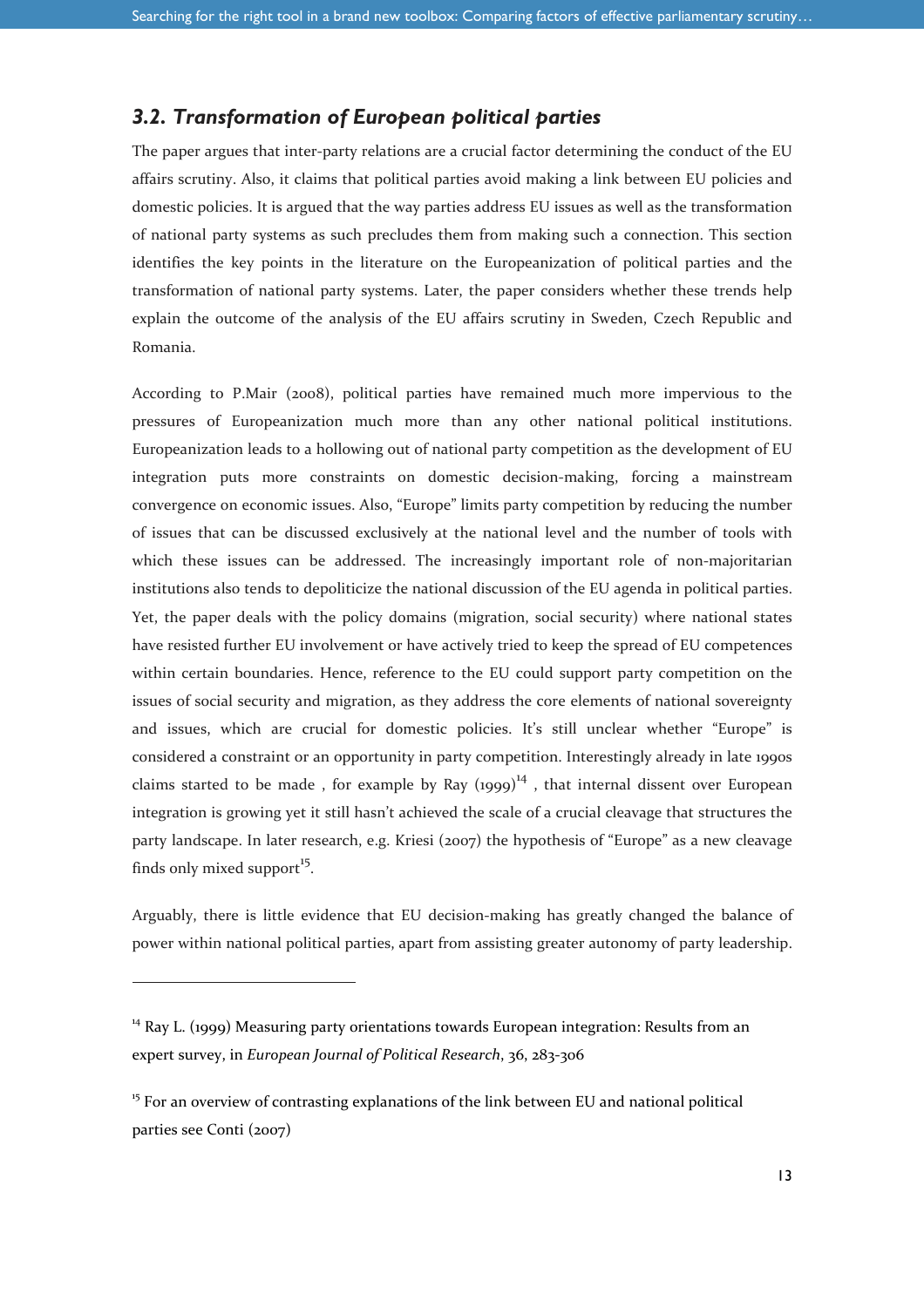### *3.2. Transformation of European political parties*

The paper argues that inter-party relations are a crucial factor determining the conduct of the EU affairs scrutiny. Also, it claims that political parties avoid making a link between EU policies and domestic policies. It is argued that the way parties address EU issues as well as the transformation of national party systems as such precludes them from making such a connection. This section identifies the key points in the literature on the Europeanization of political parties and the transformation of national party systems. Later, the paper considers whether these trends help explain the outcome of the analysis of the EU affairs scrutiny in Sweden, Czech Republic and Romania.

According to P.Mair (2008), political parties have remained much more impervious to the pressures of Europeanization much more than any other national political institutions. Europeanization leads to a hollowing out of national party competition as the development of EU integration puts more constraints on domestic decision-making, forcing a mainstream convergence on economic issues. Also, "Europe" limits party competition by reducing the number of issues that can be discussed exclusively at the national level and the number of tools with which these issues can be addressed. The increasingly important role of non-majoritarian institutions also tends to depoliticize the national discussion of the EU agenda in political parties. Yet, the paper deals with the policy domains (migration, social security) where national states have resisted further EU involvement or have actively tried to keep the spread of EU competences within certain boundaries. Hence, reference to the EU could support party competition on the issues of social security and migration, as they address the core elements of national sovereignty and issues, which are crucial for domestic policies. It's still unclear whether "Europe" is considered a constraint or an opportunity in party competition. Interestingly already in late 1990s claims started to be made , for example by Ray (1999)[14] , that internal dissent over European integration is growing yet it still hasn't achieved the scale of a crucial cleavage that structures the party landscape. In later research, e.g. Kriesi (2007) the hypothesis of "Europe" as a new cleavage finds only mixed support[15].

Arguably, there is little evidence that EU decision-making has greatly changed the balance of power within national political parties, apart from assisting greater autonomy of party leadership.

---

[14] Ray L. (1999) Measuring party orientations towards European integration: Results from an expert survey, in *European Journal of Political Research*, 36, 283-306

[15] For an overview of contrasting explanations of the link between EU and national political parties see Conti (2007)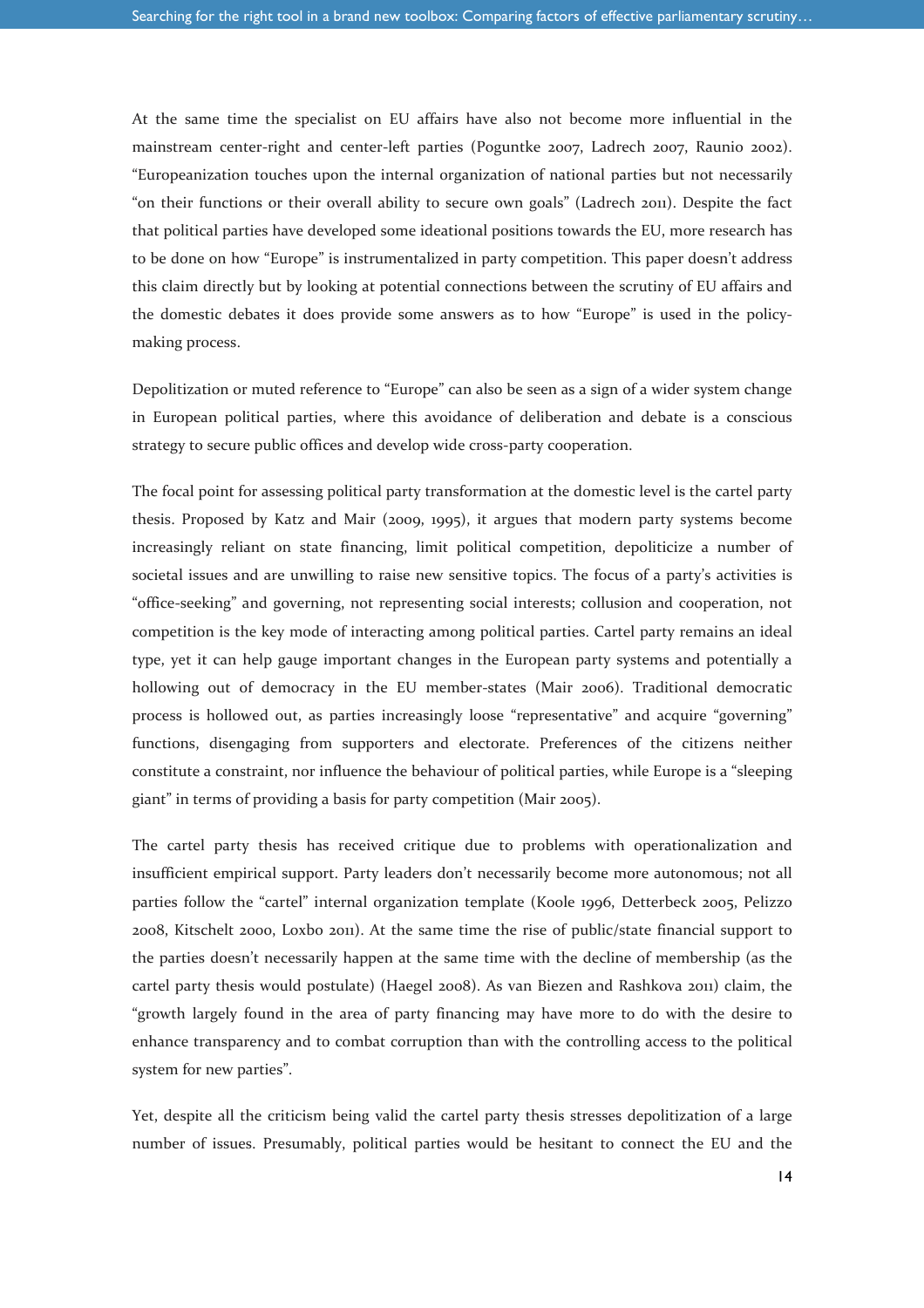At the same time the specialist on EU affairs have also not become more influential in the mainstream center-right and center-left parties (Poguntke 2007, Ladrech 2007, Raunio 2002). "Europeanization touches upon the internal organization of national parties but not necessarily "on their functions or their overall ability to secure own goals" (Ladrech 2011). Despite the fact that political parties have developed some ideational positions towards the EU, more research has to be done on how "Europe" is instrumentalized in party competition. This paper doesn't address this claim directly but by looking at potential connections between the scrutiny of EU affairs and the domestic debates it does provide some answers as to how "Europe" is used in the policy-making process.

Depolitization or muted reference to "Europe" can also be seen as a sign of a wider system change in European political parties, where this avoidance of deliberation and debate is a conscious strategy to secure public offices and develop wide cross-party cooperation.

The focal point for assessing political party transformation at the domestic level is the cartel party thesis. Proposed by Katz and Mair (2009, 1995), it argues that modern party systems become increasingly reliant on state financing, limit political competition, depoliticize a number of societal issues and are unwilling to raise new sensitive topics. The focus of a party's activities is "office-seeking" and governing, not representing social interests; collusion and cooperation, not competition is the key mode of interacting among political parties. Cartel party remains an ideal type, yet it can help gauge important changes in the European party systems and potentially a hollowing out of democracy in the EU member-states (Mair 2006). Traditional democratic process is hollowed out, as parties increasingly loose "representative" and acquire "governing" functions, disengaging from supporters and electorate. Preferences of the citizens neither constitute a constraint, nor influence the behaviour of political parties, while Europe is a "sleeping giant" in terms of providing a basis for party competition (Mair 2005).

The cartel party thesis has received critique due to problems with operationalization and insufficient empirical support. Party leaders don't necessarily become more autonomous; not all parties follow the "cartel" internal organization template (Koole 1996, Detterbeck 2005, Pelizzo 2008, Kitschelt 2000, Loxbo 2011). At the same time the rise of public/state financial support to the parties doesn't necessarily happen at the same time with the decline of membership (as the cartel party thesis would postulate) (Haegel 2008). As van Biezen and Rashkova 2011) claim, the "growth largely found in the area of party financing may have more to do with the desire to enhance transparency and to combat corruption than with the controlling access to the political system for new parties".

Yet, despite all the criticism being valid the cartel party thesis stresses depolitization of a large number of issues. Presumably, political parties would be hesitant to connect the EU and the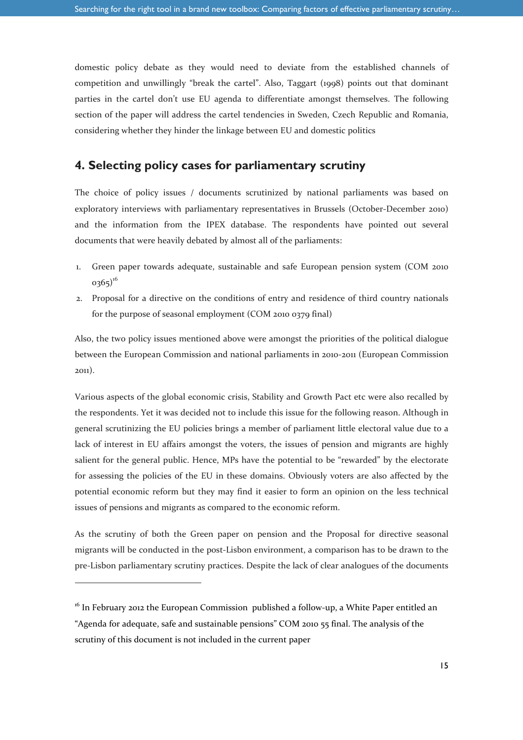domestic policy debate as they would need to deviate from the established channels of competition and unwillingly "break the cartel". Also, Taggart (1998) points out that dominant parties in the cartel don't use EU agenda to differentiate amongst themselves. The following section of the paper will address the cartel tendencies in Sweden, Czech Republic and Romania, considering whether they hinder the linkage between EU and domestic politics

## 4. Selecting policy cases for parliamentary scrutiny

The choice of policy issues / documents scrutinized by national parliaments was based on exploratory interviews with parliamentary representatives in Brussels (October-December 2010) and the information from the IPEX database. The respondents have pointed out several documents that were heavily debated by almost all of the parliaments:

1. Green paper towards adequate, sustainable and safe European pension system (COM 2010 0365)[16]
2. Proposal for a directive on the conditions of entry and residence of third country nationals for the purpose of seasonal employment (COM 2010 0379 final)

Also, the two policy issues mentioned above were amongst the priorities of the political dialogue between the European Commission and national parliaments in 2010-2011 (European Commission 2011).

Various aspects of the global economic crisis, Stability and Growth Pact etc were also recalled by the respondents. Yet it was decided not to include this issue for the following reason. Although in general scrutinizing the EU policies brings a member of parliament little electoral value due to a lack of interest in EU affairs amongst the voters, the issues of pension and migrants are highly salient for the general public. Hence, MPs have the potential to be "rewarded" by the electorate for assessing the policies of the EU in these domains. Obviously voters are also affected by the potential economic reform but they may find it easier to form an opinion on the less technical issues of pensions and migrants as compared to the economic reform.

As the scrutiny of both the Green paper on pension and the Proposal for directive seasonal migrants will be conducted in the post-Lisbon environment, a comparison has to be drawn to the pre-Lisbon parliamentary scrutiny practices. Despite the lack of clear analogues of the documents

---

[16] In February 2012 the European Commission published a follow-up, a White Paper entitled an "Agenda for adequate, safe and sustainable pensions" COM 2010 55 final. The analysis of the scrutiny of this document is not included in the current paper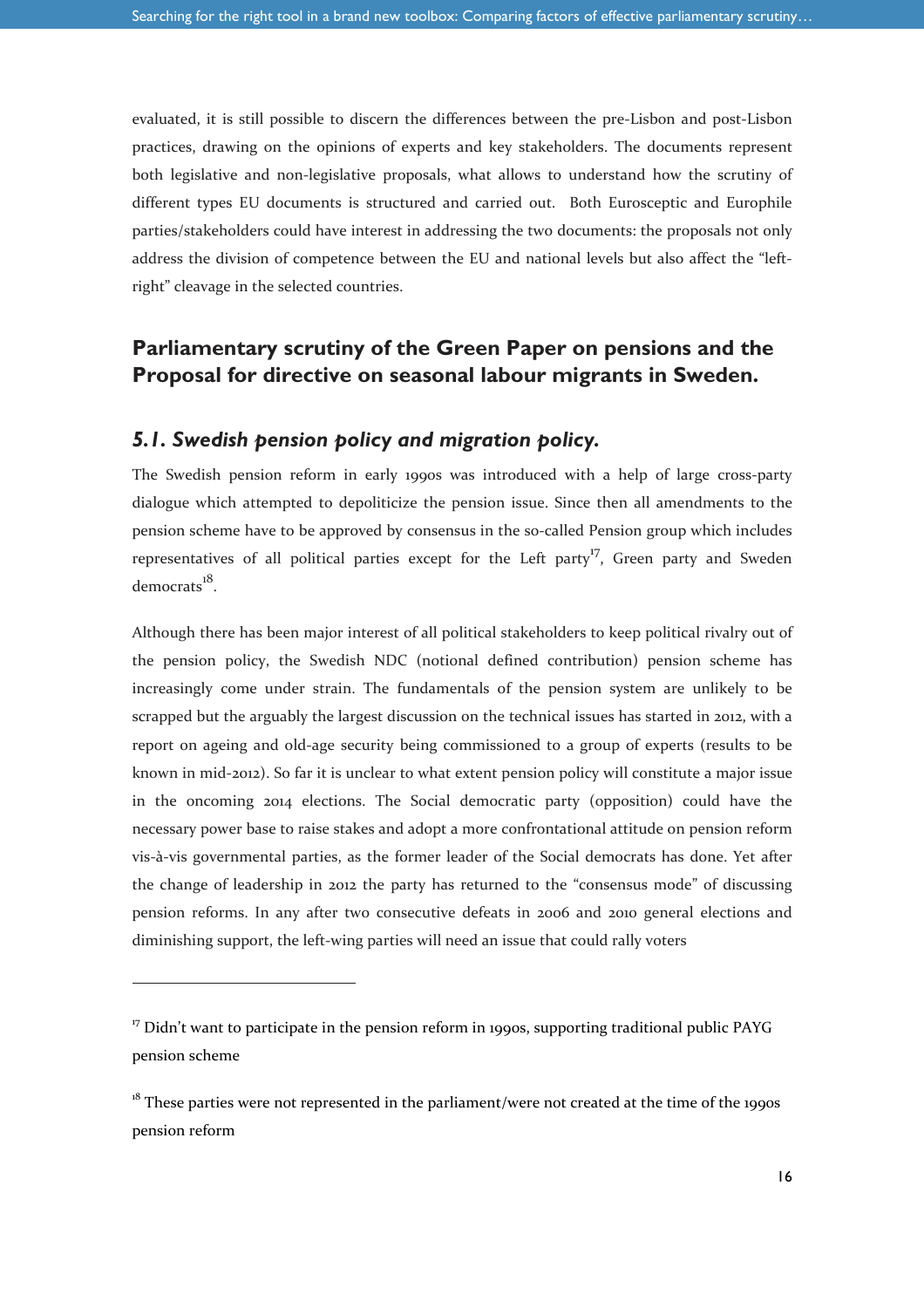evaluated, it is still possible to discern the differences between the pre-Lisbon and post-Lisbon practices, drawing on the opinions of experts and key stakeholders. The documents represent both legislative and non-legislative proposals, what allows to understand how the scrutiny of different types EU documents is structured and carried out. Both Eurosceptic and Europhile parties/stakeholders could have interest in addressing the two documents: the proposals not only address the division of competence between the EU and national levels but also affect the "left-right" cleavage in the selected countries.

## Parliamentary scrutiny of the Green Paper on pensions and the Proposal for directive on seasonal labour migrants in Sweden.

### *5.1. Swedish pension policy and migration policy.*

The Swedish pension reform in early 1990s was introduced with a help of large cross-party dialogue which attempted to depoliticize the pension issue. Since then all amendments to the pension scheme have to be approved by consensus in the so-called Pension group which includes representatives of all political parties except for the Left party[17], Green party and Sweden democrats[18].

Although there has been major interest of all political stakeholders to keep political rivalry out of the pension policy, the Swedish NDC (notional defined contribution) pension scheme has increasingly come under strain. The fundamentals of the pension system are unlikely to be scrapped but the arguably the largest discussion on the technical issues has started in 2012, with a report on ageing and old-age security being commissioned to a group of experts (results to be known in mid-2012). So far it is unclear to what extent pension policy will constitute a major issue in the oncoming 2014 elections. The Social democratic party (opposition) could have the necessary power base to raise stakes and adopt a more confrontational attitude on pension reform vis-à-vis governmental parties, as the former leader of the Social democrats has done. Yet after the change of leadership in 2012 the party has returned to the "consensus mode" of discussing pension reforms. In any after two consecutive defeats in 2006 and 2010 general elections and diminishing support, the left-wing parties will need an issue that could rally voters

---

[17] Didn't want to participate in the pension reform in 1990s, supporting traditional public PAYG pension scheme

[18] These parties were not represented in the parliament/were not created at the time of the 1990s pension reform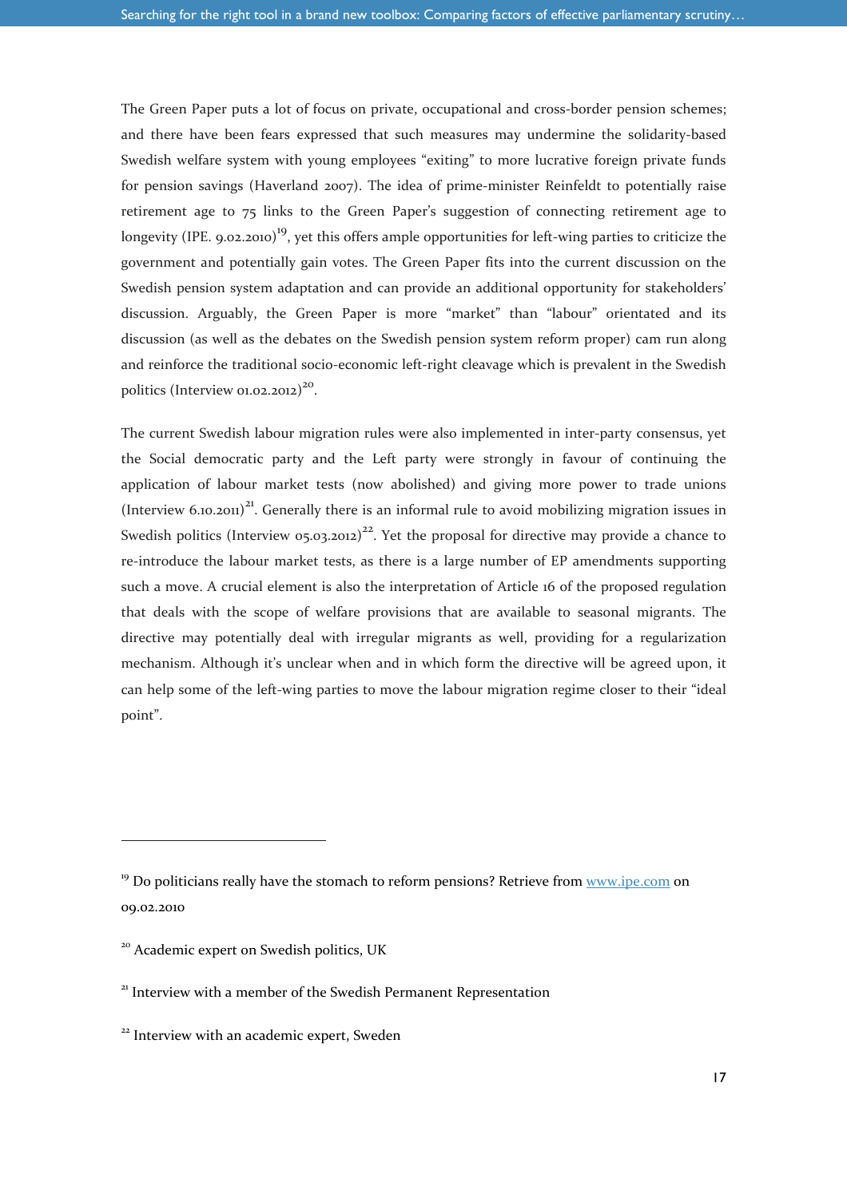The Green Paper puts a lot of focus on private, occupational and cross-border pension schemes; and there have been fears expressed that such measures may undermine the solidarity-based Swedish welfare system with young employees "exiting" to more lucrative foreign private funds for pension savings (Haverland 2007). The idea of prime-minister Reinfeldt to potentially raise retirement age to 75 links to the Green Paper's suggestion of connecting retirement age to longevity (IPE. 9.02.2010)[19], yet this offers ample opportunities for left-wing parties to criticize the government and potentially gain votes. The Green Paper fits into the current discussion on the Swedish pension system adaptation and can provide an additional opportunity for stakeholders' discussion. Arguably, the Green Paper is more "market" than "labour" orientated and its discussion (as well as the debates on the Swedish pension system reform proper) cam run along and reinforce the traditional socio-economic left-right cleavage which is prevalent in the Swedish politics (Interview 01.02.2012)[20].

The current Swedish labour migration rules were also implemented in inter-party consensus, yet the Social democratic party and the Left party were strongly in favour of continuing the application of labour market tests (now abolished) and giving more power to trade unions (Interview 6.10.2011)[21]. Generally there is an informal rule to avoid mobilizing migration issues in Swedish politics (Interview 05.03.2012)[22]. Yet the proposal for directive may provide a chance to re-introduce the labour market tests, as there is a large number of EP amendments supporting such a move. A crucial element is also the interpretation of Article 16 of the proposed regulation that deals with the scope of welfare provisions that are available to seasonal migrants. The directive may potentially deal with irregular migrants as well, providing for a regularization mechanism. Although it's unclear when and in which form the directive will be agreed upon, it can help some of the left-wing parties to move the labour migration regime closer to their "ideal point".

---

[19] Do politicians really have the stomach to reform pensions? Retrieve from www.ipe.com on 09.02.2010

[20] Academic expert on Swedish politics, UK

[21] Interview with a member of the Swedish Permanent Representation

[22] Interview with an academic expert, Sweden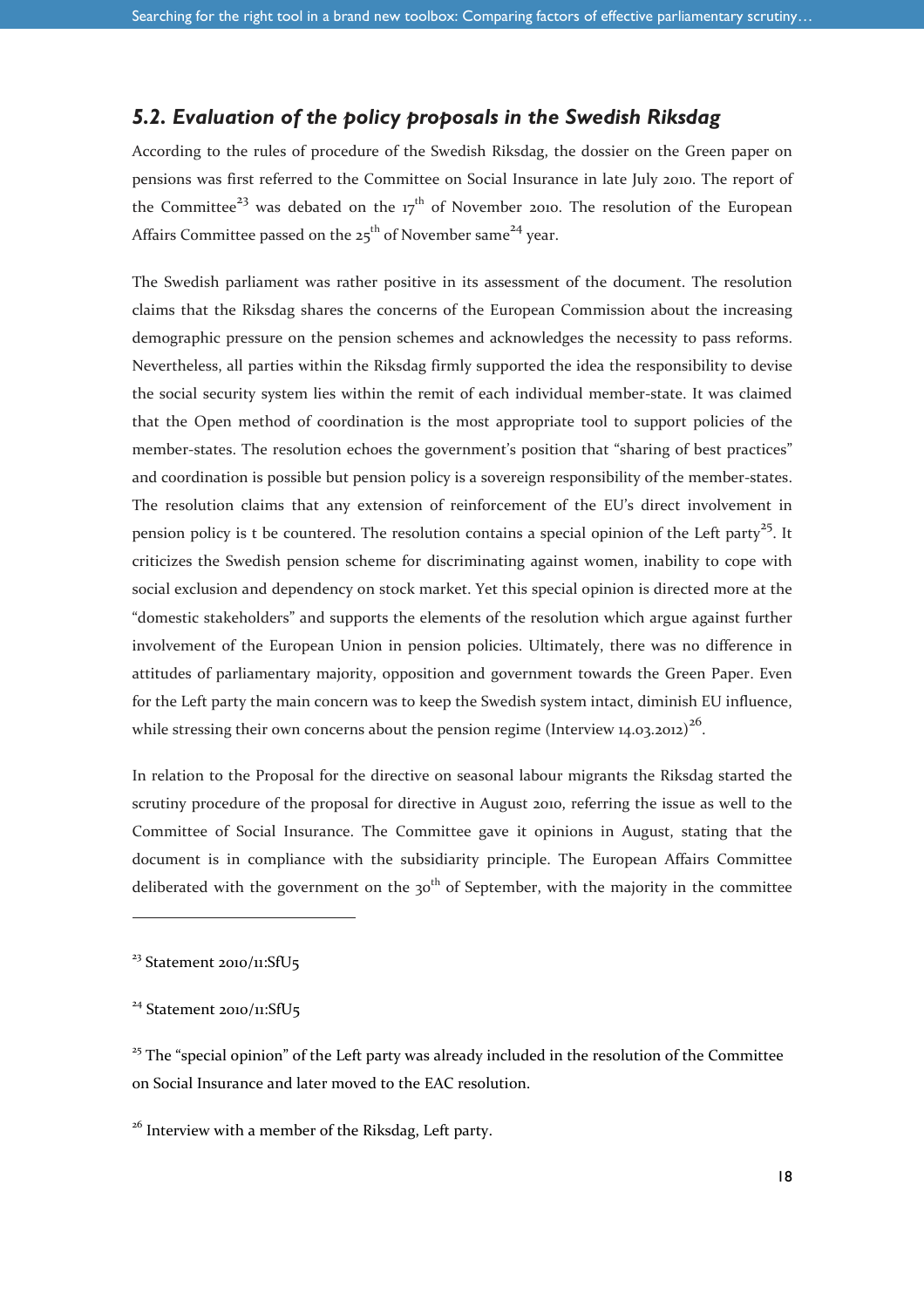### *5.2. Evaluation of the policy proposals in the Swedish Riksdag*

According to the rules of procedure of the Swedish Riksdag, the dossier on the Green paper on pensions was first referred to the Committee on Social Insurance in late July 2010. The report of the Committee[23] was debated on the 17th of November 2010. The resolution of the European Affairs Committee passed on the 25th of November same[24] year.

The Swedish parliament was rather positive in its assessment of the document. The resolution claims that the Riksdag shares the concerns of the European Commission about the increasing demographic pressure on the pension schemes and acknowledges the necessity to pass reforms. Nevertheless, all parties within the Riksdag firmly supported the idea the responsibility to devise the social security system lies within the remit of each individual member-state. It was claimed that the Open method of coordination is the most appropriate tool to support policies of the member-states. The resolution echoes the government's position that "sharing of best practices" and coordination is possible but pension policy is a sovereign responsibility of the member-states. The resolution claims that any extension of reinforcement of the EU's direct involvement in pension policy is t be countered. The resolution contains a special opinion of the Left party[25]. It criticizes the Swedish pension scheme for discriminating against women, inability to cope with social exclusion and dependency on stock market. Yet this special opinion is directed more at the "domestic stakeholders" and supports the elements of the resolution which argue against further involvement of the European Union in pension policies. Ultimately, there was no difference in attitudes of parliamentary majority, opposition and government towards the Green Paper. Even for the Left party the main concern was to keep the Swedish system intact, diminish EU influence, while stressing their own concerns about the pension regime (Interview 14.03.2012)[26].

In relation to the Proposal for the directive on seasonal labour migrants the Riksdag started the scrutiny procedure of the proposal for directive in August 2010, referring the issue as well to the Committee of Social Insurance. The Committee gave it opinions in August, stating that the document is in compliance with the subsidiarity principle. The European Affairs Committee deliberated with the government on the 30th of September, with the majority in the committee

---

[23] Statement 2010/11:SfU5

[24] Statement 2010/11:SfU5

[25] The "special opinion" of the Left party was already included in the resolution of the Committee on Social Insurance and later moved to the EAC resolution.

[26] Interview with a member of the Riksdag, Left party.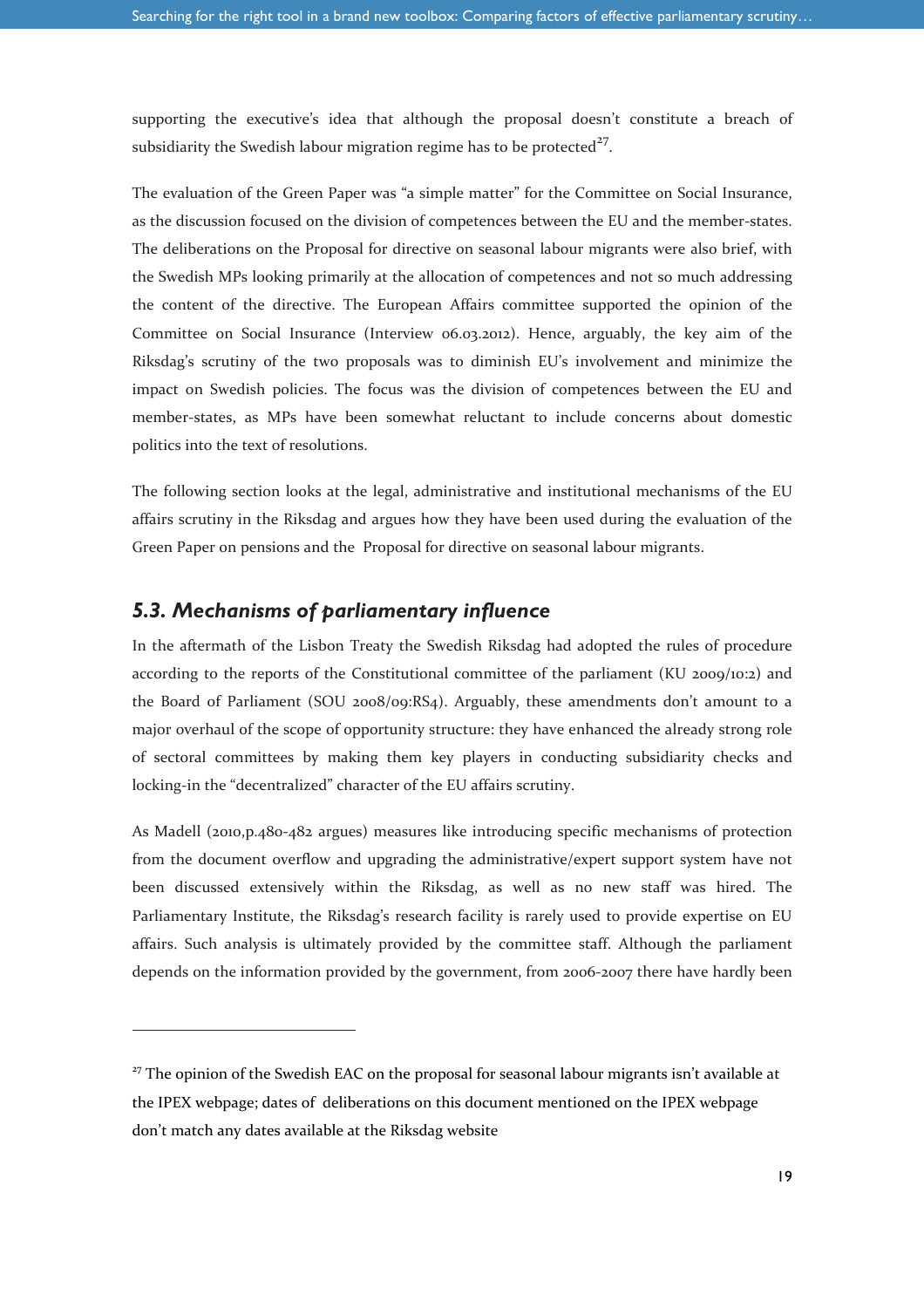supporting the executive's idea that although the proposal doesn't constitute a breach of subsidiarity the Swedish labour migration regime has to be protected[27].

The evaluation of the Green Paper was "a simple matter" for the Committee on Social Insurance, as the discussion focused on the division of competences between the EU and the member-states. The deliberations on the Proposal for directive on seasonal labour migrants were also brief, with the Swedish MPs looking primarily at the allocation of competences and not so much addressing the content of the directive. The European Affairs committee supported the opinion of the Committee on Social Insurance (Interview 06.03.2012). Hence, arguably, the key aim of the Riksdag's scrutiny of the two proposals was to diminish EU's involvement and minimize the impact on Swedish policies. The focus was the division of competences between the EU and member-states, as MPs have been somewhat reluctant to include concerns about domestic politics into the text of resolutions.

The following section looks at the legal, administrative and institutional mechanisms of the EU affairs scrutiny in the Riksdag and argues how they have been used during the evaluation of the Green Paper on pensions and the Proposal for directive on seasonal labour migrants.

## *5.3. Mechanisms of parliamentary influence*

In the aftermath of the Lisbon Treaty the Swedish Riksdag had adopted the rules of procedure according to the reports of the Constitutional committee of the parliament (KU 2009/10:2) and the Board of Parliament (SOU 2008/09:RS4). Arguably, these amendments don't amount to a major overhaul of the scope of opportunity structure: they have enhanced the already strong role of sectoral committees by making them key players in conducting subsidiarity checks and locking-in the "decentralized" character of the EU affairs scrutiny.

As Madell (2010,p.480-482 argues) measures like introducing specific mechanisms of protection from the document overflow and upgrading the administrative/expert support system have not been discussed extensively within the Riksdag, as well as no new staff was hired. The Parliamentary Institute, the Riksdag's research facility is rarely used to provide expertise on EU affairs. Such analysis is ultimately provided by the committee staff. Although the parliament depends on the information provided by the government, from 2006-2007 there have hardly been

---

[27] The opinion of the Swedish EAC on the proposal for seasonal labour migrants isn't available at the IPEX webpage; dates of deliberations on this document mentioned on the IPEX webpage don't match any dates available at the Riksdag website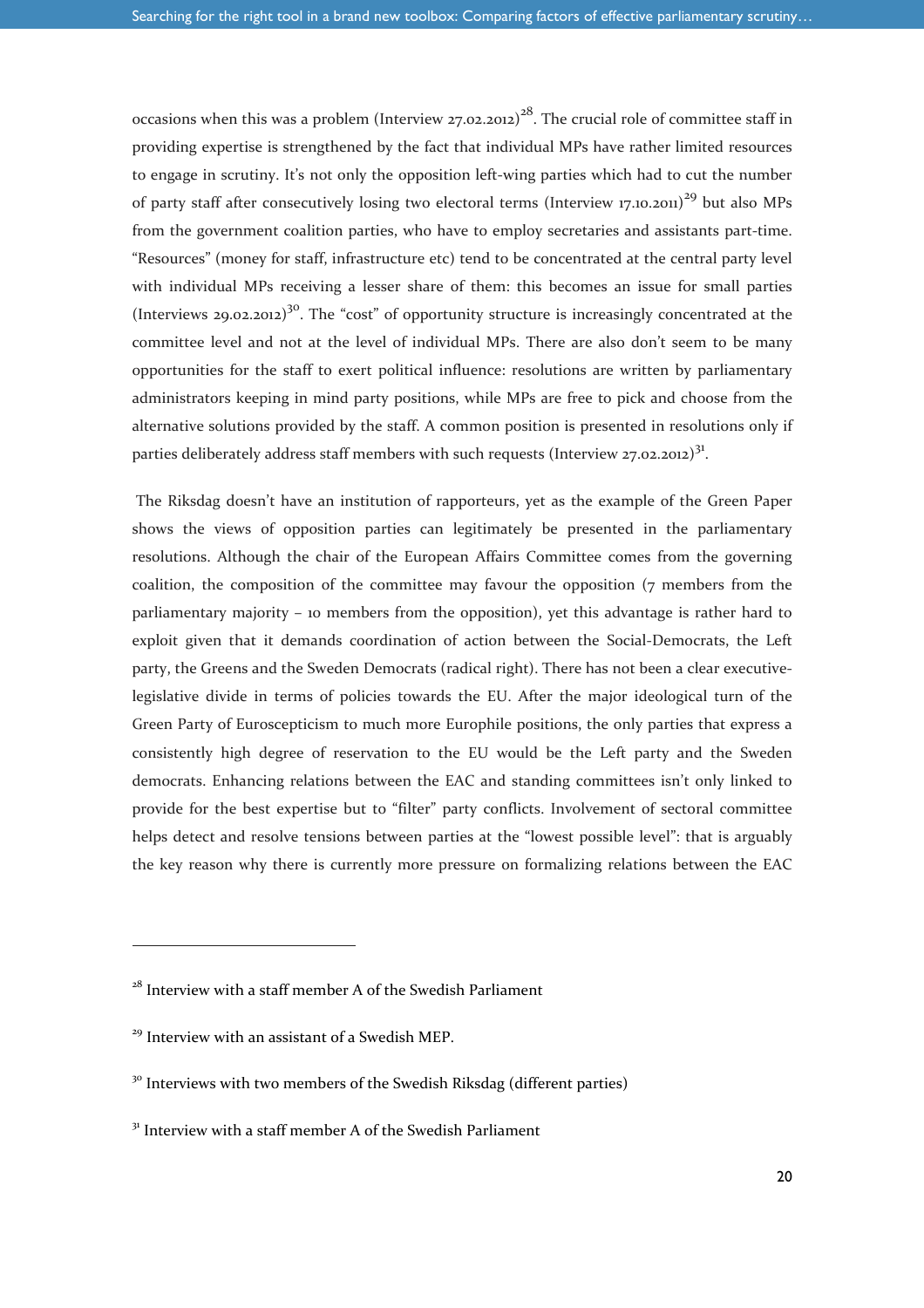occasions when this was a problem (Interview 27.02.2012)[28]. The crucial role of committee staff in providing expertise is strengthened by the fact that individual MPs have rather limited resources to engage in scrutiny. It's not only the opposition left-wing parties which had to cut the number of party staff after consecutively losing two electoral terms (Interview 17.10.2011)[29] but also MPs from the government coalition parties, who have to employ secretaries and assistants part-time. "Resources" (money for staff, infrastructure etc) tend to be concentrated at the central party level with individual MPs receiving a lesser share of them: this becomes an issue for small parties (Interviews 29.02.2012)[30]. The "cost" of opportunity structure is increasingly concentrated at the committee level and not at the level of individual MPs. There are also don't seem to be many opportunities for the staff to exert political influence: resolutions are written by parliamentary administrators keeping in mind party positions, while MPs are free to pick and choose from the alternative solutions provided by the staff. A common position is presented in resolutions only if parties deliberately address staff members with such requests (Interview 27.02.2012)[31].

The Riksdag doesn't have an institution of rapporteurs, yet as the example of the Green Paper shows the views of opposition parties can legitimately be presented in the parliamentary resolutions. Although the chair of the European Affairs Committee comes from the governing coalition, the composition of the committee may favour the opposition (7 members from the parliamentary majority – 10 members from the opposition), yet this advantage is rather hard to exploit given that it demands coordination of action between the Social-Democrats, the Left party, the Greens and the Sweden Democrats (radical right). There has not been a clear executive-legislative divide in terms of policies towards the EU. After the major ideological turn of the Green Party of Euroscepticism to much more Europhile positions, the only parties that express a consistently high degree of reservation to the EU would be the Left party and the Sweden democrats. Enhancing relations between the EAC and standing committees isn't only linked to provide for the best expertise but to "filter" party conflicts. Involvement of sectoral committee helps detect and resolve tensions between parties at the "lowest possible level": that is arguably the key reason why there is currently more pressure on formalizing relations between the EAC

---

[28] Interview with a staff member A of the Swedish Parliament

[29] Interview with an assistant of a Swedish MEP.

[30] Interviews with two members of the Swedish Riksdag (different parties)

[31] Interview with a staff member A of the Swedish Parliament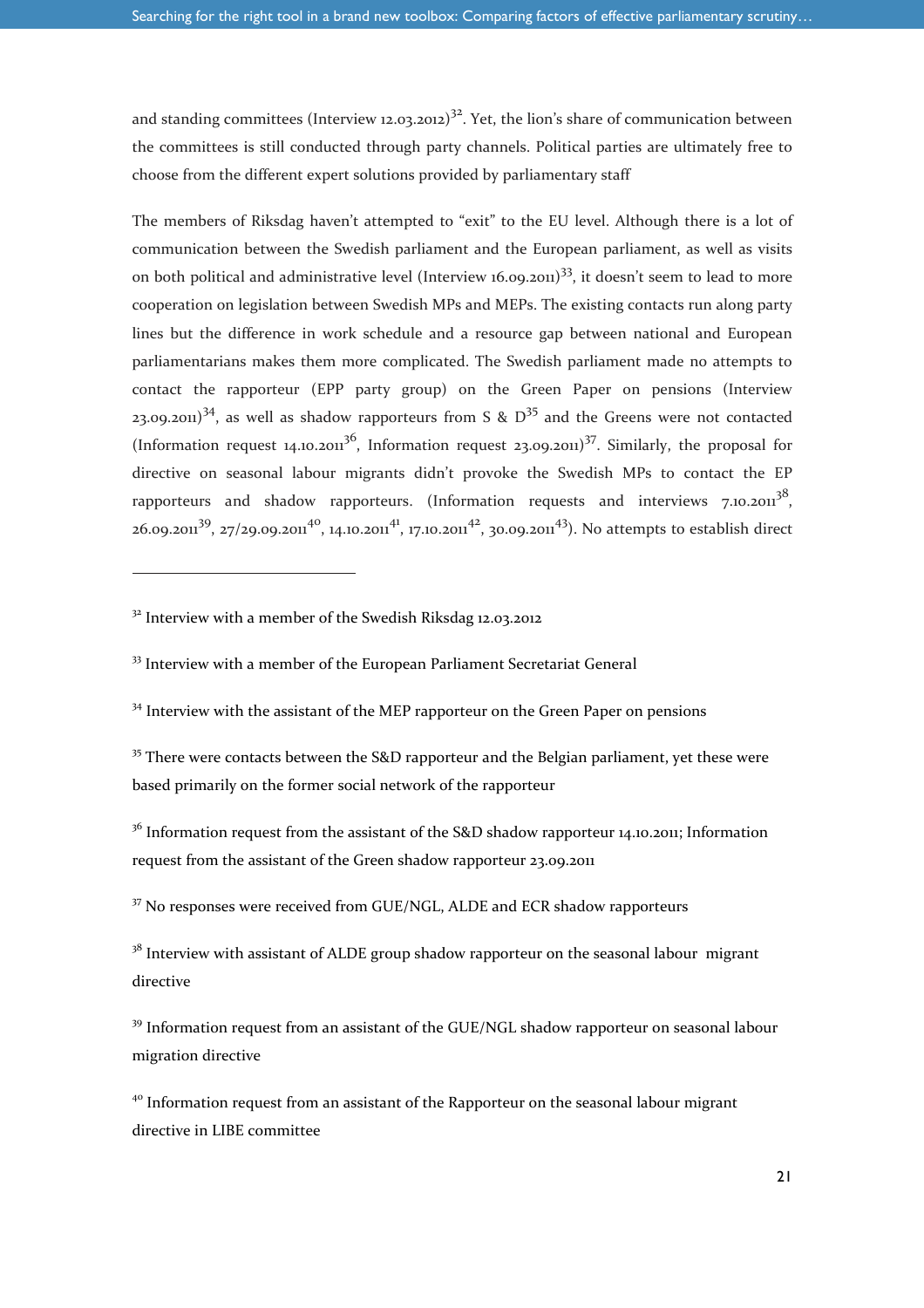and standing committees (Interview 12.03.2012)[32]. Yet, the lion's share of communication between the committees is still conducted through party channels. Political parties are ultimately free to choose from the different expert solutions provided by parliamentary staff

The members of Riksdag haven't attempted to "exit" to the EU level. Although there is a lot of communication between the Swedish parliament and the European parliament, as well as visits on both political and administrative level (Interview 16.09.2011)[33], it doesn't seem to lead to more cooperation on legislation between Swedish MPs and MEPs. The existing contacts run along party lines but the difference in work schedule and a resource gap between national and European parliamentarians makes them more complicated. The Swedish parliament made no attempts to contact the rapporteur (EPP party group) on the Green Paper on pensions (Interview 23.09.2011)[34], as well as shadow rapporteurs from S & D[35] and the Greens were not contacted (Information request 14.10.2011[36], Information request 23.09.2011)[37]. Similarly, the proposal for directive on seasonal labour migrants didn't provoke the Swedish MPs to contact the EP rapporteurs and shadow rapporteurs. (Information requests and interviews 7.10.2011[38], 26.09.2011[39], 27/29.09.2011[40], 14.10.2011[41], 17.10.2011[42], 30.09.2011[43]). No attempts to establish direct

---

[32] Interview with a member of the Swedish Riksdag 12.03.2012

[33] Interview with a member of the European Parliament Secretariat General

[34] Interview with the assistant of the MEP rapporteur on the Green Paper on pensions

[35] There were contacts between the S&D rapporteur and the Belgian parliament, yet these were based primarily on the former social network of the rapporteur

[36] Information request from the assistant of the S&D shadow rapporteur 14.10.2011; Information request from the assistant of the Green shadow rapporteur 23.09.2011

[37] No responses were received from GUE/NGL, ALDE and ECR shadow rapporteurs

[38] Interview with assistant of ALDE group shadow rapporteur on the seasonal labour migrant directive

[39] Information request from an assistant of the GUE/NGL shadow rapporteur on seasonal labour migration directive

[40] Information request from an assistant of the Rapporteur on the seasonal labour migrant directive in LIBE committee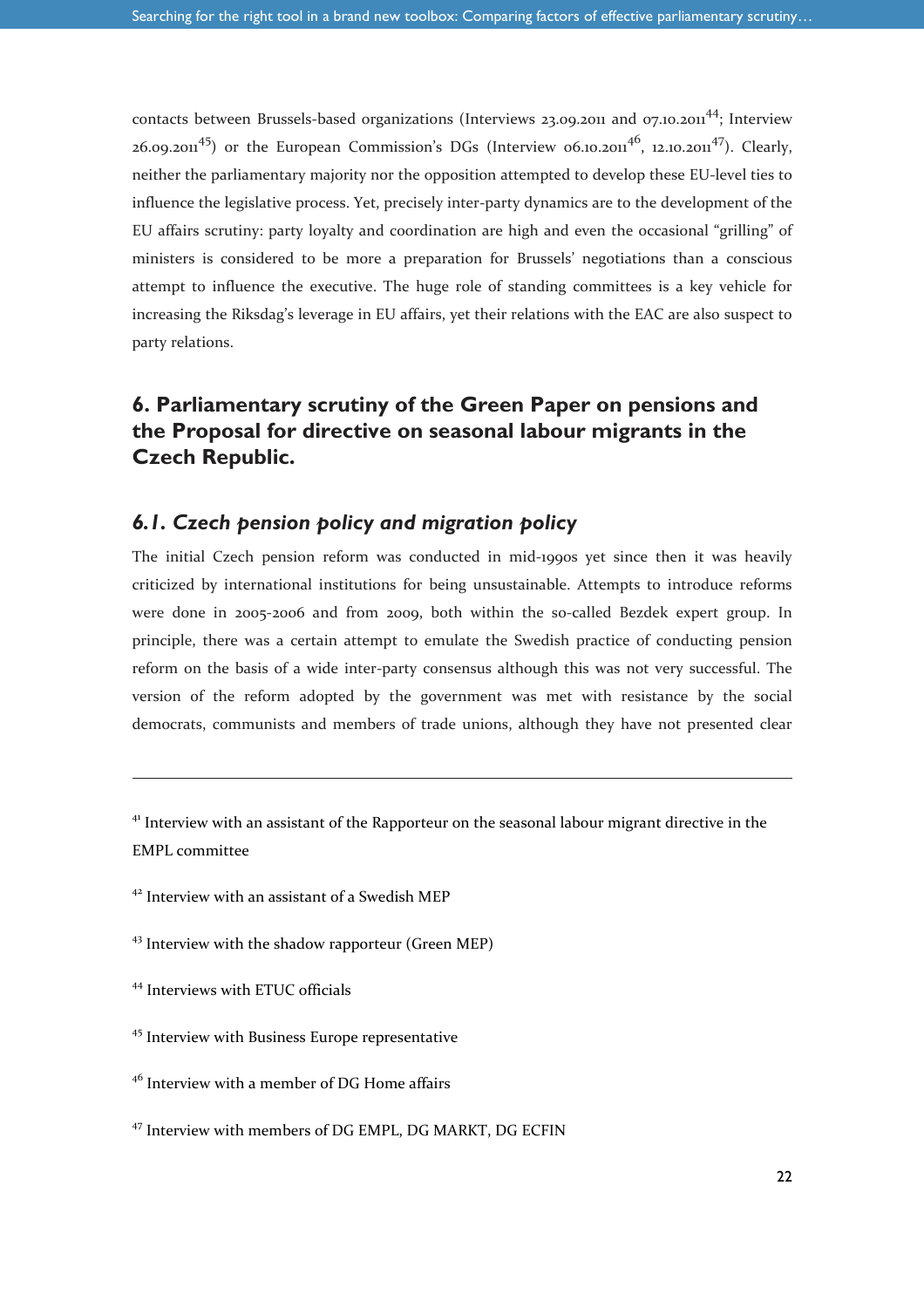contacts between Brussels-based organizations (Interviews 23.09.2011 and 07.10.2011[44]; Interview 26.09.2011[45]) or the European Commission's DGs (Interview 06.10.2011[46], 12.10.2011[47]). Clearly, neither the parliamentary majority nor the opposition attempted to develop these EU-level ties to influence the legislative process. Yet, precisely inter-party dynamics are to the development of the EU affairs scrutiny: party loyalty and coordination are high and even the occasional "grilling" of ministers is considered to be more a preparation for Brussels' negotiations than a conscious attempt to influence the executive. The huge role of standing committees is a key vehicle for increasing the Riksdag's leverage in EU affairs, yet their relations with the EAC are also suspect to party relations.

## 6. Parliamentary scrutiny of the Green Paper on pensions and the Proposal for directive on seasonal labour migrants in the Czech Republic.

### *6.1. Czech pension policy and migration policy*

The initial Czech pension reform was conducted in mid-1990s yet since then it was heavily criticized by international institutions for being unsustainable. Attempts to introduce reforms were done in 2005-2006 and from 2009, both within the so-called Bezdek expert group. In principle, there was a certain attempt to emulate the Swedish practice of conducting pension reform on the basis of a wide inter-party consensus although this was not very successful. The version of the reform adopted by the government was met with resistance by the social democrats, communists and members of trade unions, although they have not presented clear

---

[41] Interview with an assistant of the Rapporteur on the seasonal labour migrant directive in the EMPL committee

[42] Interview with an assistant of a Swedish MEP

[43] Interview with the shadow rapporteur (Green MEP)

[44] Interviews with ETUC officials

[45] Interview with Business Europe representative

[46] Interview with a member of DG Home affairs

[47] Interview with members of DG EMPL, DG MARKT, DG ECFIN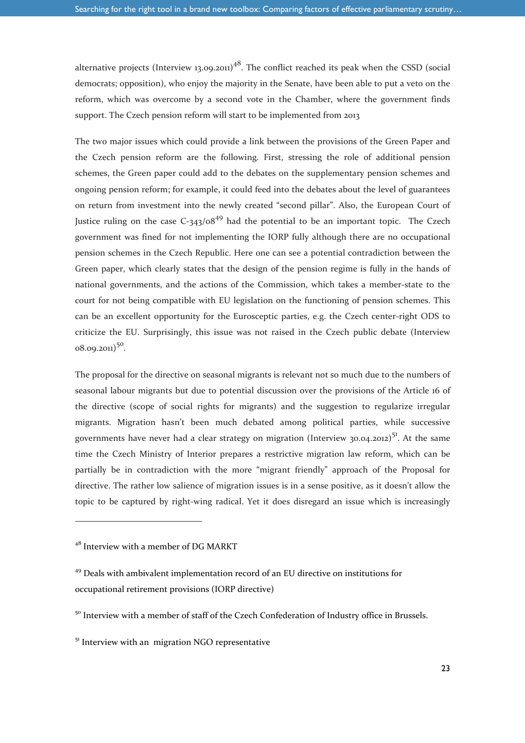alternative projects (Interview 13.09.2011)[48]. The conflict reached its peak when the CSSD (social democrats; opposition), who enjoy the majority in the Senate, have been able to put a veto on the reform, which was overcome by a second vote in the Chamber, where the government finds support. The Czech pension reform will start to be implemented from 2013

The two major issues which could provide a link between the provisions of the Green Paper and the Czech pension reform are the following. First, stressing the role of additional pension schemes, the Green paper could add to the debates on the supplementary pension schemes and ongoing pension reform; for example, it could feed into the debates about the level of guarantees on return from investment into the newly created "second pillar". Also, the European Court of Justice ruling on the case C-343/08[49] had the potential to be an important topic. The Czech government was fined for not implementing the IORP fully although there are no occupational pension schemes in the Czech Republic. Here one can see a potential contradiction between the Green paper, which clearly states that the design of the pension regime is fully in the hands of national governments, and the actions of the Commission, which takes a member-state to the court for not being compatible with EU legislation on the functioning of pension schemes. This can be an excellent opportunity for the Eurosceptic parties, e.g. the Czech center-right ODS to criticize the EU. Surprisingly, this issue was not raised in the Czech public debate (Interview 08.09.2011)[50].

The proposal for the directive on seasonal migrants is relevant not so much due to the numbers of seasonal labour migrants but due to potential discussion over the provisions of the Article 16 of the directive (scope of social rights for migrants) and the suggestion to regularize irregular migrants. Migration hasn't been much debated among political parties, while successive governments have never had a clear strategy on migration (Interview 30.04.2012)[51]. At the same time the Czech Ministry of Interior prepares a restrictive migration law reform, which can be partially be in contradiction with the more "migrant friendly" approach of the Proposal for directive. The rather low salience of migration issues is in a sense positive, as it doesn't allow the topic to be captured by right-wing radical. Yet it does disregard an issue which is increasingly

---

[48] Interview with a member of DG MARKT

[49] Deals with ambivalent implementation record of an EU directive on institutions for occupational retirement provisions (IORP directive)

[50] Interview with a member of staff of the Czech Confederation of Industry office in Brussels.

[51] Interview with an migration NGO representative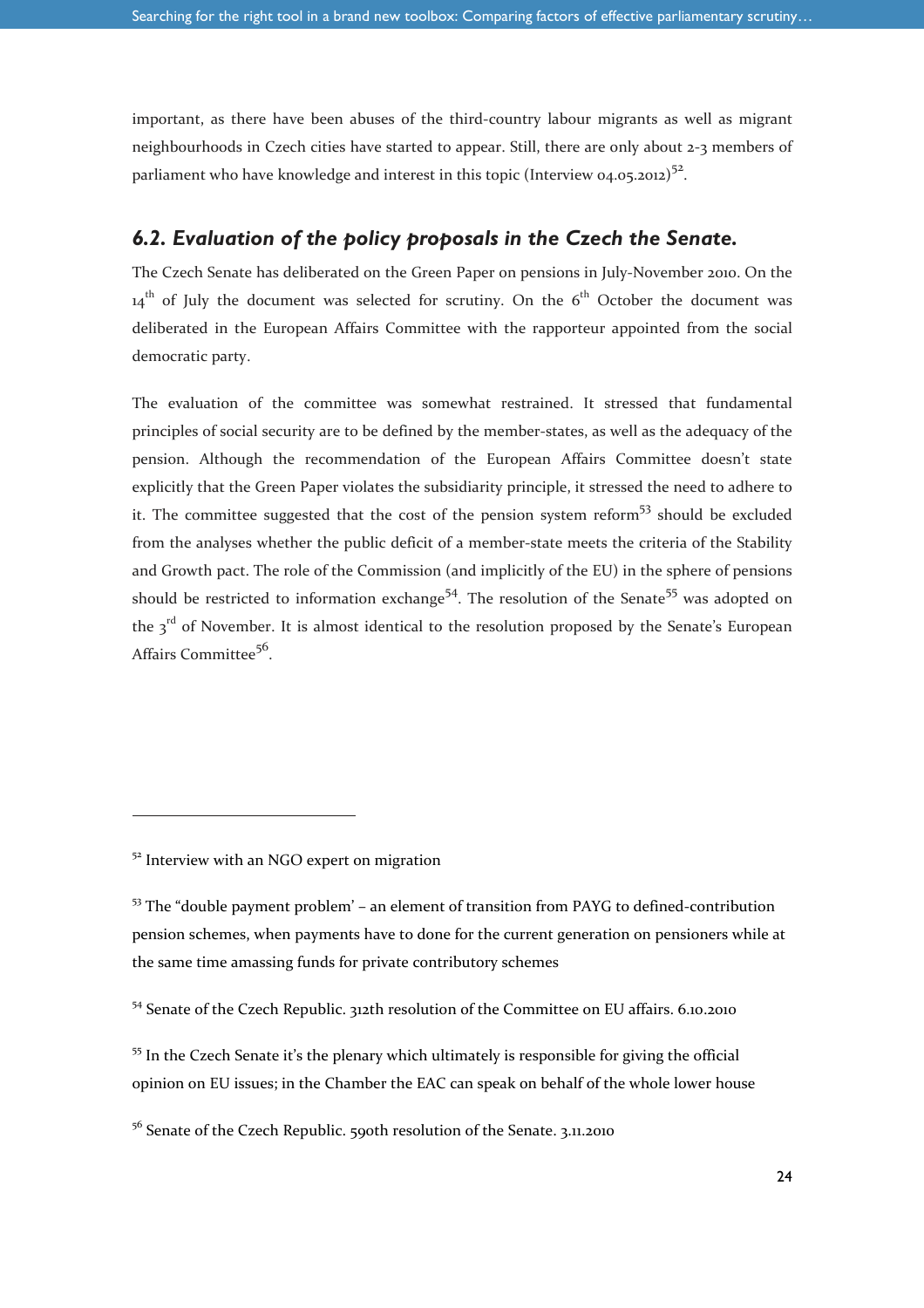important, as there have been abuses of the third-country labour migrants as well as migrant neighbourhoods in Czech cities have started to appear. Still, there are only about 2-3 members of parliament who have knowledge and interest in this topic (Interview 04.05.2012)[52].

## *6.2. Evaluation of the policy proposals in the Czech the Senate.*

The Czech Senate has deliberated on the Green Paper on pensions in July-November 2010. On the 14th of July the document was selected for scrutiny. On the 6th October the document was deliberated in the European Affairs Committee with the rapporteur appointed from the social democratic party.

The evaluation of the committee was somewhat restrained. It stressed that fundamental principles of social security are to be defined by the member-states, as well as the adequacy of the pension. Although the recommendation of the European Affairs Committee doesn't state explicitly that the Green Paper violates the subsidiarity principle, it stressed the need to adhere to it. The committee suggested that the cost of the pension system reform[53] should be excluded from the analyses whether the public deficit of a member-state meets the criteria of the Stability and Growth pact. The role of the Commission (and implicitly of the EU) in the sphere of pensions should be restricted to information exchange[54]. The resolution of the Senate[55] was adopted on the 3rd of November. It is almost identical to the resolution proposed by the Senate's European Affairs Committee[56].

---

[52] Interview with an NGO expert on migration

[53] The "double payment problem' – an element of transition from PAYG to defined-contribution pension schemes, when payments have to done for the current generation on pensioners while at the same time amassing funds for private contributory schemes

[54] Senate of the Czech Republic. 312th resolution of the Committee on EU affairs. 6.10.2010

[55] In the Czech Senate it's the plenary which ultimately is responsible for giving the official opinion on EU issues; in the Chamber the EAC can speak on behalf of the whole lower house

[56] Senate of the Czech Republic. 590th resolution of the Senate. 3.11.2010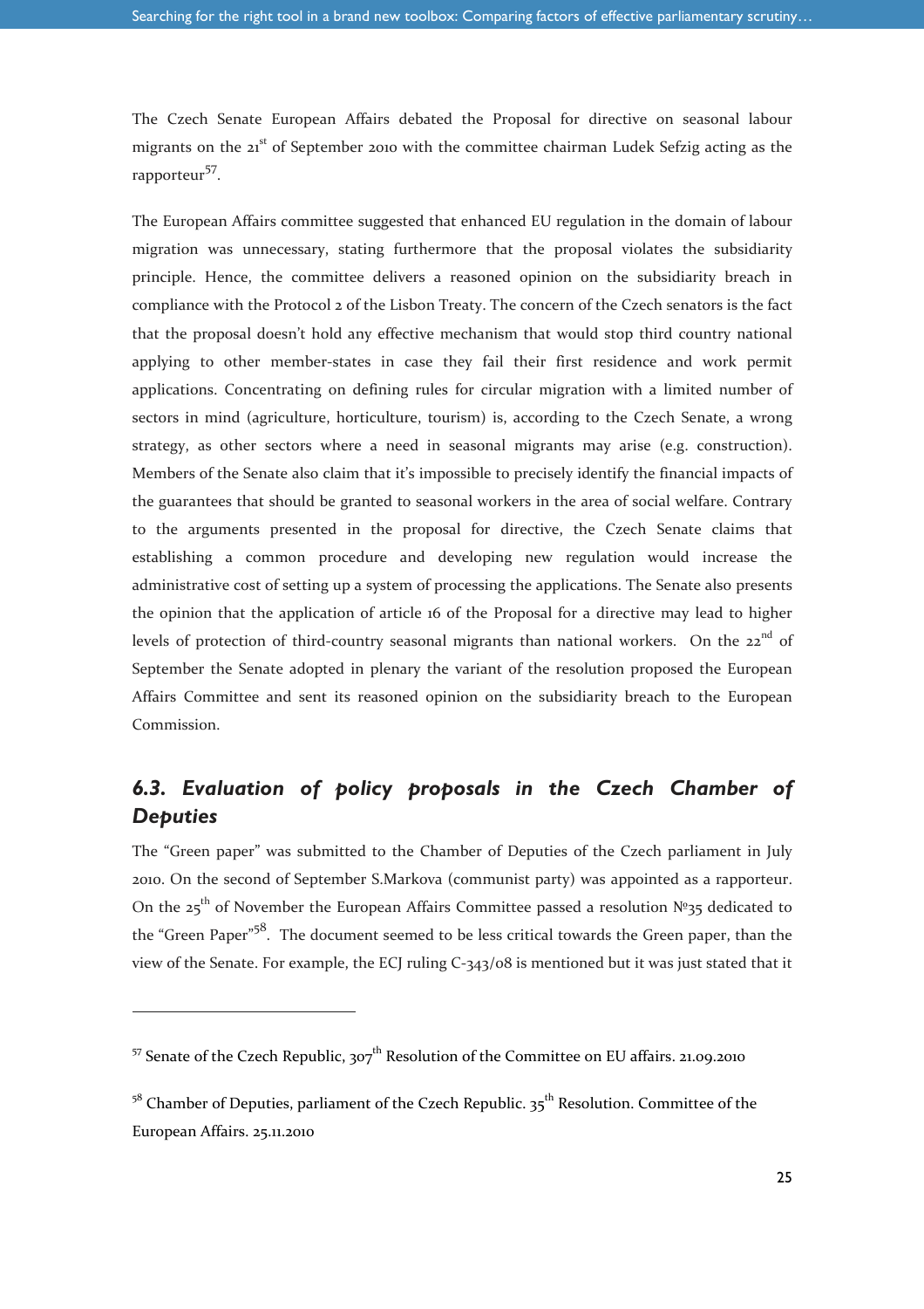The Czech Senate European Affairs debated the Proposal for directive on seasonal labour migrants on the 21st of September 2010 with the committee chairman Ludek Sefzig acting as the rapporteur[57].

The European Affairs committee suggested that enhanced EU regulation in the domain of labour migration was unnecessary, stating furthermore that the proposal violates the subsidiarity principle. Hence, the committee delivers a reasoned opinion on the subsidiarity breach in compliance with the Protocol 2 of the Lisbon Treaty. The concern of the Czech senators is the fact that the proposal doesn't hold any effective mechanism that would stop third country national applying to other member-states in case they fail their first residence and work permit applications. Concentrating on defining rules for circular migration with a limited number of sectors in mind (agriculture, horticulture, tourism) is, according to the Czech Senate, a wrong strategy, as other sectors where a need in seasonal migrants may arise (e.g. construction). Members of the Senate also claim that it's impossible to precisely identify the financial impacts of the guarantees that should be granted to seasonal workers in the area of social welfare. Contrary to the arguments presented in the proposal for directive, the Czech Senate claims that establishing a common procedure and developing new regulation would increase the administrative cost of setting up a system of processing the applications. The Senate also presents the opinion that the application of article 16 of the Proposal for a directive may lead to higher levels of protection of third-country seasonal migrants than national workers. On the 22nd of September the Senate adopted in plenary the variant of the resolution proposed the European Affairs Committee and sent its reasoned opinion on the subsidiarity breach to the European Commission.

### *6.3. Evaluation of policy proposals in the Czech Chamber of Deputies*

The "Green paper" was submitted to the Chamber of Deputies of the Czech parliament in July 2010. On the second of September S.Markova (communist party) was appointed as a rapporteur. On the 25th of November the European Affairs Committee passed a resolution №35 dedicated to the "Green Paper"[58]. The document seemed to be less critical towards the Green paper, than the view of the Senate. For example, the ECJ ruling C-343/08 is mentioned but it was just stated that it

---

[57] Senate of the Czech Republic, 307th Resolution of the Committee on EU affairs. 21.09.2010

[58] Chamber of Deputies, parliament of the Czech Republic. 35th Resolution. Committee of the European Affairs. 25.11.2010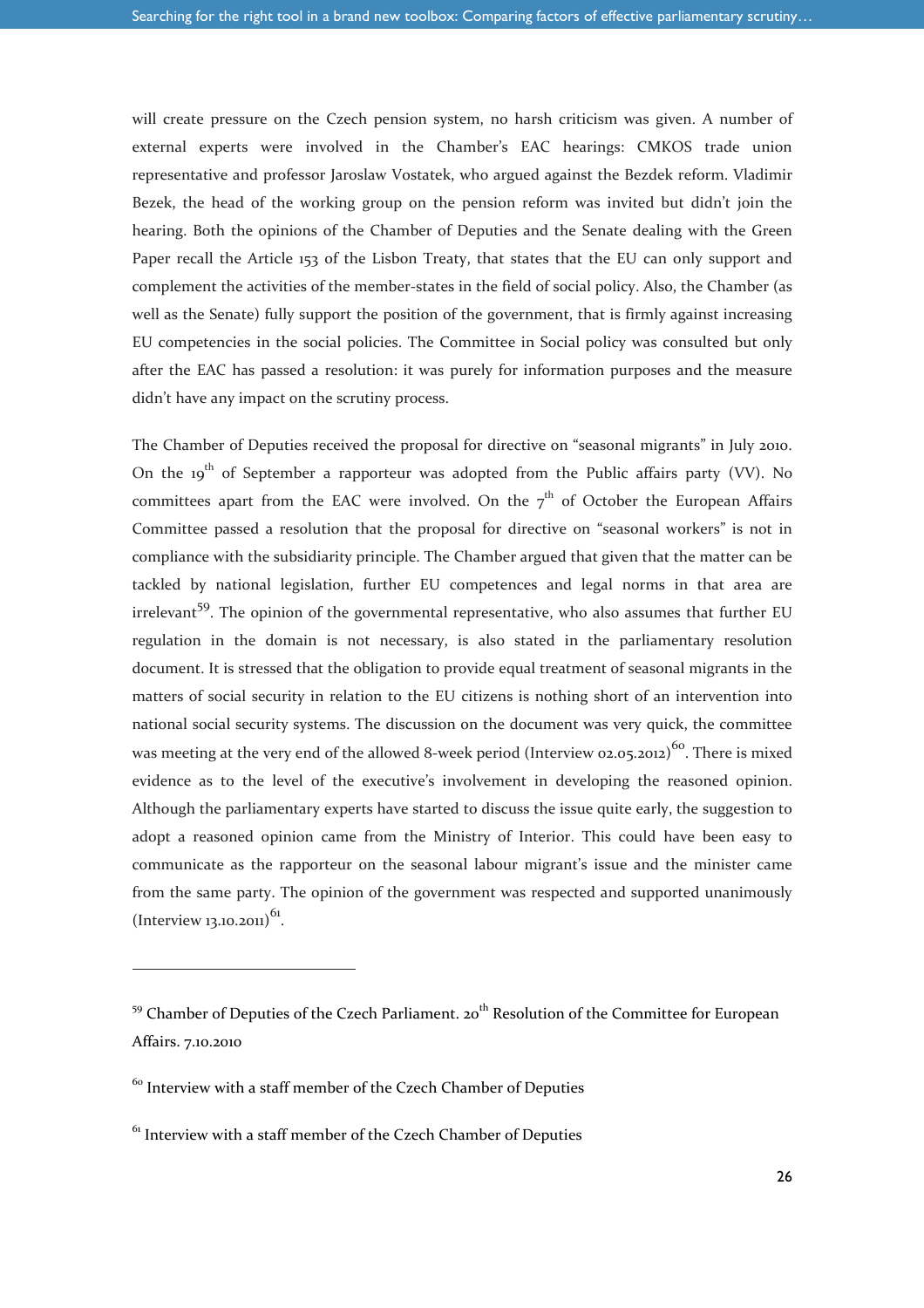will create pressure on the Czech pension system, no harsh criticism was given. A number of external experts were involved in the Chamber's EAC hearings: CMKOS trade union representative and professor Jaroslaw Vostatek, who argued against the Bezdek reform. Vladimir Bezek, the head of the working group on the pension reform was invited but didn't join the hearing. Both the opinions of the Chamber of Deputies and the Senate dealing with the Green Paper recall the Article 153 of the Lisbon Treaty, that states that the EU can only support and complement the activities of the member-states in the field of social policy. Also, the Chamber (as well as the Senate) fully support the position of the government, that is firmly against increasing EU competencies in the social policies. The Committee in Social policy was consulted but only after the EAC has passed a resolution: it was purely for information purposes and the measure didn't have any impact on the scrutiny process.

The Chamber of Deputies received the proposal for directive on "seasonal migrants" in July 2010. On the 19th of September a rapporteur was adopted from the Public affairs party (VV). No committees apart from the EAC were involved. On the 7th of October the European Affairs Committee passed a resolution that the proposal for directive on "seasonal workers" is not in compliance with the subsidiarity principle. The Chamber argued that given that the matter can be tackled by national legislation, further EU competences and legal norms in that area are irrelevant[59]. The opinion of the governmental representative, who also assumes that further EU regulation in the domain is not necessary, is also stated in the parliamentary resolution document. It is stressed that the obligation to provide equal treatment of seasonal migrants in the matters of social security in relation to the EU citizens is nothing short of an intervention into national social security systems. The discussion on the document was very quick, the committee was meeting at the very end of the allowed 8-week period (Interview 02.05.2012)[60]. There is mixed evidence as to the level of the executive's involvement in developing the reasoned opinion. Although the parliamentary experts have started to discuss the issue quite early, the suggestion to adopt a reasoned opinion came from the Ministry of Interior. This could have been easy to communicate as the rapporteur on the seasonal labour migrant's issue and the minister came from the same party. The opinion of the government was respected and supported unanimously (Interview 13.10.2011)[61].

---

[59] Chamber of Deputies of the Czech Parliament. 20th Resolution of the Committee for European Affairs. 7.10.2010

[60] Interview with a staff member of the Czech Chamber of Deputies

[61] Interview with a staff member of the Czech Chamber of Deputies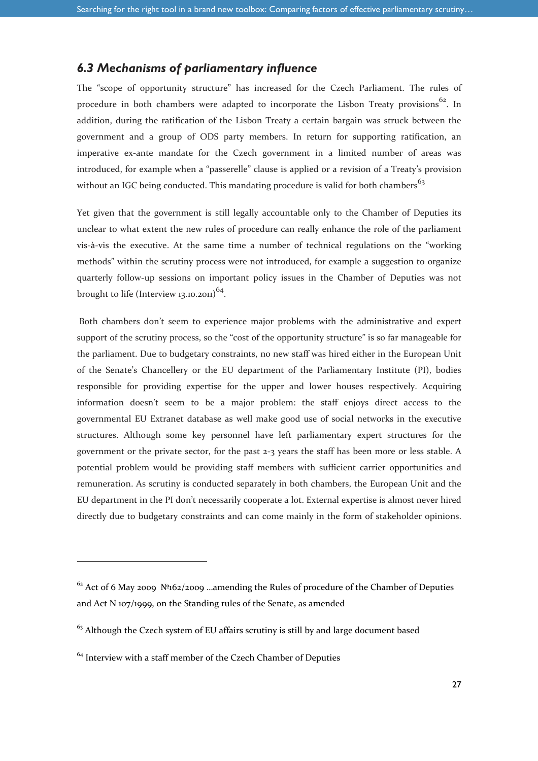### *6.3 Mechanisms of parliamentary influence*

The "scope of opportunity structure" has increased for the Czech Parliament. The rules of procedure in both chambers were adapted to incorporate the Lisbon Treaty provisions[62]. In addition, during the ratification of the Lisbon Treaty a certain bargain was struck between the government and a group of ODS party members. In return for supporting ratification, an imperative ex-ante mandate for the Czech government in a limited number of areas was introduced, for example when a "passerelle" clause is applied or a revision of a Treaty's provision without an IGC being conducted. This mandating procedure is valid for both chambers[63]

Yet given that the government is still legally accountable only to the Chamber of Deputies its unclear to what extent the new rules of procedure can really enhance the role of the parliament vis-à-vis the executive. At the same time a number of technical regulations on the "working methods" within the scrutiny process were not introduced, for example a suggestion to organize quarterly follow-up sessions on important policy issues in the Chamber of Deputies was not brought to life (Interview 13.10.2011)[64].

Both chambers don't seem to experience major problems with the administrative and expert support of the scrutiny process, so the "cost of the opportunity structure" is so far manageable for the parliament. Due to budgetary constraints, no new staff was hired either in the European Unit of the Senate's Chancellery or the EU department of the Parliamentary Institute (PI), bodies responsible for providing expertise for the upper and lower houses respectively. Acquiring information doesn't seem to be a major problem: the staff enjoys direct access to the governmental EU Extranet database as well make good use of social networks in the executive structures. Although some key personnel have left parliamentary expert structures for the government or the private sector, for the past 2-3 years the staff has been more or less stable. A potential problem would be providing staff members with sufficient carrier opportunities and remuneration. As scrutiny is conducted separately in both chambers, the European Unit and the EU department in the PI don't necessarily cooperate a lot. External expertise is almost never hired directly due to budgetary constraints and can come mainly in the form of stakeholder opinions.

---

[62] Act of 6 May 2009 №162/2009 ...amending the Rules of procedure of the Chamber of Deputies and Act N 107/1999, on the Standing rules of the Senate, as amended

[63] Although the Czech system of EU affairs scrutiny is still by and large document based

[64] Interview with a staff member of the Czech Chamber of Deputies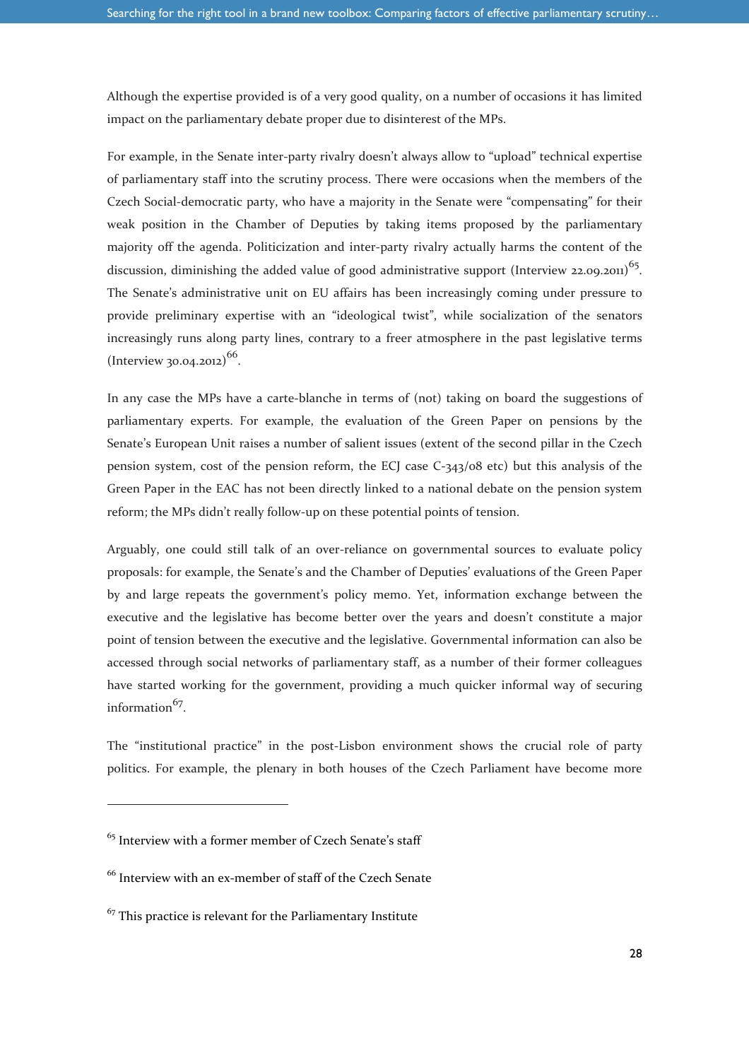Although the expertise provided is of a very good quality, on a number of occasions it has limited impact on the parliamentary debate proper due to disinterest of the MPs.

For example, in the Senate inter-party rivalry doesn't always allow to "upload" technical expertise of parliamentary staff into the scrutiny process. There were occasions when the members of the Czech Social-democratic party, who have a majority in the Senate were "compensating" for their weak position in the Chamber of Deputies by taking items proposed by the parliamentary majority off the agenda. Politicization and inter-party rivalry actually harms the content of the discussion, diminishing the added value of good administrative support (Interview 22.09.2011)[65]. The Senate's administrative unit on EU affairs has been increasingly coming under pressure to provide preliminary expertise with an "ideological twist", while socialization of the senators increasingly runs along party lines, contrary to a freer atmosphere in the past legislative terms (Interview 30.04.2012)[66].

In any case the MPs have a carte-blanche in terms of (not) taking on board the suggestions of parliamentary experts. For example, the evaluation of the Green Paper on pensions by the Senate's European Unit raises a number of salient issues (extent of the second pillar in the Czech pension system, cost of the pension reform, the ECJ case C-343/08 etc) but this analysis of the Green Paper in the EAC has not been directly linked to a national debate on the pension system reform; the MPs didn't really follow-up on these potential points of tension.

Arguably, one could still talk of an over-reliance on governmental sources to evaluate policy proposals: for example, the Senate's and the Chamber of Deputies' evaluations of the Green Paper by and large repeats the government's policy memo. Yet, information exchange between the executive and the legislative has become better over the years and doesn't constitute a major point of tension between the executive and the legislative. Governmental information can also be accessed through social networks of parliamentary staff, as a number of their former colleagues have started working for the government, providing a much quicker informal way of securing information[67].

The "institutional practice" in the post-Lisbon environment shows the crucial role of party politics. For example, the plenary in both houses of the Czech Parliament have become more

[65] Interview with a former member of Czech Senate's staff

[66] Interview with an ex-member of staff of the Czech Senate

[67] This practice is relevant for the Parliamentary Institute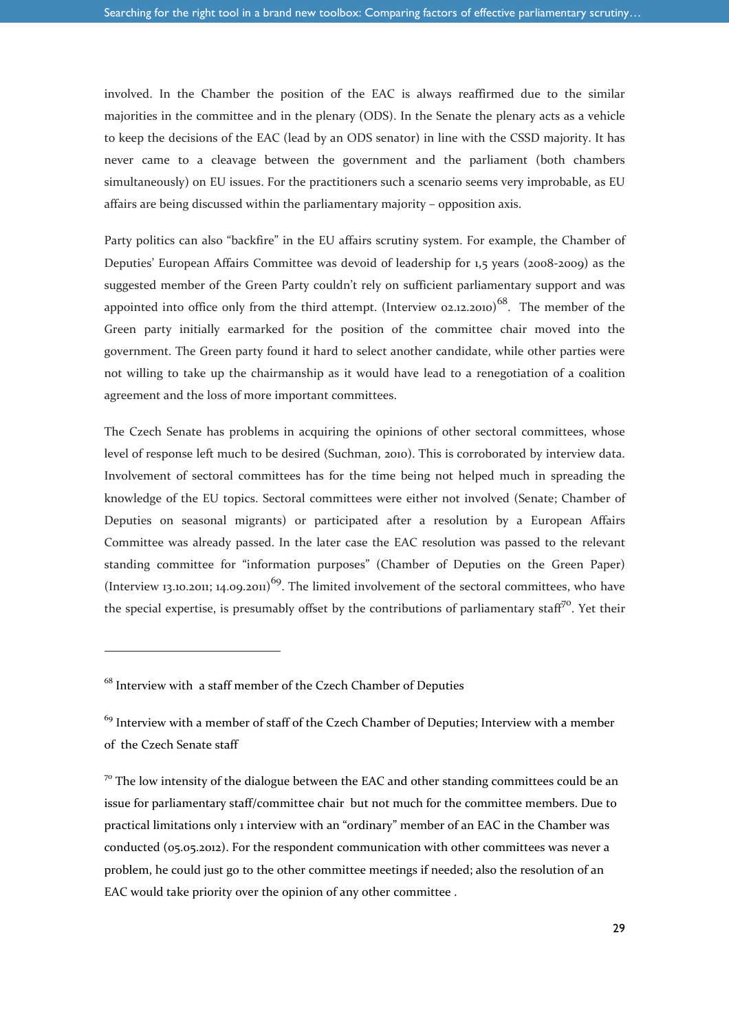involved. In the Chamber the position of the EAC is always reaffirmed due to the similar majorities in the committee and in the plenary (ODS). In the Senate the plenary acts as a vehicle to keep the decisions of the EAC (lead by an ODS senator) in line with the CSSD majority. It has never came to a cleavage between the government and the parliament (both chambers simultaneously) on EU issues. For the practitioners such a scenario seems very improbable, as EU affairs are being discussed within the parliamentary majority – opposition axis.

Party politics can also "backfire" in the EU affairs scrutiny system. For example, the Chamber of Deputies' European Affairs Committee was devoid of leadership for 1,5 years (2008-2009) as the suggested member of the Green Party couldn't rely on sufficient parliamentary support and was appointed into office only from the third attempt. (Interview 02.12.2010)[68]. The member of the Green party initially earmarked for the position of the committee chair moved into the government. The Green party found it hard to select another candidate, while other parties were not willing to take up the chairmanship as it would have lead to a renegotiation of a coalition agreement and the loss of more important committees.

The Czech Senate has problems in acquiring the opinions of other sectoral committees, whose level of response left much to be desired (Suchman, 2010). This is corroborated by interview data. Involvement of sectoral committees has for the time being not helped much in spreading the knowledge of the EU topics. Sectoral committees were either not involved (Senate; Chamber of Deputies on seasonal migrants) or participated after a resolution by a European Affairs Committee was already passed. In the later case the EAC resolution was passed to the relevant standing committee for "information purposes" (Chamber of Deputies on the Green Paper) (Interview 13.10.2011; 14.09.2011)[69]. The limited involvement of the sectoral committees, who have the special expertise, is presumably offset by the contributions of parliamentary staff[70]. Yet their

---

[68] Interview with a staff member of the Czech Chamber of Deputies

[69] Interview with a member of staff of the Czech Chamber of Deputies; Interview with a member of the Czech Senate staff

[70] The low intensity of the dialogue between the EAC and other standing committees could be an issue for parliamentary staff/committee chair but not much for the committee members. Due to practical limitations only 1 interview with an "ordinary" member of an EAC in the Chamber was conducted (05.05.2012). For the respondent communication with other committees was never a problem, he could just go to the other committee meetings if needed; also the resolution of an EAC would take priority over the opinion of any other committee .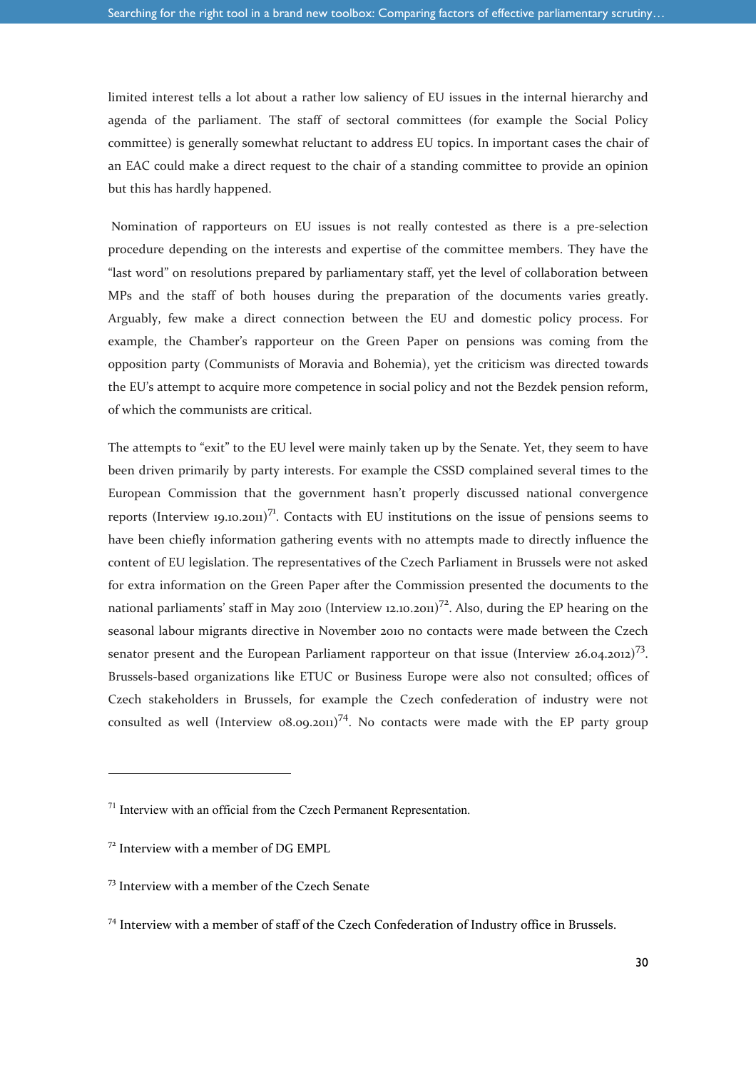limited interest tells a lot about a rather low saliency of EU issues in the internal hierarchy and agenda of the parliament. The staff of sectoral committees (for example the Social Policy committee) is generally somewhat reluctant to address EU topics. In important cases the chair of an EAC could make a direct request to the chair of a standing committee to provide an opinion but this has hardly happened.

Nomination of rapporteurs on EU issues is not really contested as there is a pre-selection procedure depending on the interests and expertise of the committee members. They have the "last word" on resolutions prepared by parliamentary staff, yet the level of collaboration between MPs and the staff of both houses during the preparation of the documents varies greatly. Arguably, few make a direct connection between the EU and domestic policy process. For example, the Chamber's rapporteur on the Green Paper on pensions was coming from the opposition party (Communists of Moravia and Bohemia), yet the criticism was directed towards the EU's attempt to acquire more competence in social policy and not the Bezdek pension reform, of which the communists are critical.

The attempts to "exit" to the EU level were mainly taken up by the Senate. Yet, they seem to have been driven primarily by party interests. For example the CSSD complained several times to the European Commission that the government hasn't properly discussed national convergence reports (Interview 19.10.2011)[71]. Contacts with EU institutions on the issue of pensions seems to have been chiefly information gathering events with no attempts made to directly influence the content of EU legislation. The representatives of the Czech Parliament in Brussels were not asked for extra information on the Green Paper after the Commission presented the documents to the national parliaments' staff in May 2010 (Interview 12.10.2011)[72]. Also, during the EP hearing on the seasonal labour migrants directive in November 2010 no contacts were made between the Czech senator present and the European Parliament rapporteur on that issue (Interview 26.04.2012)[73]. Brussels-based organizations like ETUC or Business Europe were also not consulted; offices of Czech stakeholders in Brussels, for example the Czech confederation of industry were not consulted as well (Interview 08.09.2011)[74]. No contacts were made with the EP party group

[71] Interview with an official from the Czech Permanent Representation.

[72] Interview with a member of DG EMPL

[73] Interview with a member of the Czech Senate

[74] Interview with a member of staff of the Czech Confederation of Industry office in Brussels.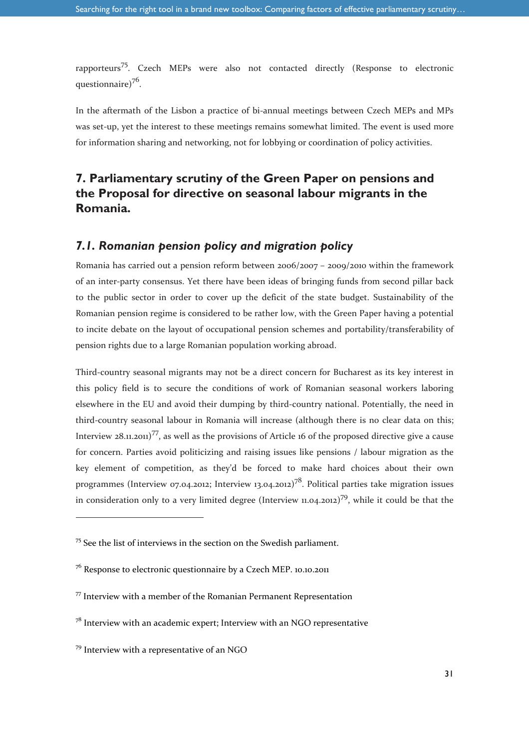rapporteurs[75]. Czech MEPs were also not contacted directly (Response to electronic questionnaire)[76].

In the aftermath of the Lisbon a practice of bi-annual meetings between Czech MEPs and MPs was set-up, yet the interest to these meetings remains somewhat limited. The event is used more for information sharing and networking, not for lobbying or coordination of policy activities.

## 7. Parliamentary scrutiny of the Green Paper on pensions and the Proposal for directive on seasonal labour migrants in the Romania.

### *7.1. Romanian pension policy and migration policy*

Romania has carried out a pension reform between 2006/2007 – 2009/2010 within the framework of an inter-party consensus. Yet there have been ideas of bringing funds from second pillar back to the public sector in order to cover up the deficit of the state budget. Sustainability of the Romanian pension regime is considered to be rather low, with the Green Paper having a potential to incite debate on the layout of occupational pension schemes and portability/transferability of pension rights due to a large Romanian population working abroad.

Third-country seasonal migrants may not be a direct concern for Bucharest as its key interest in this policy field is to secure the conditions of work of Romanian seasonal workers laboring elsewhere in the EU and avoid their dumping by third-country national. Potentially, the need in third-country seasonal labour in Romania will increase (although there is no clear data on this; Interview 28.11.2011)[77], as well as the provisions of Article 16 of the proposed directive give a cause for concern. Parties avoid politicizing and raising issues like pensions / labour migration as the key element of competition, as they'd be forced to make hard choices about their own programmes (Interview 07.04.2012; Interview 13.04.2012)[78]. Political parties take migration issues in consideration only to a very limited degree (Interview 11.04.2012)[79], while it could be that the

---

[75] See the list of interviews in the section on the Swedish parliament.

[76] Response to electronic questionnaire by a Czech MEP. 10.10.2011

[77] Interview with a member of the Romanian Permanent Representation

[78] Interview with an academic expert; Interview with an NGO representative

[79] Interview with a representative of an NGO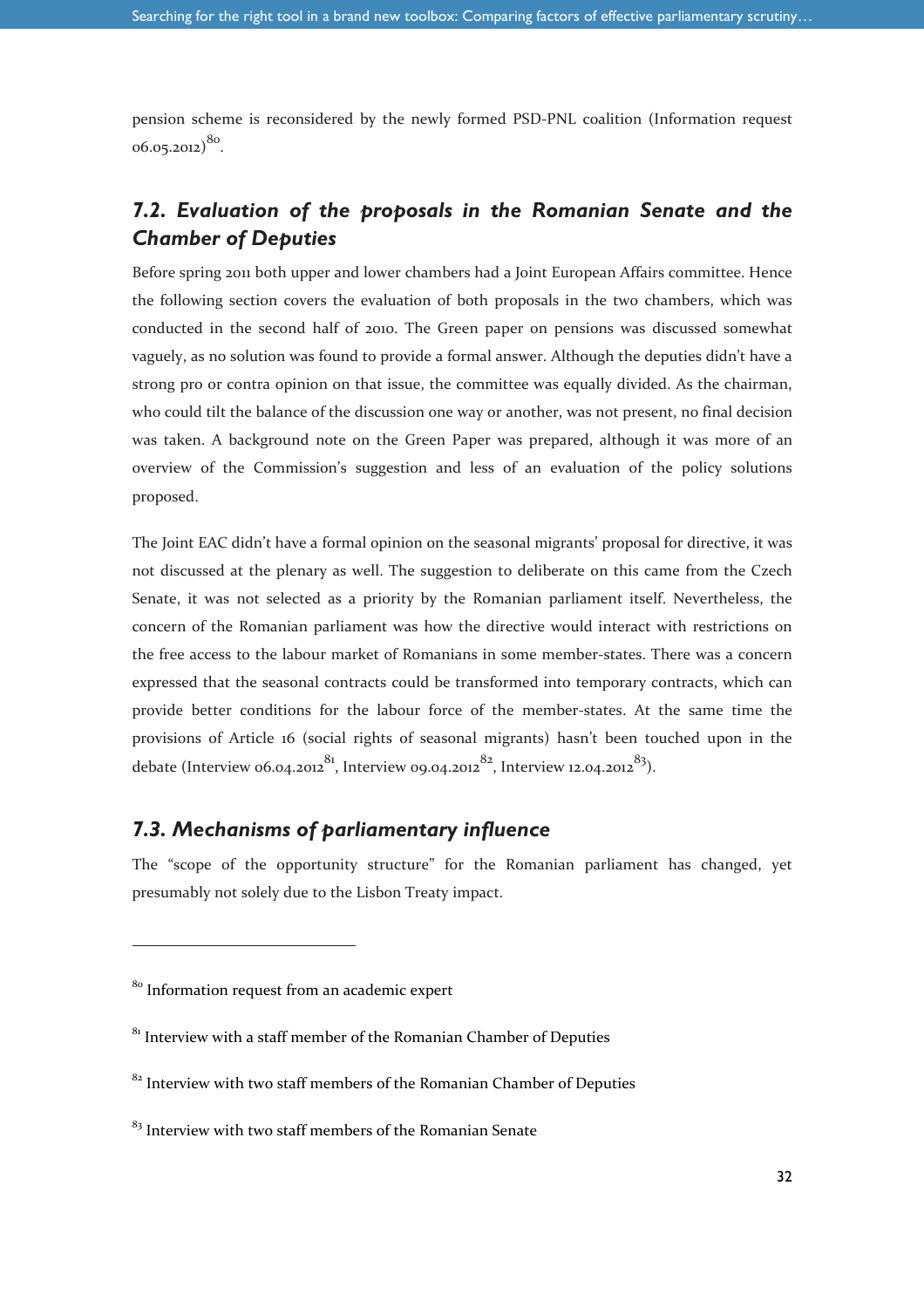pension scheme is reconsidered by the newly formed PSD-PNL coalition (Information request 06.05.2012)[80].

## 7.2. Evaluation of the proposals in the Romanian Senate and the Chamber of Deputies

Before spring 2011 both upper and lower chambers had a Joint European Affairs committee. Hence the following section covers the evaluation of both proposals in the two chambers, which was conducted in the second half of 2010. The Green paper on pensions was discussed somewhat vaguely, as no solution was found to provide a formal answer. Although the deputies didn't have a strong pro or contra opinion on that issue, the committee was equally divided. As the chairman, who could tilt the balance of the discussion one way or another, was not present, no final decision was taken. A background note on the Green Paper was prepared, although it was more of an overview of the Commission's suggestion and less of an evaluation of the policy solutions proposed.

The Joint EAC didn't have a formal opinion on the seasonal migrants' proposal for directive, it was not discussed at the plenary as well. The suggestion to deliberate on this came from the Czech Senate, it was not selected as a priority by the Romanian parliament itself. Nevertheless, the concern of the Romanian parliament was how the directive would interact with restrictions on the free access to the labour market of Romanians in some member-states. There was a concern expressed that the seasonal contracts could be transformed into temporary contracts, which can provide better conditions for the labour force of the member-states. At the same time the provisions of Article 16 (social rights of seasonal migrants) hasn't been touched upon in the debate (Interview 06.04.2012[81], Interview 09.04.2012[82], Interview 12.04.2012[83]).

## 7.3. Mechanisms of parliamentary influence

The "scope of the opportunity structure" for the Romanian parliament has changed, yet presumably not solely due to the Lisbon Treaty impact.

---

[80] Information request from an academic expert

[81] Interview with a staff member of the Romanian Chamber of Deputies

[82] Interview with two staff members of the Romanian Chamber of Deputies

[83] Interview with two staff members of the Romanian Senate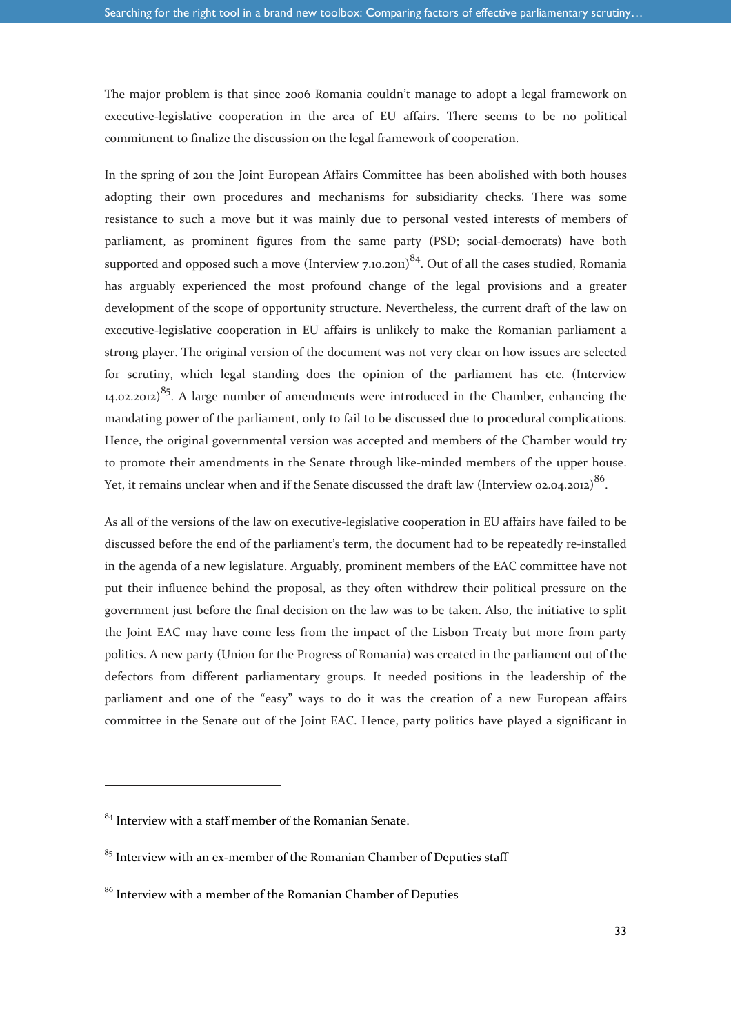The major problem is that since 2006 Romania couldn't manage to adopt a legal framework on executive-legislative cooperation in the area of EU affairs. There seems to be no political commitment to finalize the discussion on the legal framework of cooperation.

In the spring of 2011 the Joint European Affairs Committee has been abolished with both houses adopting their own procedures and mechanisms for subsidiarity checks. There was some resistance to such a move but it was mainly due to personal vested interests of members of parliament, as prominent figures from the same party (PSD; social-democrats) have both supported and opposed such a move (Interview 7.10.2011)[84]. Out of all the cases studied, Romania has arguably experienced the most profound change of the legal provisions and a greater development of the scope of opportunity structure. Nevertheless, the current draft of the law on executive-legislative cooperation in EU affairs is unlikely to make the Romanian parliament a strong player. The original version of the document was not very clear on how issues are selected for scrutiny, which legal standing does the opinion of the parliament has etc. (Interview 14.02.2012)[85]. A large number of amendments were introduced in the Chamber, enhancing the mandating power of the parliament, only to fail to be discussed due to procedural complications. Hence, the original governmental version was accepted and members of the Chamber would try to promote their amendments in the Senate through like-minded members of the upper house. Yet, it remains unclear when and if the Senate discussed the draft law (Interview 02.04.2012)[86].

As all of the versions of the law on executive-legislative cooperation in EU affairs have failed to be discussed before the end of the parliament's term, the document had to be repeatedly re-installed in the agenda of a new legislature. Arguably, prominent members of the EAC committee have not put their influence behind the proposal, as they often withdrew their political pressure on the government just before the final decision on the law was to be taken. Also, the initiative to split the Joint EAC may have come less from the impact of the Lisbon Treaty but more from party politics. A new party (Union for the Progress of Romania) was created in the parliament out of the defectors from different parliamentary groups. It needed positions in the leadership of the parliament and one of the "easy" ways to do it was the creation of a new European affairs committee in the Senate out of the Joint EAC. Hence, party politics have played a significant in

---

[84] Interview with a staff member of the Romanian Senate.

[85] Interview with an ex-member of the Romanian Chamber of Deputies staff

[86] Interview with a member of the Romanian Chamber of Deputies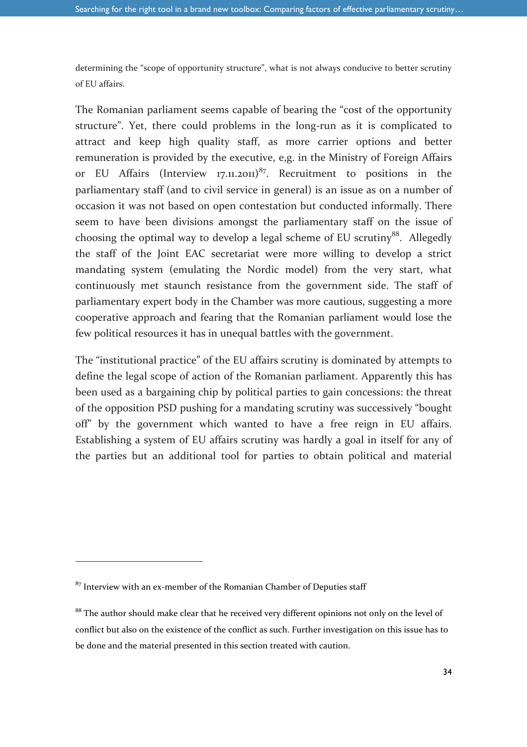determining the "scope of opportunity structure", what is not always conducive to better scrutiny of EU affairs.

The Romanian parliament seems capable of bearing the "cost of the opportunity structure". Yet, there could problems in the long-run as it is complicated to attract and keep high quality staff, as more carrier options and better remuneration is provided by the executive, e,g. in the Ministry of Foreign Affairs or EU Affairs (Interview 17.11.2011)[87]. Recruitment to positions in the parliamentary staff (and to civil service in general) is an issue as on a number of occasion it was not based on open contestation but conducted informally. There seem to have been divisions amongst the parliamentary staff on the issue of choosing the optimal way to develop a legal scheme of EU scrutiny[88]. Allegedly the staff of the Joint EAC secretariat were more willing to develop a strict mandating system (emulating the Nordic model) from the very start, what continuously met staunch resistance from the government side. The staff of parliamentary expert body in the Chamber was more cautious, suggesting a more cooperative approach and fearing that the Romanian parliament would lose the few political resources it has in unequal battles with the government.

The "institutional practice" of the EU affairs scrutiny is dominated by attempts to define the legal scope of action of the Romanian parliament. Apparently this has been used as a bargaining chip by political parties to gain concessions: the threat of the opposition PSD pushing for a mandating scrutiny was successively "bought off" by the government which wanted to have a free reign in EU affairs. Establishing a system of EU affairs scrutiny was hardly a goal in itself for any of the parties but an additional tool for parties to obtain political and material

---

[87] Interview with an ex-member of the Romanian Chamber of Deputies staff

[88] The author should make clear that he received very different opinions not only on the level of conflict but also on the existence of the conflict as such. Further investigation on this issue has to be done and the material presented in this section treated with caution.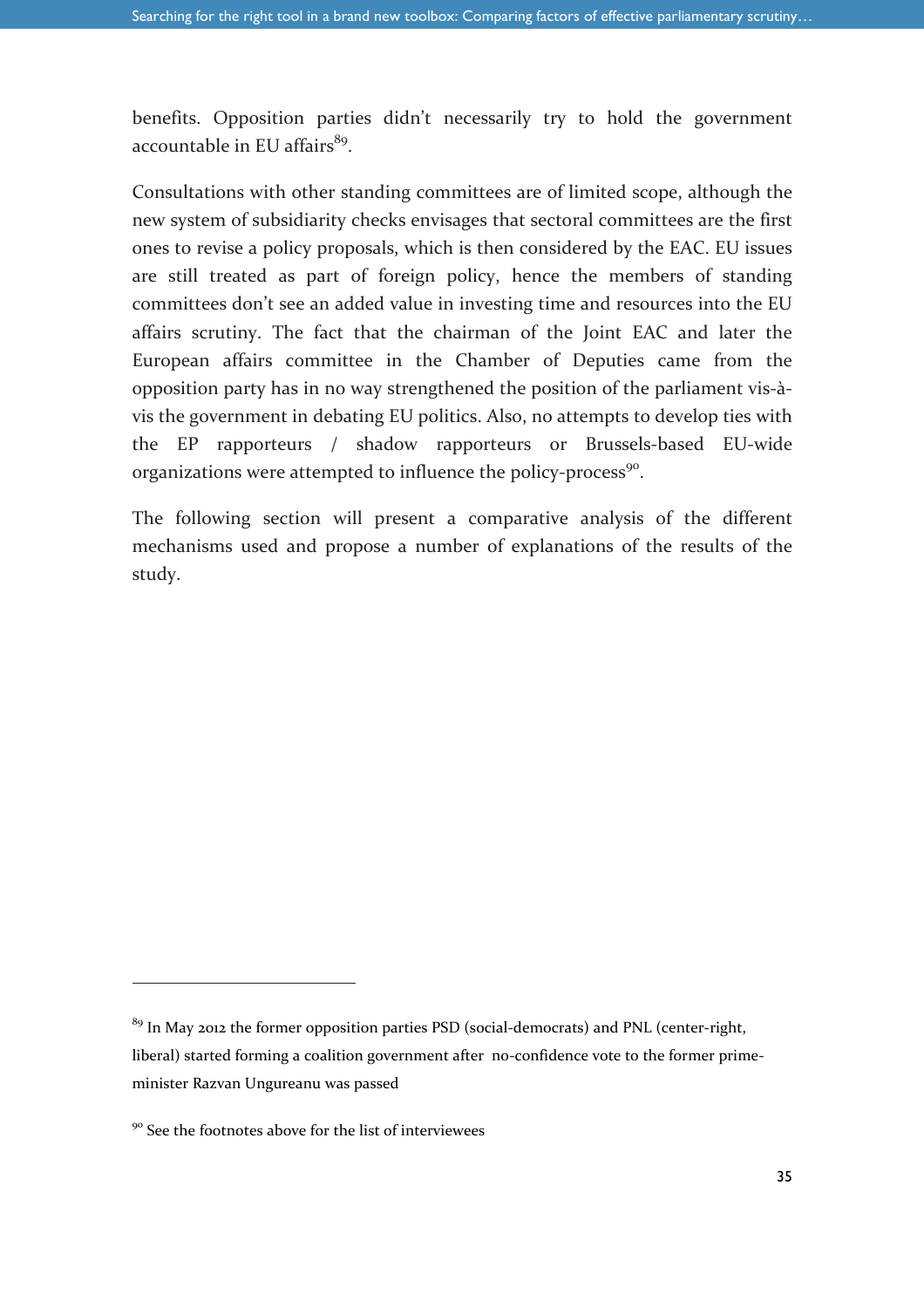benefits. Opposition parties didn't necessarily try to hold the government accountable in EU affairs[89].

Consultations with other standing committees are of limited scope, although the new system of subsidiarity checks envisages that sectoral committees are the first ones to revise a policy proposals, which is then considered by the EAC. EU issues are still treated as part of foreign policy, hence the members of standing committees don't see an added value in investing time and resources into the EU affairs scrutiny. The fact that the chairman of the Joint EAC and later the European affairs committee in the Chamber of Deputies came from the opposition party has in no way strengthened the position of the parliament vis-à-vis the government in debating EU politics. Also, no attempts to develop ties with the EP rapporteurs / shadow rapporteurs or Brussels-based EU-wide organizations were attempted to influence the policy-process[90].

The following section will present a comparative analysis of the different mechanisms used and propose a number of explanations of the results of the study.

---

[89] In May 2012 the former opposition parties PSD (social-democrats) and PNL (center-right, liberal) started forming a coalition government after no-confidence vote to the former prime-minister Razvan Ungureanu was passed

[90] See the footnotes above for the list of interviewees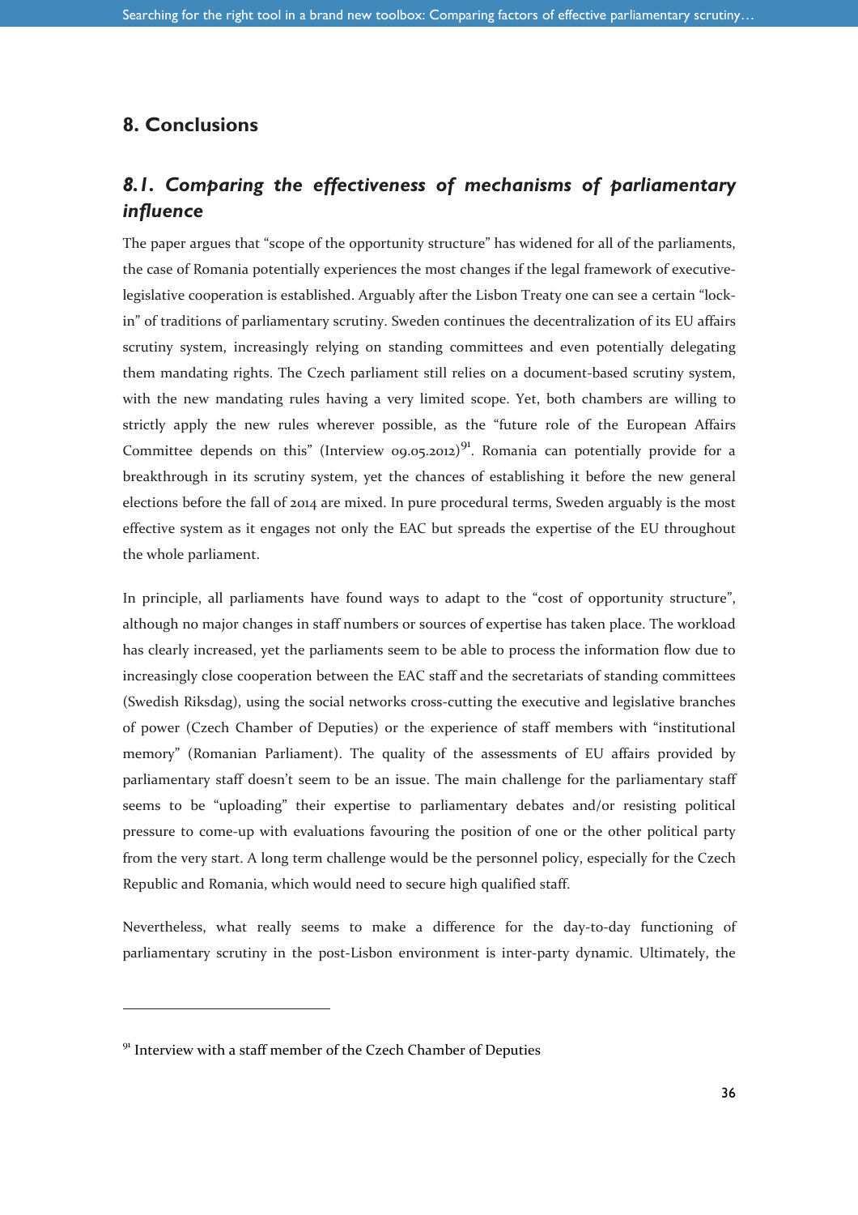## 8. Conclusions

### *8.1. Comparing the effectiveness of mechanisms of parliamentary influence*

The paper argues that "scope of the opportunity structure" has widened for all of the parliaments, the case of Romania potentially experiences the most changes if the legal framework of executive-legislative cooperation is established. Arguably after the Lisbon Treaty one can see a certain "lock-in" of traditions of parliamentary scrutiny. Sweden continues the decentralization of its EU affairs scrutiny system, increasingly relying on standing committees and even potentially delegating them mandating rights. The Czech parliament still relies on a document-based scrutiny system, with the new mandating rules having a very limited scope. Yet, both chambers are willing to strictly apply the new rules wherever possible, as the "future role of the European Affairs Committee depends on this" (Interview 09.05.2012)[91]. Romania can potentially provide for a breakthrough in its scrutiny system, yet the chances of establishing it before the new general elections before the fall of 2014 are mixed. In pure procedural terms, Sweden arguably is the most effective system as it engages not only the EAC but spreads the expertise of the EU throughout the whole parliament.

In principle, all parliaments have found ways to adapt to the "cost of opportunity structure", although no major changes in staff numbers or sources of expertise has taken place. The workload has clearly increased, yet the parliaments seem to be able to process the information flow due to increasingly close cooperation between the EAC staff and the secretariats of standing committees (Swedish Riksdag), using the social networks cross-cutting the executive and legislative branches of power (Czech Chamber of Deputies) or the experience of staff members with "institutional memory" (Romanian Parliament). The quality of the assessments of EU affairs provided by parliamentary staff doesn't seem to be an issue. The main challenge for the parliamentary staff seems to be "uploading" their expertise to parliamentary debates and/or resisting political pressure to come-up with evaluations favouring the position of one or the other political party from the very start. A long term challenge would be the personnel policy, especially for the Czech Republic and Romania, which would need to secure high qualified staff.

Nevertheless, what really seems to make a difference for the day-to-day functioning of parliamentary scrutiny in the post-Lisbon environment is inter-party dynamic. Ultimately, the

---

[91] Interview with a staff member of the Czech Chamber of Deputies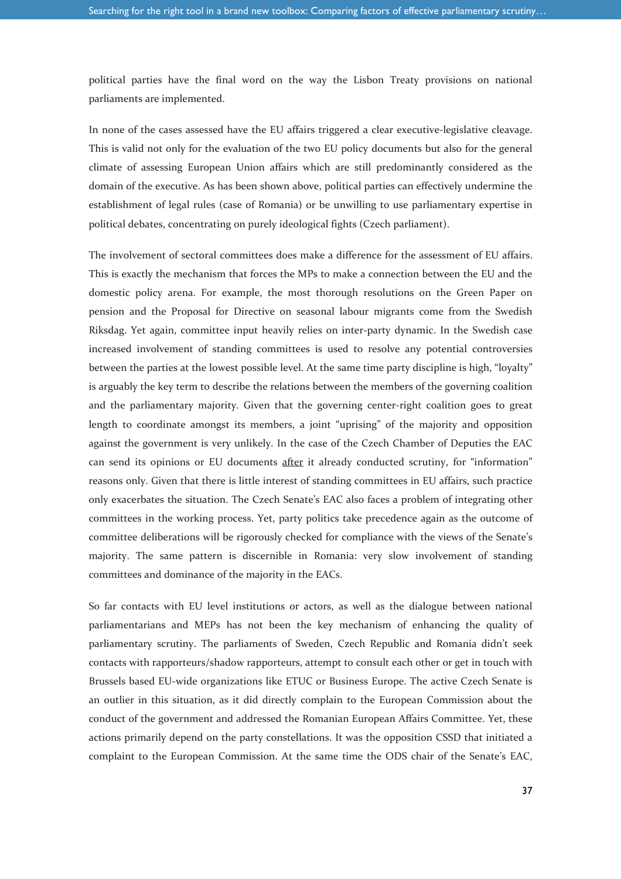political parties have the final word on the way the Lisbon Treaty provisions on national parliaments are implemented.

In none of the cases assessed have the EU affairs triggered a clear executive-legislative cleavage. This is valid not only for the evaluation of the two EU policy documents but also for the general climate of assessing European Union affairs which are still predominantly considered as the domain of the executive. As has been shown above, political parties can effectively undermine the establishment of legal rules (case of Romania) or be unwilling to use parliamentary expertise in political debates, concentrating on purely ideological fights (Czech parliament).

The involvement of sectoral committees does make a difference for the assessment of EU affairs. This is exactly the mechanism that forces the MPs to make a connection between the EU and the domestic policy arena. For example, the most thorough resolutions on the Green Paper on pension and the Proposal for Directive on seasonal labour migrants come from the Swedish Riksdag. Yet again, committee input heavily relies on inter-party dynamic. In the Swedish case increased involvement of standing committees is used to resolve any potential controversies between the parties at the lowest possible level. At the same time party discipline is high, "loyalty" is arguably the key term to describe the relations between the members of the governing coalition and the parliamentary majority. Given that the governing center-right coalition goes to great length to coordinate amongst its members, a joint "uprising" of the majority and opposition against the government is very unlikely. In the case of the Czech Chamber of Deputies the EAC can send its opinions or EU documents <u>after</u> it already conducted scrutiny, for "information" reasons only. Given that there is little interest of standing committees in EU affairs, such practice only exacerbates the situation. The Czech Senate's EAC also faces a problem of integrating other committees in the working process. Yet, party politics take precedence again as the outcome of committee deliberations will be rigorously checked for compliance with the views of the Senate's majority. The same pattern is discernible in Romania: very slow involvement of standing committees and dominance of the majority in the EACs.

So far contacts with EU level institutions or actors, as well as the dialogue between national parliamentarians and MEPs has not been the key mechanism of enhancing the quality of parliamentary scrutiny. The parliaments of Sweden, Czech Republic and Romania didn't seek contacts with rapporteurs/shadow rapporteurs, attempt to consult each other or get in touch with Brussels based EU-wide organizations like ETUC or Business Europe. The active Czech Senate is an outlier in this situation, as it did directly complain to the European Commission about the conduct of the government and addressed the Romanian European Affairs Committee. Yet, these actions primarily depend on the party constellations. It was the opposition CSSD that initiated a complaint to the European Commission. At the same time the ODS chair of the Senate's EAC,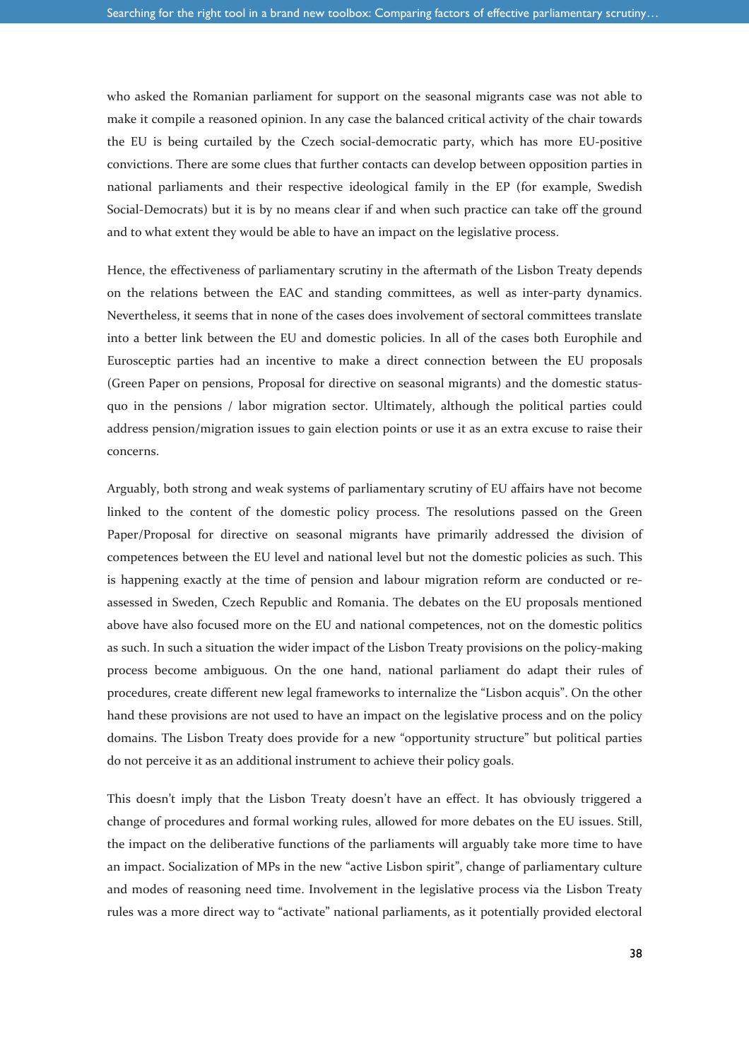who asked the Romanian parliament for support on the seasonal migrants case was not able to make it compile a reasoned opinion. In any case the balanced critical activity of the chair towards the EU is being curtailed by the Czech social-democratic party, which has more EU-positive convictions. There are some clues that further contacts can develop between opposition parties in national parliaments and their respective ideological family in the EP (for example, Swedish Social-Democrats) but it is by no means clear if and when such practice can take off the ground and to what extent they would be able to have an impact on the legislative process.

Hence, the effectiveness of parliamentary scrutiny in the aftermath of the Lisbon Treaty depends on the relations between the EAC and standing committees, as well as inter-party dynamics. Nevertheless, it seems that in none of the cases does involvement of sectoral committees translate into a better link between the EU and domestic policies. In all of the cases both Europhile and Eurosceptic parties had an incentive to make a direct connection between the EU proposals (Green Paper on pensions, Proposal for directive on seasonal migrants) and the domestic status-quo in the pensions / labor migration sector. Ultimately, although the political parties could address pension/migration issues to gain election points or use it as an extra excuse to raise their concerns.

Arguably, both strong and weak systems of parliamentary scrutiny of EU affairs have not become linked to the content of the domestic policy process. The resolutions passed on the Green Paper/Proposal for directive on seasonal migrants have primarily addressed the division of competences between the EU level and national level but not the domestic policies as such. This is happening exactly at the time of pension and labour migration reform are conducted or re-assessed in Sweden, Czech Republic and Romania. The debates on the EU proposals mentioned above have also focused more on the EU and national competences, not on the domestic politics as such. In such a situation the wider impact of the Lisbon Treaty provisions on the policy-making process become ambiguous. On the one hand, national parliament do adapt their rules of procedures, create different new legal frameworks to internalize the "Lisbon acquis". On the other hand these provisions are not used to have an impact on the legislative process and on the policy domains. The Lisbon Treaty does provide for a new "opportunity structure" but political parties do not perceive it as an additional instrument to achieve their policy goals.

This doesn't imply that the Lisbon Treaty doesn't have an effect. It has obviously triggered a change of procedures and formal working rules, allowed for more debates on the EU issues. Still, the impact on the deliberative functions of the parliaments will arguably take more time to have an impact. Socialization of MPs in the new "active Lisbon spirit", change of parliamentary culture and modes of reasoning need time. Involvement in the legislative process via the Lisbon Treaty rules was a more direct way to "activate" national parliaments, as it potentially provided electoral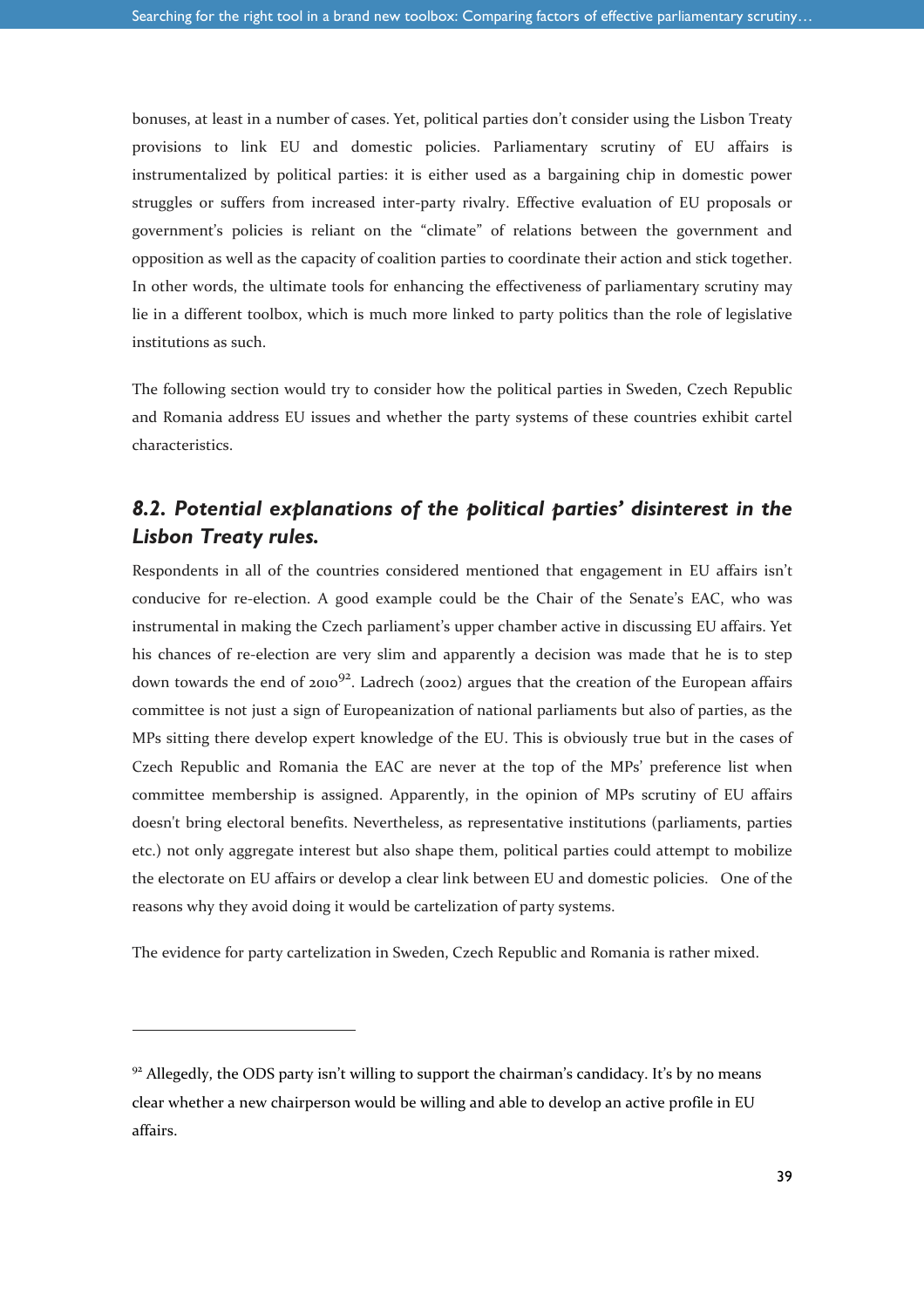bonuses, at least in a number of cases. Yet, political parties don't consider using the Lisbon Treaty provisions to link EU and domestic policies. Parliamentary scrutiny of EU affairs is instrumentalized by political parties: it is either used as a bargaining chip in domestic power struggles or suffers from increased inter-party rivalry. Effective evaluation of EU proposals or government's policies is reliant on the "climate" of relations between the government and opposition as well as the capacity of coalition parties to coordinate their action and stick together. In other words, the ultimate tools for enhancing the effectiveness of parliamentary scrutiny may lie in a different toolbox, which is much more linked to party politics than the role of legislative institutions as such.

The following section would try to consider how the political parties in Sweden, Czech Republic and Romania address EU issues and whether the party systems of these countries exhibit cartel characteristics.

## *8.2. Potential explanations of the political parties' disinterest in the Lisbon Treaty rules.*

Respondents in all of the countries considered mentioned that engagement in EU affairs isn't conducive for re-election. A good example could be the Chair of the Senate's EAC, who was instrumental in making the Czech parliament's upper chamber active in discussing EU affairs. Yet his chances of re-election are very slim and apparently a decision was made that he is to step down towards the end of 2010[92]. Ladrech (2002) argues that the creation of the European affairs committee is not just a sign of Europeanization of national parliaments but also of parties, as the MPs sitting there develop expert knowledge of the EU. This is obviously true but in the cases of Czech Republic and Romania the EAC are never at the top of the MPs' preference list when committee membership is assigned. Apparently, in the opinion of MPs scrutiny of EU affairs doesn't bring electoral benefits. Nevertheless, as representative institutions (parliaments, parties etc.) not only aggregate interest but also shape them, political parties could attempt to mobilize the electorate on EU affairs or develop a clear link between EU and domestic policies. One of the reasons why they avoid doing it would be cartelization of party systems.

The evidence for party cartelization in Sweden, Czech Republic and Romania is rather mixed.

---

[92] Allegedly, the ODS party isn't willing to support the chairman's candidacy. It's by no means clear whether a new chairperson would be willing and able to develop an active profile in EU affairs.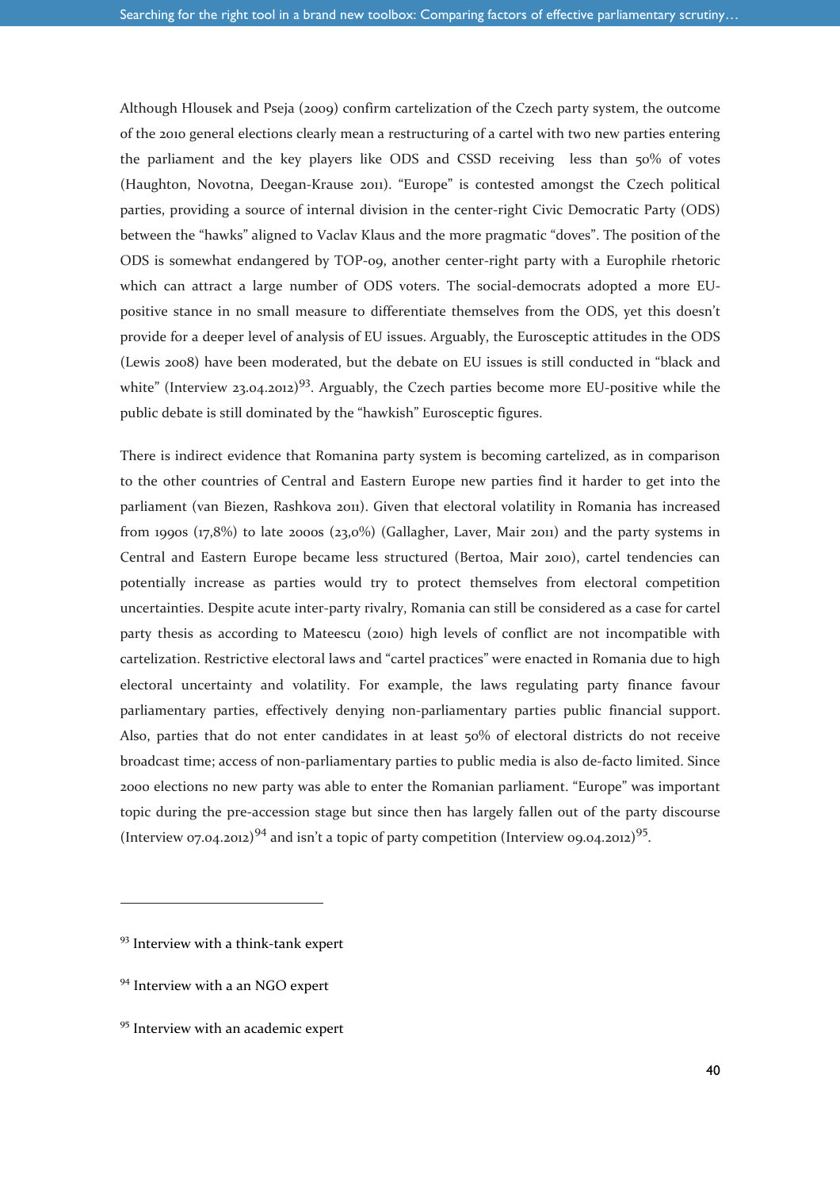Although Hlousek and Pseja (2009) confirm cartelization of the Czech party system, the outcome of the 2010 general elections clearly mean a restructuring of a cartel with two new parties entering the parliament and the key players like ODS and CSSD receiving less than 50% of votes (Haughton, Novotna, Deegan-Krause 2011). "Europe" is contested amongst the Czech political parties, providing a source of internal division in the center-right Civic Democratic Party (ODS) between the "hawks" aligned to Vaclav Klaus and the more pragmatic "doves". The position of the ODS is somewhat endangered by TOP-09, another center-right party with a Europhile rhetoric which can attract a large number of ODS voters. The social-democrats adopted a more EU-positive stance in no small measure to differentiate themselves from the ODS, yet this doesn't provide for a deeper level of analysis of EU issues. Arguably, the Eurosceptic attitudes in the ODS (Lewis 2008) have been moderated, but the debate on EU issues is still conducted in "black and white" (Interview 23.04.2012)[93]. Arguably, the Czech parties become more EU-positive while the public debate is still dominated by the "hawkish" Eurosceptic figures.

There is indirect evidence that Romanina party system is becoming cartelized, as in comparison to the other countries of Central and Eastern Europe new parties find it harder to get into the parliament (van Biezen, Rashkova 2011). Given that electoral volatility in Romania has increased from 1990s (17,8%) to late 2000s (23,0%) (Gallagher, Laver, Mair 2011) and the party systems in Central and Eastern Europe became less structured (Bertoa, Mair 2010), cartel tendencies can potentially increase as parties would try to protect themselves from electoral competition uncertainties. Despite acute inter-party rivalry, Romania can still be considered as a case for cartel party thesis as according to Mateescu (2010) high levels of conflict are not incompatible with cartelization. Restrictive electoral laws and "cartel practices" were enacted in Romania due to high electoral uncertainty and volatility. For example, the laws regulating party finance favour parliamentary parties, effectively denying non-parliamentary parties public financial support. Also, parties that do not enter candidates in at least 50% of electoral districts do not receive broadcast time; access of non-parliamentary parties to public media is also de-facto limited. Since 2000 elections no new party was able to enter the Romanian parliament. "Europe" was important topic during the pre-accession stage but since then has largely fallen out of the party discourse (Interview 07.04.2012)[94] and isn't a topic of party competition (Interview 09.04.2012)[95].

---

[93] Interview with a think-tank expert

[94] Interview with a an NGO expert

[95] Interview with an academic expert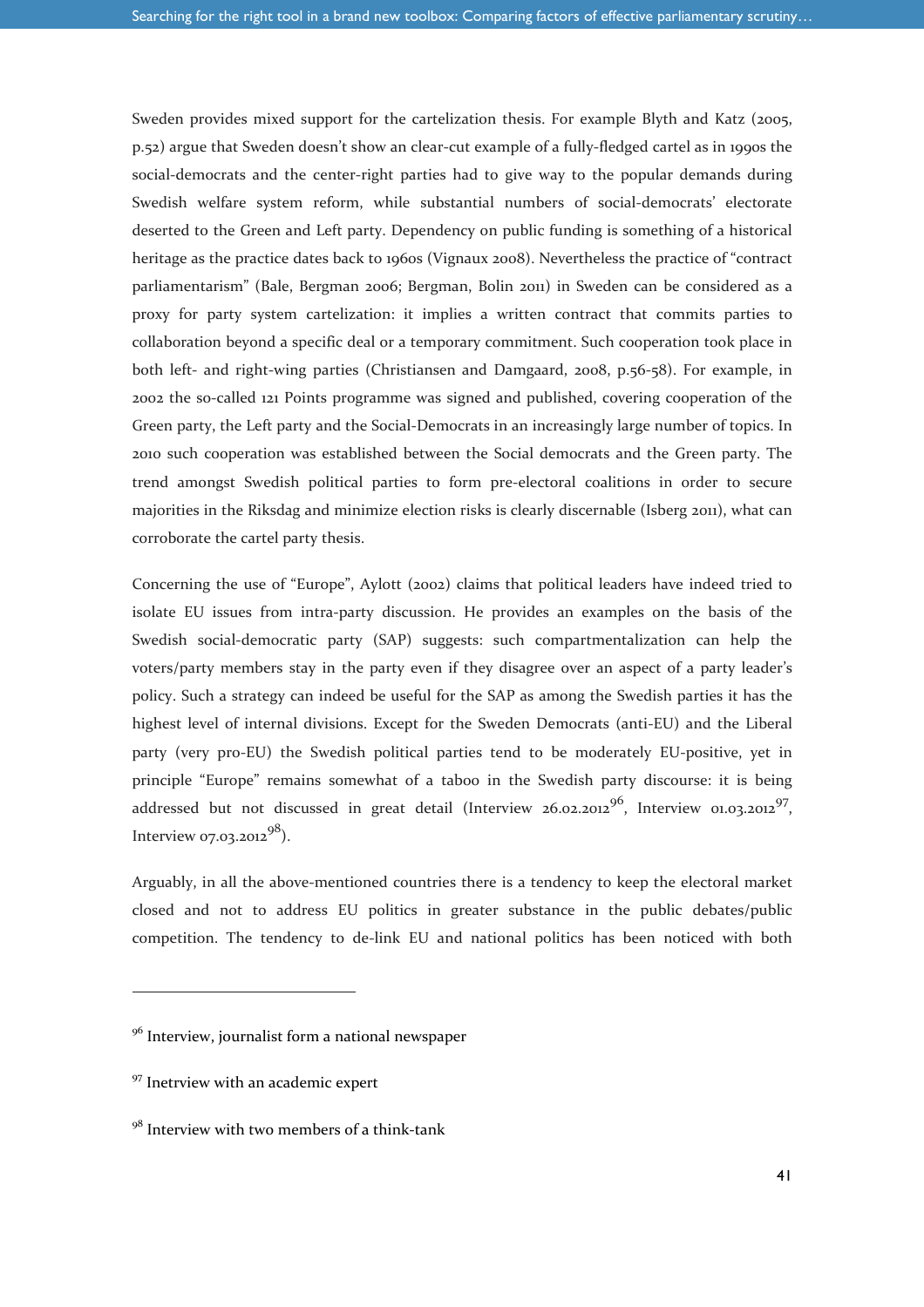Sweden provides mixed support for the cartelization thesis. For example Blyth and Katz (2005, p.52) argue that Sweden doesn't show an clear-cut example of a fully-fledged cartel as in 1990s the social-democrats and the center-right parties had to give way to the popular demands during Swedish welfare system reform, while substantial numbers of social-democrats' electorate deserted to the Green and Left party. Dependency on public funding is something of a historical heritage as the practice dates back to 1960s (Vignaux 2008). Nevertheless the practice of "contract parliamentarism" (Bale, Bergman 2006; Bergman, Bolin 2011) in Sweden can be considered as a proxy for party system cartelization: it implies a written contract that commits parties to collaboration beyond a specific deal or a temporary commitment. Such cooperation took place in both left- and right-wing parties (Christiansen and Damgaard, 2008, p.56-58). For example, in 2002 the so-called 121 Points programme was signed and published, covering cooperation of the Green party, the Left party and the Social-Democrats in an increasingly large number of topics. In 2010 such cooperation was established between the Social democrats and the Green party. The trend amongst Swedish political parties to form pre-electoral coalitions in order to secure majorities in the Riksdag and minimize election risks is clearly discernable (Isberg 2011), what can corroborate the cartel party thesis.

Concerning the use of "Europe", Aylott (2002) claims that political leaders have indeed tried to isolate EU issues from intra-party discussion. He provides an examples on the basis of the Swedish social-democratic party (SAP) suggests: such compartmentalization can help the voters/party members stay in the party even if they disagree over an aspect of a party leader's policy. Such a strategy can indeed be useful for the SAP as among the Swedish parties it has the highest level of internal divisions. Except for the Sweden Democrats (anti-EU) and the Liberal party (very pro-EU) the Swedish political parties tend to be moderately EU-positive, yet in principle "Europe" remains somewhat of a taboo in the Swedish party discourse: it is being addressed but not discussed in great detail (Interview 26.02.2012[96], Interview 01.03.2012[97], Interview 07.03.2012[98]).

Arguably, in all the above-mentioned countries there is a tendency to keep the electoral market closed and not to address EU politics in greater substance in the public debates/public competition. The tendency to de-link EU and national politics has been noticed with both

---

[96] Interview, journalist form a national newspaper

[97] Inetrview with an academic expert

[98] Interview with two members of a think-tank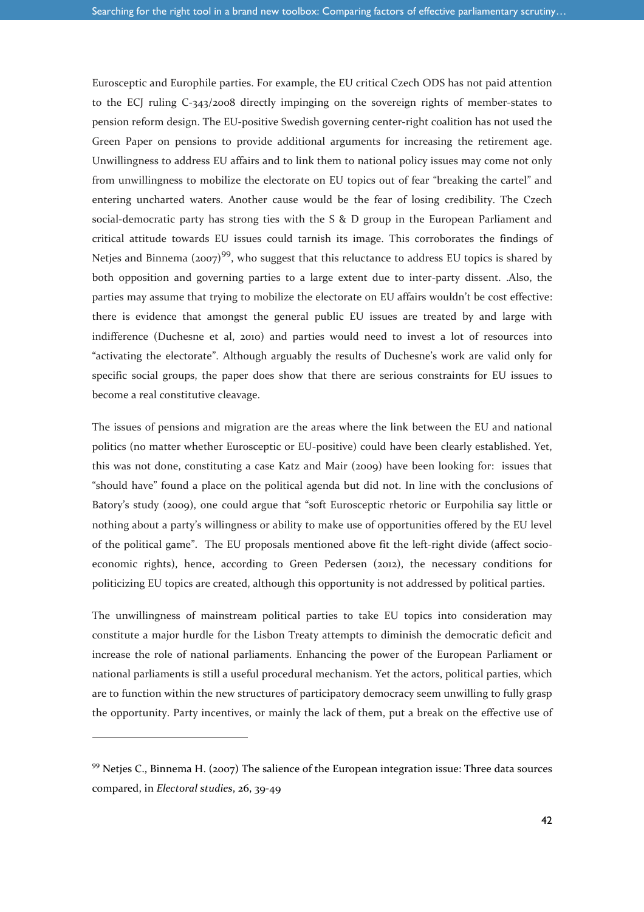Eurosceptic and Europhile parties. For example, the EU critical Czech ODS has not paid attention to the ECJ ruling C-343/2008 directly impinging on the sovereign rights of member-states to pension reform design. The EU-positive Swedish governing center-right coalition has not used the Green Paper on pensions to provide additional arguments for increasing the retirement age. Unwillingness to address EU affairs and to link them to national policy issues may come not only from unwillingness to mobilize the electorate on EU topics out of fear "breaking the cartel" and entering uncharted waters. Another cause would be the fear of losing credibility. The Czech social-democratic party has strong ties with the S & D group in the European Parliament and critical attitude towards EU issues could tarnish its image. This corroborates the findings of Netjes and Binnema (2007)[99], who suggest that this reluctance to address EU topics is shared by both opposition and governing parties to a large extent due to inter-party dissent. .Also, the parties may assume that trying to mobilize the electorate on EU affairs wouldn't be cost effective: there is evidence that amongst the general public EU issues are treated by and large with indifference (Duchesne et al, 2010) and parties would need to invest a lot of resources into "activating the electorate". Although arguably the results of Duchesne's work are valid only for specific social groups, the paper does show that there are serious constraints for EU issues to become a real constitutive cleavage.

The issues of pensions and migration are the areas where the link between the EU and national politics (no matter whether Eurosceptic or EU-positive) could have been clearly established. Yet, this was not done, constituting a case Katz and Mair (2009) have been looking for: issues that "should have" found a place on the political agenda but did not. In line with the conclusions of Batory's study (2009), one could argue that "soft Eurosceptic rhetoric or Eurpohilia say little or nothing about a party's willingness or ability to make use of opportunities offered by the EU level of the political game". The EU proposals mentioned above fit the left-right divide (affect socio-economic rights), hence, according to Green Pedersen (2012), the necessary conditions for politicizing EU topics are created, although this opportunity is not addressed by political parties.

The unwillingness of mainstream political parties to take EU topics into consideration may constitute a major hurdle for the Lisbon Treaty attempts to diminish the democratic deficit and increase the role of national parliaments. Enhancing the power of the European Parliament or national parliaments is still a useful procedural mechanism. Yet the actors, political parties, which are to function within the new structures of participatory democracy seem unwilling to fully grasp the opportunity. Party incentives, or mainly the lack of them, put a break on the effective use of

---

[99] Netjes C., Binnema H. (2007) The salience of the European integration issue: Three data sources compared, in *Electoral studies*, 26, 39-49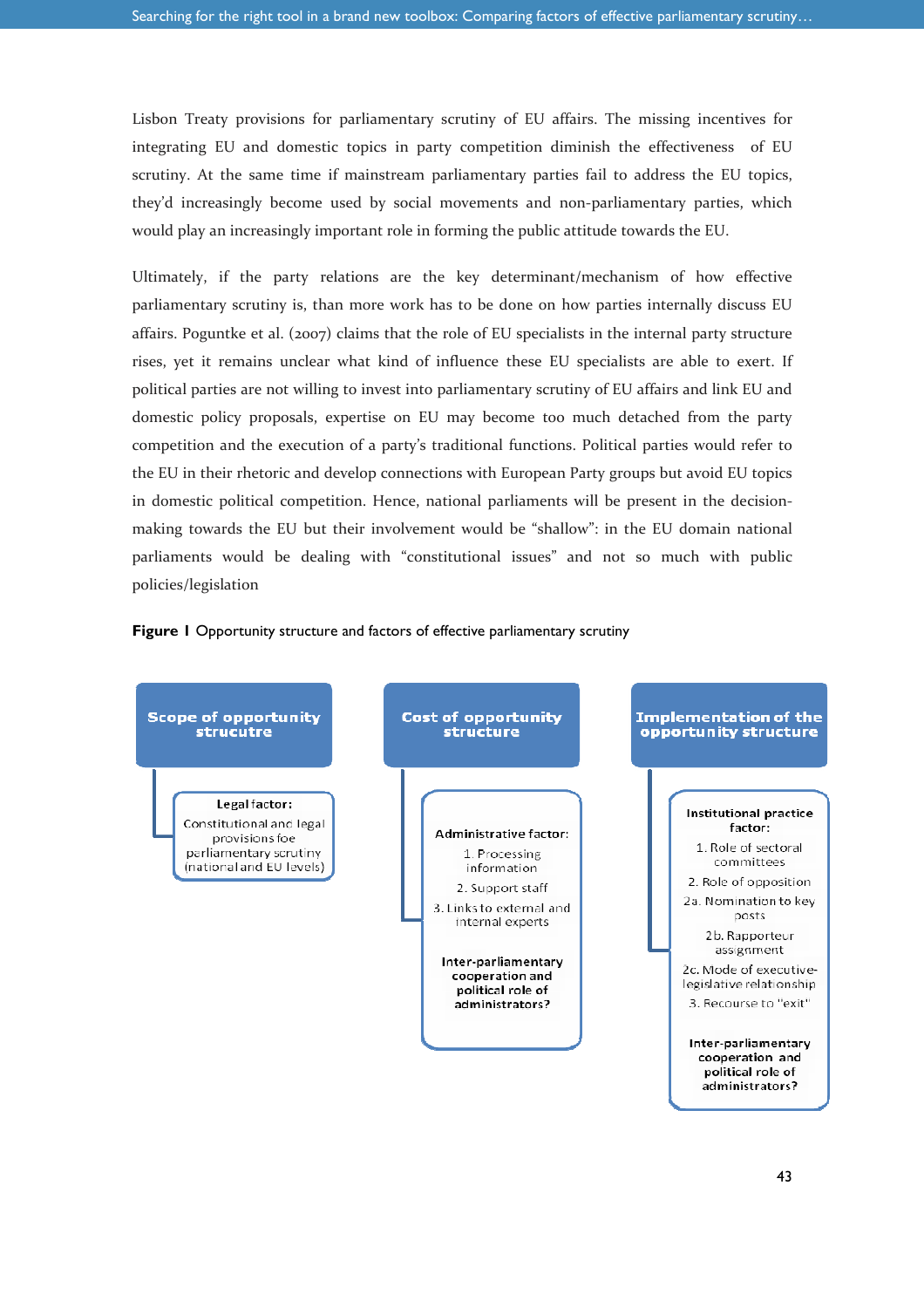Lisbon Treaty provisions for parliamentary scrutiny of EU affairs. The missing incentives for integrating EU and domestic topics in party competition diminish the effectiveness of EU scrutiny. At the same time if mainstream parliamentary parties fail to address the EU topics, they'd increasingly become used by social movements and non-parliamentary parties, which would play an increasingly important role in forming the public attitude towards the EU.

Ultimately, if the party relations are the key determinant/mechanism of how effective parliamentary scrutiny is, than more work has to be done on how parties internally discuss EU affairs. Poguntke et al. (2007) claims that the role of EU specialists in the internal party structure rises, yet it remains unclear what kind of influence these EU specialists are able to exert. If political parties are not willing to invest into parliamentary scrutiny of EU affairs and link EU and domestic policy proposals, expertise on EU may become too much detached from the party competition and the execution of a party's traditional functions. Political parties would refer to the EU in their rhetoric and develop connections with European Party groups but avoid EU topics in domestic political competition. Hence, national parliaments will be present in the decision-making towards the EU but their involvement would be "shallow": in the EU domain national parliaments would be dealing with "constitutional issues" and not so much with public policies/legislation

**Figure 1** Opportunity structure and factors of effective parliamentary scrutiny

**Scope of opportunity strucutre**

- **Legal factor:** Constitutional and legal provisions foe parliamentary scrutiny (national and EU levels)

**Cost of opportunity structure**

- **Administrative factor:**
  1. Processing information
  2. Support staff
  3. Links to external and internal experts
- **Inter-parliamentary cooperation and political role of administrators?**

**Implementation of the opportunity structure**

- **Institutional practice factor:**
  1. Role of sectoral committees
  2. Role of opposition
     - 2a. Nomination to key posts
     - 2b. Rapporteur assignment
     - 2c. Mode of executive-legislative relationship
  3. Recourse to "exit"
- **Inter-parliamentary cooperation and political role of administrators?**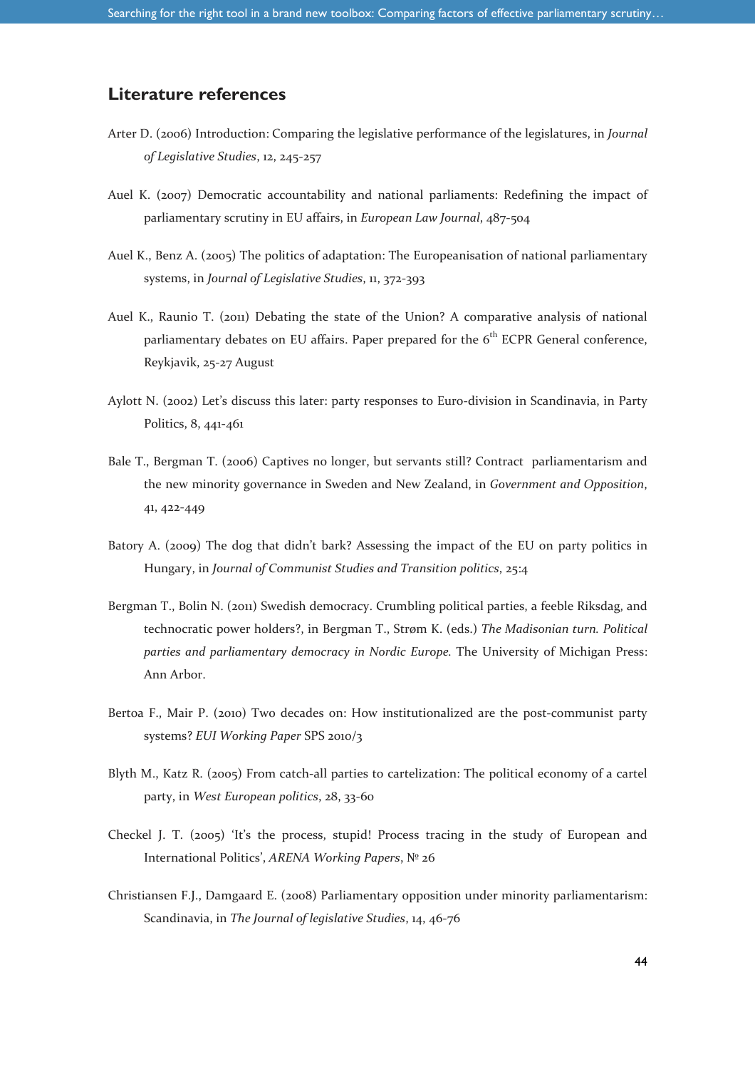## Literature references

Arter D. (2006) Introduction: Comparing the legislative performance of the legislatures, in *Journal of Legislative Studies*, 12, 245-257

Auel K. (2007) Democratic accountability and national parliaments: Redefining the impact of parliamentary scrutiny in EU affairs, in *European Law Journal*, 487-504

Auel K., Benz A. (2005) The politics of adaptation: The Europeanisation of national parliamentary systems, in *Journal of Legislative Studies*, 11, 372-393

Auel K., Raunio T. (2011) Debating the state of the Union? A comparative analysis of national parliamentary debates on EU affairs. Paper prepared for the 6th ECPR General conference, Reykjavik, 25-27 August

Aylott N. (2002) Let's discuss this later: party responses to Euro-division in Scandinavia, in Party Politics, 8, 441-461

Bale T., Bergman T. (2006) Captives no longer, but servants still? Contract parliamentarism and the new minority governance in Sweden and New Zealand, in *Government and Opposition*, 41, 422-449

Batory A. (2009) The dog that didn't bark? Assessing the impact of the EU on party politics in Hungary, in *Journal of Communist Studies and Transition politics*, 25:4

Bergman T., Bolin N. (2011) Swedish democracy. Crumbling political parties, a feeble Riksdag, and technocratic power holders?, in Bergman T., Strøm K. (eds.) *The Madisonian turn. Political parties and parliamentary democracy in Nordic Europe.* The University of Michigan Press: Ann Arbor.

Bertoa F., Mair P. (2010) Two decades on: How institutionalized are the post-communist party systems? *EUI Working Paper* SPS 2010/3

Blyth M., Katz R. (2005) From catch-all parties to cartelization: The political economy of a cartel party, in *West European politics*, 28, 33-60

Checkel J. T. (2005) 'It's the process, stupid! Process tracing in the study of European and International Politics', *ARENA Working Papers*, № 26

Christiansen F.J., Damgaard E. (2008) Parliamentary opposition under minority parliamentarism: Scandinavia, in *The Journal of legislative Studies*, 14, 46-76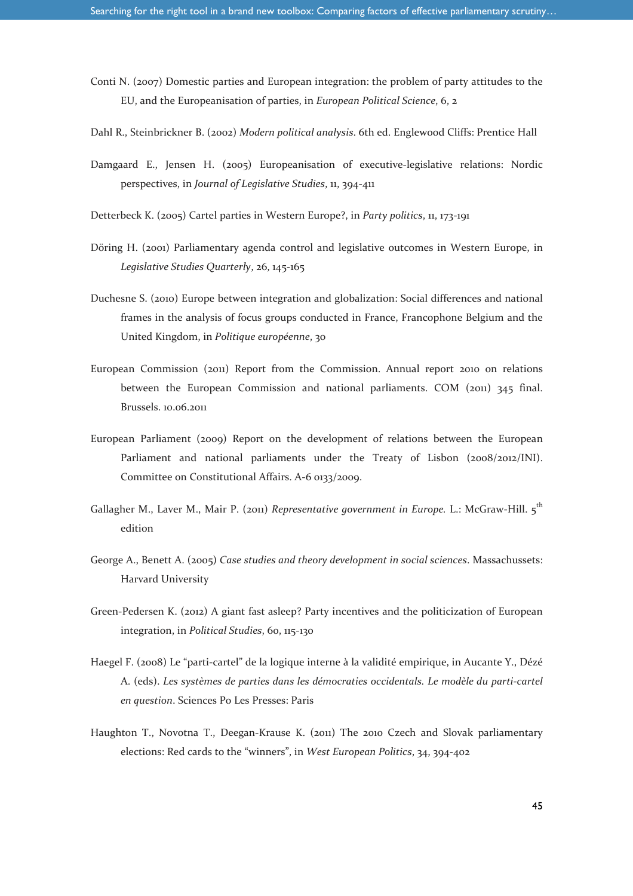Conti N. (2007) Domestic parties and European integration: the problem of party attitudes to the EU, and the Europeanisation of parties, in *European Political Science*, 6, 2

Dahl R., Steinbrickner B. (2002) *Modern political analysis*. 6th ed. Englewood Cliffs: Prentice Hall

Damgaard E., Jensen H. (2005) Europeanisation of executive-legislative relations: Nordic perspectives, in *Journal of Legislative Studies*, 11, 394-411

Detterbeck K. (2005) Cartel parties in Western Europe?, in *Party politics*, 11, 173-191

Döring H. (2001) Parliamentary agenda control and legislative outcomes in Western Europe, in *Legislative Studies Quarterly*, 26, 145-165

Duchesne S. (2010) Europe between integration and globalization: Social differences and national frames in the analysis of focus groups conducted in France, Francophone Belgium and the United Kingdom, in *Politique européenne*, 30

European Commission (2011) Report from the Commission. Annual report 2010 on relations between the European Commission and national parliaments. COM (2011) 345 final. Brussels. 10.06.2011

European Parliament (2009) Report on the development of relations between the European Parliament and national parliaments under the Treaty of Lisbon (2008/2012/INI). Committee on Constitutional Affairs. A-6 0133/2009.

Gallagher M., Laver M., Mair P. (2011) *Representative government in Europe.* L.: McGraw-Hill. 5th edition

George A., Benett A. (2005) *Case studies and theory development in social sciences*. Massachussets: Harvard University

Green-Pedersen K. (2012) A giant fast asleep? Party incentives and the politicization of European integration, in *Political Studies*, 60, 115-130

Haegel F. (2008) Le "parti-cartel" de la logique interne à la validité empirique, in Aucante Y., Dézé A. (eds). *Les systèmes de parties dans les démocraties occidentals. Le modèle du parti-cartel en question*. Sciences Po Les Presses: Paris

Haughton T., Novotna T., Deegan-Krause K. (2011) The 2010 Czech and Slovak parliamentary elections: Red cards to the "winners", in *West European Politics*, 34, 394-402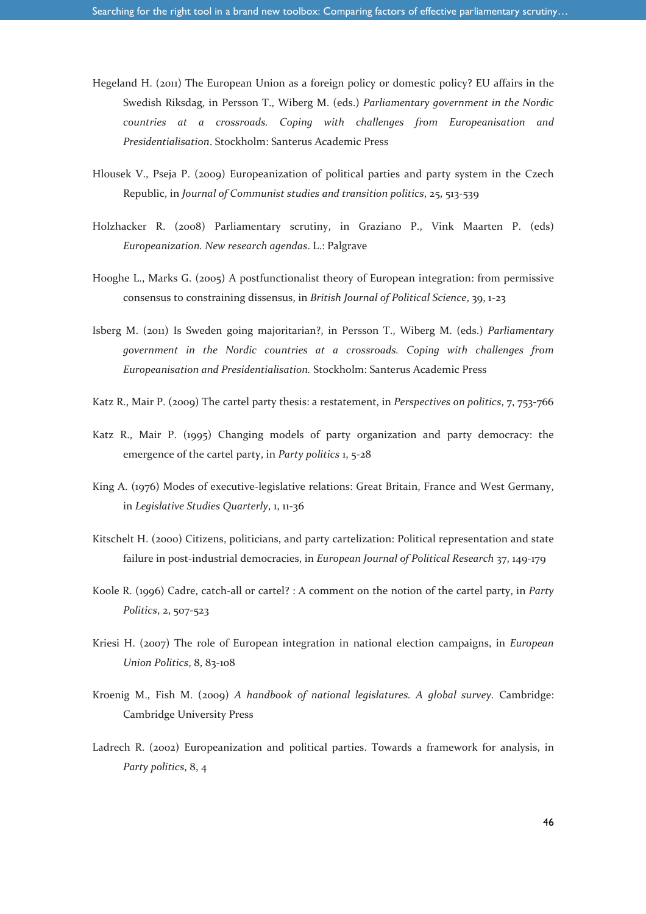Hegeland H. (2011) The European Union as a foreign policy or domestic policy? EU affairs in the Swedish Riksdag, in Persson T., Wiberg M. (eds.) *Parliamentary government in the Nordic countries at a crossroads. Coping with challenges from Europeanisation and Presidentialisation*. Stockholm: Santerus Academic Press

Hlousek V., Pseja P. (2009) Europeanization of political parties and party system in the Czech Republic, in *Journal of Communist studies and transition politics*, 25, 513-539

Holzhacker R. (2008) Parliamentary scrutiny, in Graziano P., Vink Maarten P. (eds) *Europeanization. New research agendas*. L.: Palgrave

Hooghe L., Marks G. (2005) A postfunctionalist theory of European integration: from permissive consensus to constraining dissensus, in *British Journal of Political Science*, 39, 1-23

Isberg M. (2011) Is Sweden going majoritarian?, in Persson T., Wiberg M. (eds.) *Parliamentary government in the Nordic countries at a crossroads. Coping with challenges from Europeanisation and Presidentialisation.* Stockholm: Santerus Academic Press

Katz R., Mair P. (2009) The cartel party thesis: a restatement, in *Perspectives on politics*, 7, 753-766

Katz R., Mair P. (1995) Changing models of party organization and party democracy: the emergence of the cartel party, in *Party politics* 1, 5-28

King A. (1976) Modes of executive-legislative relations: Great Britain, France and West Germany, in *Legislative Studies Quarterly*, 1, 11-36

Kitschelt H. (2000) Citizens, politicians, and party cartelization: Political representation and state failure in post-industrial democracies, in *European Journal of Political Research* 37, 149-179

Koole R. (1996) Cadre, catch-all or cartel? : A comment on the notion of the cartel party, in *Party Politics*, 2, 507-523

Kriesi H. (2007) The role of European integration in national election campaigns, in *European Union Politics*, 8, 83-108

Kroenig M., Fish M. (2009) *A handbook of national legislatures. A global survey*. Cambridge: Cambridge University Press

Ladrech R. (2002) Europeanization and political parties. Towards a framework for analysis, in *Party politics*, 8, 4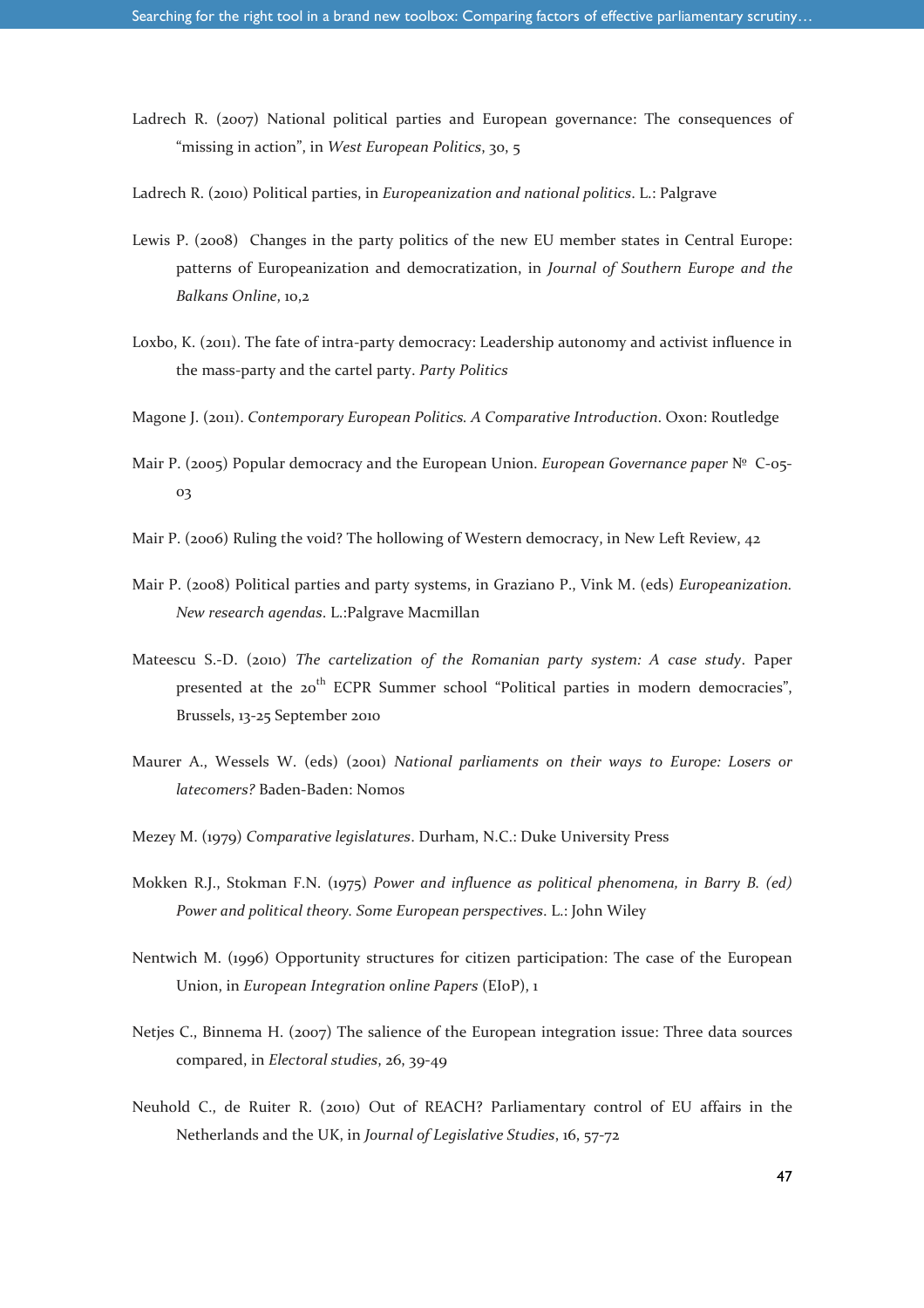Ladrech R. (2007) National political parties and European governance: The consequences of "missing in action", in *West European Politics*, 30, 5

Ladrech R. (2010) Political parties, in *Europeanization and national politics*. L.: Palgrave

Lewis P. (2008) Changes in the party politics of the new EU member states in Central Europe: patterns of Europeanization and democratization, in *Journal of Southern Europe and the Balkans Online*, 10,2

Loxbo, K. (2011). The fate of intra-party democracy: Leadership autonomy and activist influence in the mass-party and the cartel party. *Party Politics*

Magone J. (2011). *Contemporary European Politics. A Comparative Introduction*. Oxon: Routledge

Mair P. (2005) Popular democracy and the European Union. *European Governance paper* № C-05-03

Mair P. (2006) Ruling the void? The hollowing of Western democracy, in New Left Review, 42

Mair P. (2008) Political parties and party systems, in Graziano P., Vink M. (eds) *Europeanization. New research agendas*. L.:Palgrave Macmillan

Mateescu S.-D. (2010) *The cartelization of the Romanian party system: A case study*. Paper presented at the 20th ECPR Summer school "Political parties in modern democracies", Brussels, 13-25 September 2010

Maurer A., Wessels W. (eds) (2001) *National parliaments on their ways to Europe: Losers or latecomers?* Baden-Baden: Nomos

Mezey M. (1979) *Comparative legislatures*. Durham, N.C.: Duke University Press

Mokken R.J., Stokman F.N. (1975) *Power and influence as political phenomena, in Barry B. (ed) Power and political theory. Some European perspectives*. L.: John Wiley

Nentwich M. (1996) Opportunity structures for citizen participation: The case of the European Union, in *European Integration online Papers* (EIoP), 1

Netjes C., Binnema H. (2007) The salience of the European integration issue: Three data sources compared, in *Electoral studies*, 26, 39-49

Neuhold C., de Ruiter R. (2010) Out of REACH? Parliamentary control of EU affairs in the Netherlands and the UK, in *Journal of Legislative Studies*, 16, 57-72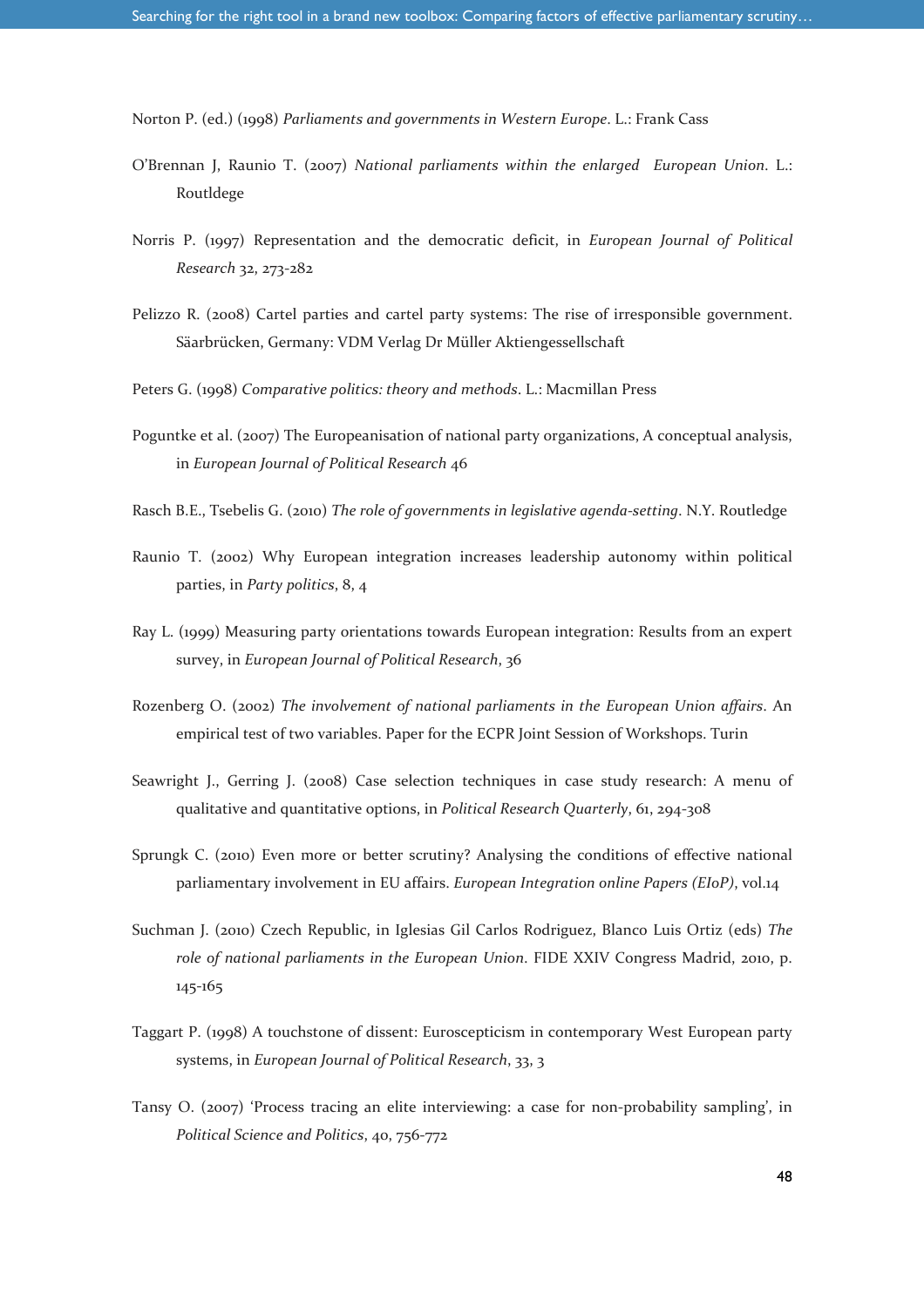Norton P. (ed.) (1998) *Parliaments and governments in Western Europe*. L.: Frank Cass

O'Brennan J, Raunio T. (2007) *National parliaments within the enlarged European Union*. L.: Routldege

Norris P. (1997) Representation and the democratic deficit, in *European Journal of Political Research* 32, 273-282

Pelizzo R. (2008) Cartel parties and cartel party systems: The rise of irresponsible government. Säarbrücken, Germany: VDM Verlag Dr Müller Aktiengesellschaft

Peters G. (1998) *Comparative politics: theory and methods*. L.: Macmillan Press

Poguntke et al. (2007) The Europeanisation of national party organizations, A conceptual analysis, in *European Journal of Political Research* 46

Rasch B.E., Tsebelis G. (2010) *The role of governments in legislative agenda-setting*. N.Y. Routledge

Raunio T. (2002) Why European integration increases leadership autonomy within political parties, in *Party politics*, 8, 4

Ray L. (1999) Measuring party orientations towards European integration: Results from an expert survey, in *European Journal of Political Research*, 36

Rozenberg O. (2002) *The involvement of national parliaments in the European Union affairs*. An empirical test of two variables. Paper for the ECPR Joint Session of Workshops. Turin

Seawright J., Gerring J. (2008) Case selection techniques in case study research: A menu of qualitative and quantitative options, in *Political Research Quarterly*, 61, 294-308

Sprungk C. (2010) Even more or better scrutiny? Analysing the conditions of effective national parliamentary involvement in EU affairs. *European Integration online Papers (EIoP)*, vol.14

Suchman J. (2010) Czech Republic, in Iglesias Gil Carlos Rodriguez, Blanco Luis Ortiz (eds) *The role of national parliaments in the European Union*. FIDE XXIV Congress Madrid, 2010, p. 145-165

Taggart P. (1998) A touchstone of dissent: Euroscepticism in contemporary West European party systems, in *European Journal of Political Research*, 33, 3

Tansy O. (2007) 'Process tracing an elite interviewing: a case for non-probability sampling', in *Political Science and Politics*, 40, 756-772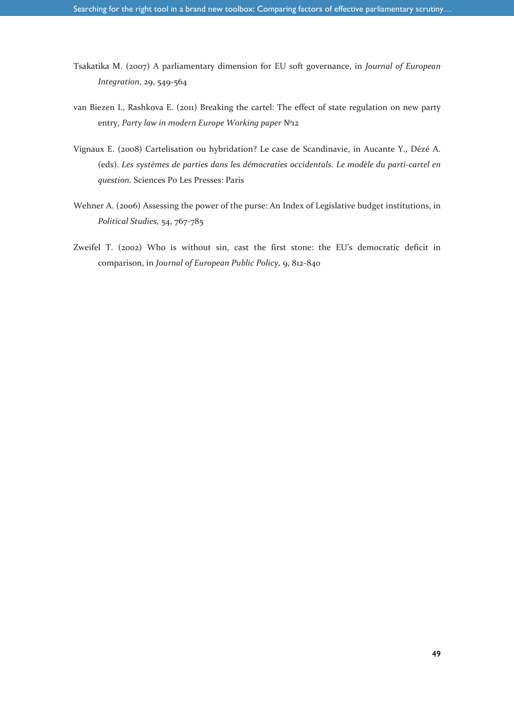Tsakatika M. (2007) A parliamentary dimension for EU soft governance, in *Journal of European Integration*, 29, 549-564

van Biezen I., Rashkova E. (2011) Breaking the cartel: The effect of state regulation on new party entry, *Party law in modern Europe Working paper* №12

Vignaux E. (2008) Cartelisation ou hybridation? Le case de Scandinavie, in Aucante Y., Dézé A. (eds). *Les systèmes de parties dans les démocraties occidentals. Le modèle du parti-cartel en question*. Sciences Po Les Presses: Paris

Wehner A. (2006) Assessing the power of the purse: An Index of Legislative budget institutions, in *Political Studies,* 54, 767-785

Zweifel T. (2002) Who is without sin, cast the first stone: the EU's democratic deficit in comparison, in *Journal of European Public Policy,* 9, 812-840